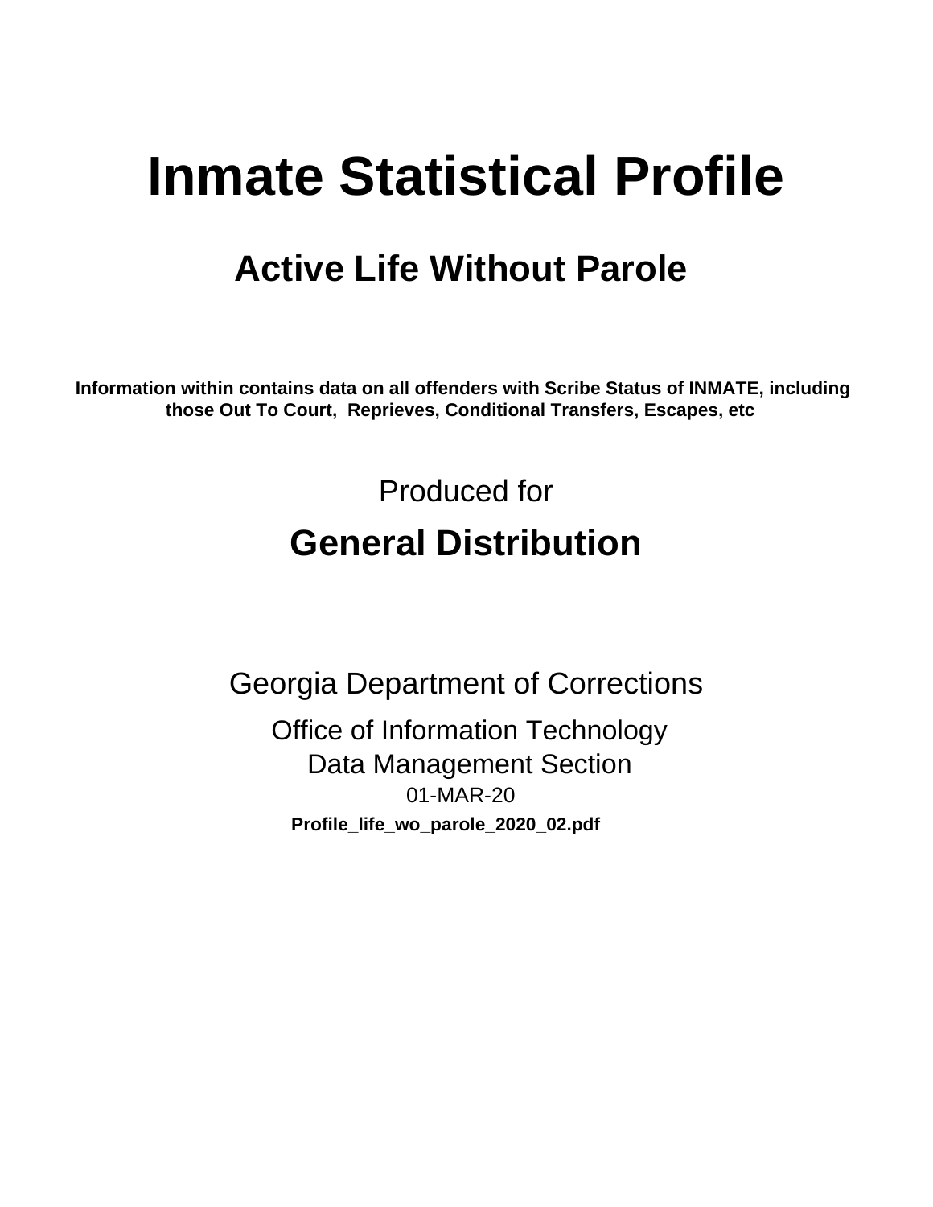# Inmate Statistical Profile

## Active Life Without Parole

**Information within contains data on all offenders with Scribe Status of INMATE, including those Out To Court, Reprieves, Conditional Transfers, Escapes, etc**

Produced for

## General Distribution

Georgia Department of Corrections

Office of Information Technology
Data Management Section
01-MAR-20

**Profile_life_wo_parole_2020_02.pdf**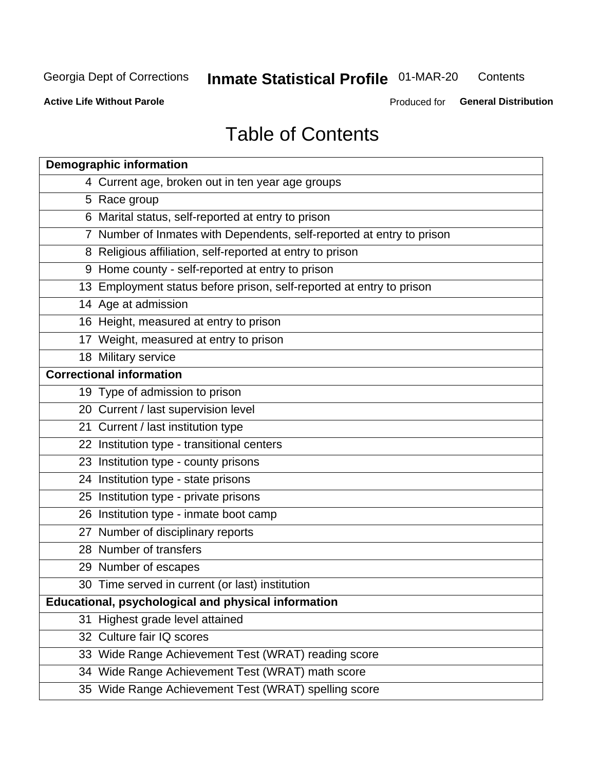# Table of Contents

| Demographic information | |
|---|---|
| 4 | Current age, broken out in ten year age groups |
| 5 | Race group |
| 6 | Marital status, self-reported at entry to prison |
| 7 | Number of Inmates with Dependents, self-reported at entry to prison |
| 8 | Religious affiliation, self-reported at entry to prison |
| 9 | Home county - self-reported at entry to prison |
| 13 | Employment status before prison, self-reported at entry to prison |
| 14 | Age at admission |
| 16 | Height, measured at entry to prison |
| 17 | Weight, measured at entry to prison |
| 18 | Military service |
| **Correctional information** | |
| 19 | Type of admission to prison |
| 20 | Current / last supervision level |
| 21 | Current / last institution type |
| 22 | Institution type - transitional centers |
| 23 | Institution type - county prisons |
| 24 | Institution type - state prisons |
| 25 | Institution type - private prisons |
| 26 | Institution type - inmate boot camp |
| 27 | Number of disciplinary reports |
| 28 | Number of transfers |
| 29 | Number of escapes |
| 30 | Time served in current (or last) institution |
| **Educational, psychological and physical information** | |
| 31 | Highest grade level attained |
| 32 | Culture fair IQ scores |
| 33 | Wide Range Achievement Test (WRAT) reading score |
| 34 | Wide Range Achievement Test (WRAT) math score |
| 35 | Wide Range Achievement Test (WRAT) spelling score |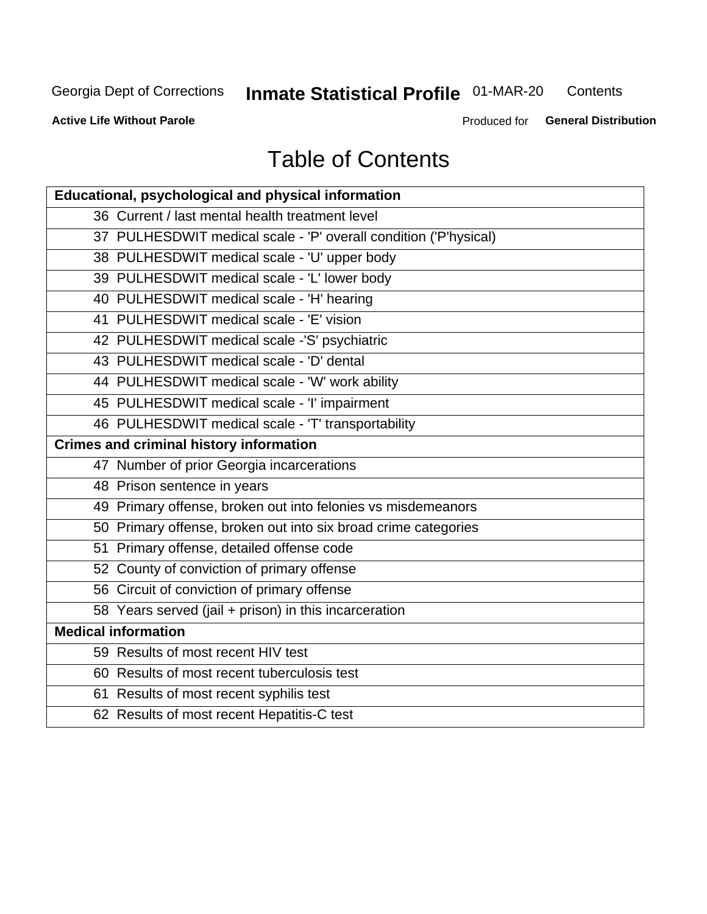# Table of Contents

| Educational, psychological and physical information |
|---|
| 36 Current / last mental health treatment level |
| 37 PULHESDWIT medical scale - 'P' overall condition ('P'hysical) |
| 38 PULHESDWIT medical scale - 'U' upper body |
| 39 PULHESDWIT medical scale - 'L' lower body |
| 40 PULHESDWIT medical scale - 'H' hearing |
| 41 PULHESDWIT medical scale - 'E' vision |
| 42 PULHESDWIT medical scale -'S' psychiatric |
| 43 PULHESDWIT medical scale - 'D' dental |
| 44 PULHESDWIT medical scale - 'W' work ability |
| 45 PULHESDWIT medical scale - 'I' impairment |
| 46 PULHESDWIT medical scale - 'T' transportability |
| **Crimes and criminal history information** |
| 47 Number of prior Georgia incarcerations |
| 48 Prison sentence in years |
| 49 Primary offense, broken out into felonies vs misdemeanors |
| 50 Primary offense, broken out into six broad crime categories |
| 51 Primary offense, detailed offense code |
| 52 County of conviction of primary offense |
| 56 Circuit of conviction of primary offense |
| 58 Years served (jail + prison) in this incarceration |
| **Medical information** |
| 59 Results of most recent HIV test |
| 60 Results of most recent tuberculosis test |
| 61 Results of most recent syphilis test |
| 62 Results of most recent Hepatitis-C test |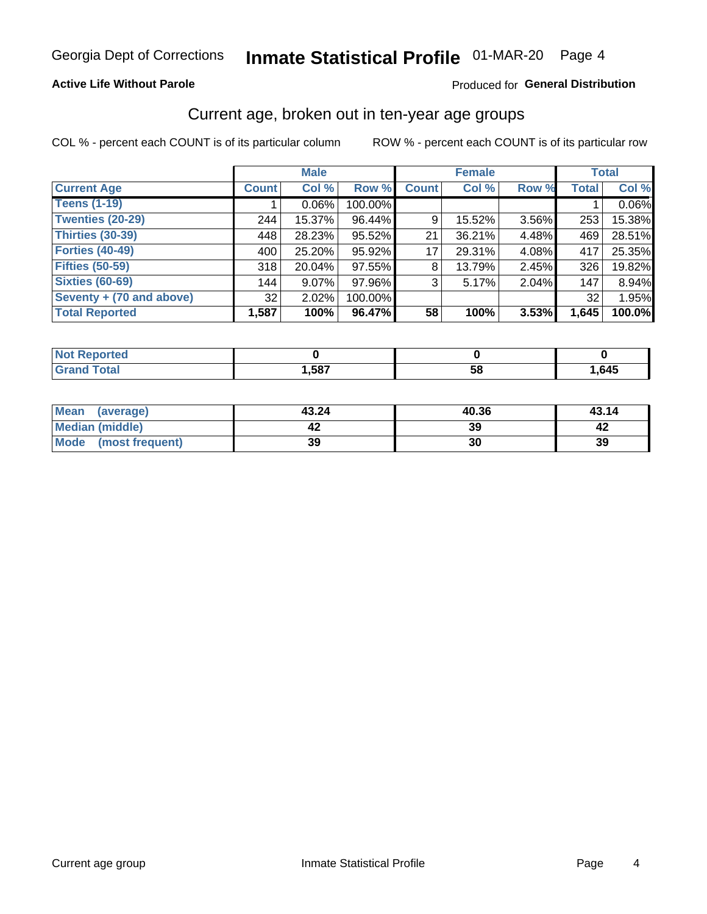Georgia Dept of Corrections **Inmate Statistical Profile** 01-MAR-20

**Active Life Without Parole**

Produced for **General Distribution**

## Current age, broken out in ten-year age groups

COL % - percent each COUNT is of its particular column ROW % - percent each COUNT is of its particular row

| | Male | | | Female | | | Total | |
|---|---|---|---|---|---|---|---|---|
| **Current Age** | **Count** | **Col %** | **Row %** | **Count** | **Col %** | **Row %** | **Total** | **Col %** |
| **Teens (1-19)** | 1 | 0.06% | 100.00% | | | | 1 | 0.06% |
| **Twenties (20-29)** | 244 | 15.37% | 96.44% | 9 | 15.52% | 3.56% | 253 | 15.38% |
| **Thirties (30-39)** | 448 | 28.23% | 95.52% | 21 | 36.21% | 4.48% | 469 | 28.51% |
| **Forties (40-49)** | 400 | 25.20% | 95.92% | 17 | 29.31% | 4.08% | 417 | 25.35% |
| **Fifties (50-59)** | 318 | 20.04% | 97.55% | 8 | 13.79% | 2.45% | 326 | 19.82% |
| **Sixties (60-69)** | 144 | 9.07% | 97.96% | 3 | 5.17% | 2.04% | 147 | 8.94% |
| **Seventy + (70 and above)** | 32 | 2.02% | 100.00% | | | | 32 | 1.95% |
| **Total Reported** | **1,587** | **100%** | **96.47%** | **58** | **100%** | **3.53%** | **1,645** | **100.0%** |

| | Male | Female | Total |
|---|---|---|---|
| **Not Reported** | **0** | **0** | **0** |
| **Grand Total** | **1,587** | **58** | **1,645** |

| | Male | Female | Total |
|---|---|---|---|
| **Mean (average)** | **43.24** | **40.36** | **43.14** |
| **Median (middle)** | **42** | **39** | **42** |
| **Mode (most frequent)** | **39** | **30** | **39** |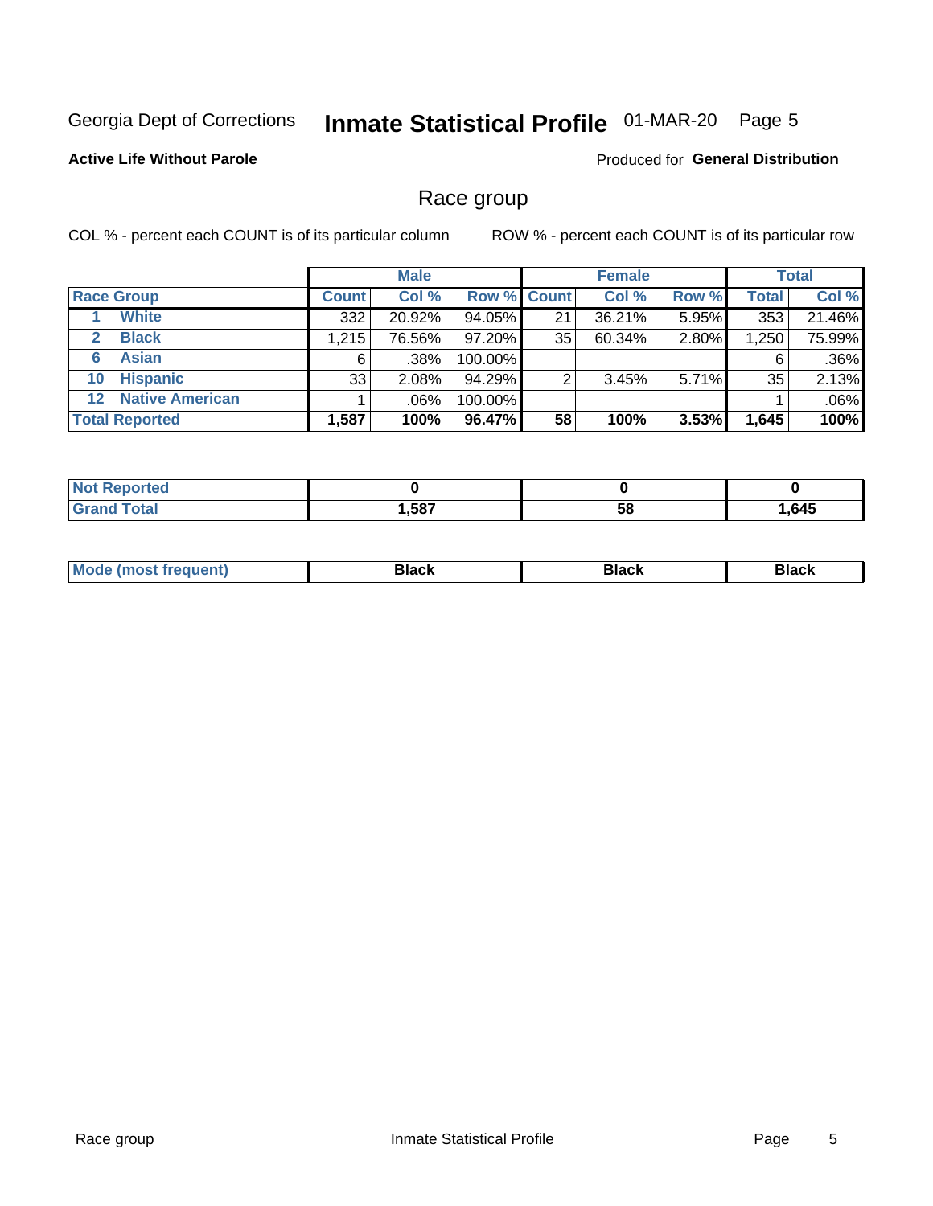Georgia Dept of Corrections **Inmate Statistical Profile** 01-MAR-20

**Active Life Without Parole**

Produced for **General Distribution**

## Race group

COL % - percent each COUNT is of its particular column

ROW % - percent each COUNT is of its particular row

| | Male | | | Female | | | Total | |
|---|---|---|---|---|---|---|---|---|
| **Race Group** | **Count** | **Col %** | **Row %** | **Count** | **Col %** | **Row %** | **Total** | **Col %** |
| 1 White | 332 | 20.92% | 94.05% | 21 | 36.21% | 5.95% | 353 | 21.46% |
| 2 Black | 1,215 | 76.56% | 97.20% | 35 | 60.34% | 2.80% | 1,250 | 75.99% |
| 6 Asian | 6 | .38% | 100.00% | | | | 6 | .36% |
| 10 Hispanic | 33 | 2.08% | 94.29% | 2 | 3.45% | 5.71% | 35 | 2.13% |
| 12 Native American | 1 | .06% | 100.00% | | | | 1 | .06% |
| **Total Reported** | **1,587** | **100%** | **96.47%** | **58** | **100%** | **3.53%** | **1,645** | **100%** |

| | Male | Female | Total |
|---|---|---|---|
| **Not Reported** | **0** | **0** | **0** |
| **Grand Total** | **1,587** | **58** | **1,645** |

| | Male | Female | Total |
|---|---|---|---|
| **Mode (most frequent)** | **Black** | **Black** | **Black** |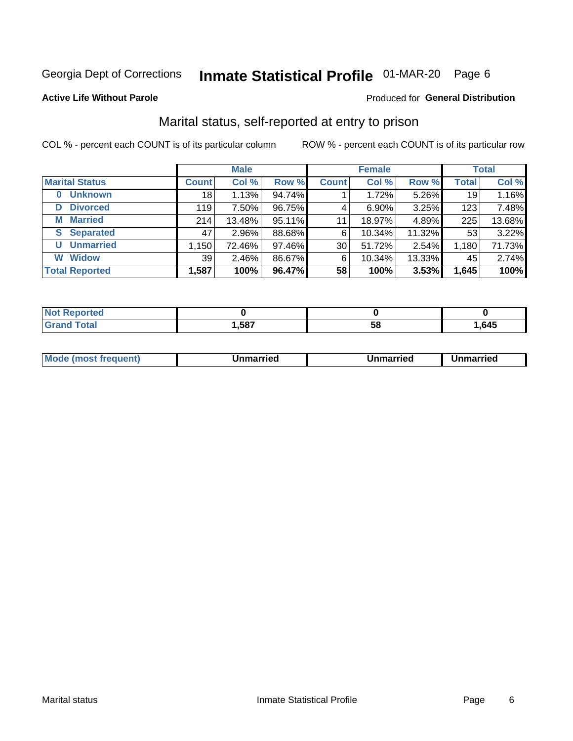Georgia Dept of Corrections **Inmate Statistical Profile** 01-MAR-20 Page 6

**Active Life Without Parole**

Produced for **General Distribution**

## Marital status, self-reported at entry to prison

COL % - percent each COUNT is of its particular column

ROW % - percent each COUNT is of its particular row

| | Male | | | Female | | | Total | |
|---|---|---|---|---|---|---|---|---|
| **Marital Status** | **Count** | **Col %** | **Row %** | **Count** | **Col %** | **Row %** | **Total** | **Col %** |
| 0 Unknown | 18 | 1.13% | 94.74% | 1 | 1.72% | 5.26% | 19 | 1.16% |
| D Divorced | 119 | 7.50% | 96.75% | 4 | 6.90% | 3.25% | 123 | 7.48% |
| M Married | 214 | 13.48% | 95.11% | 11 | 18.97% | 4.89% | 225 | 13.68% |
| S Separated | 47 | 2.96% | 88.68% | 6 | 10.34% | 11.32% | 53 | 3.22% |
| U Unmarried | 1,150 | 72.46% | 97.46% | 30 | 51.72% | 2.54% | 1,180 | 71.73% |
| W Widow | 39 | 2.46% | 86.67% | 6 | 10.34% | 13.33% | 45 | 2.74% |
| **Total Reported** | **1,587** | **100%** | **96.47%** | **58** | **100%** | **3.53%** | **1,645** | **100%** |

| | Male | Female | Total |
|---|---|---|---|
| Not Reported | **0** | **0** | **0** |
| Grand Total | **1,587** | **58** | **1,645** |

| | Male | Female | Total |
|---|---|---|---|
| Mode (most frequent) | **Unmarried** | **Unmarried** | **Unmarried** |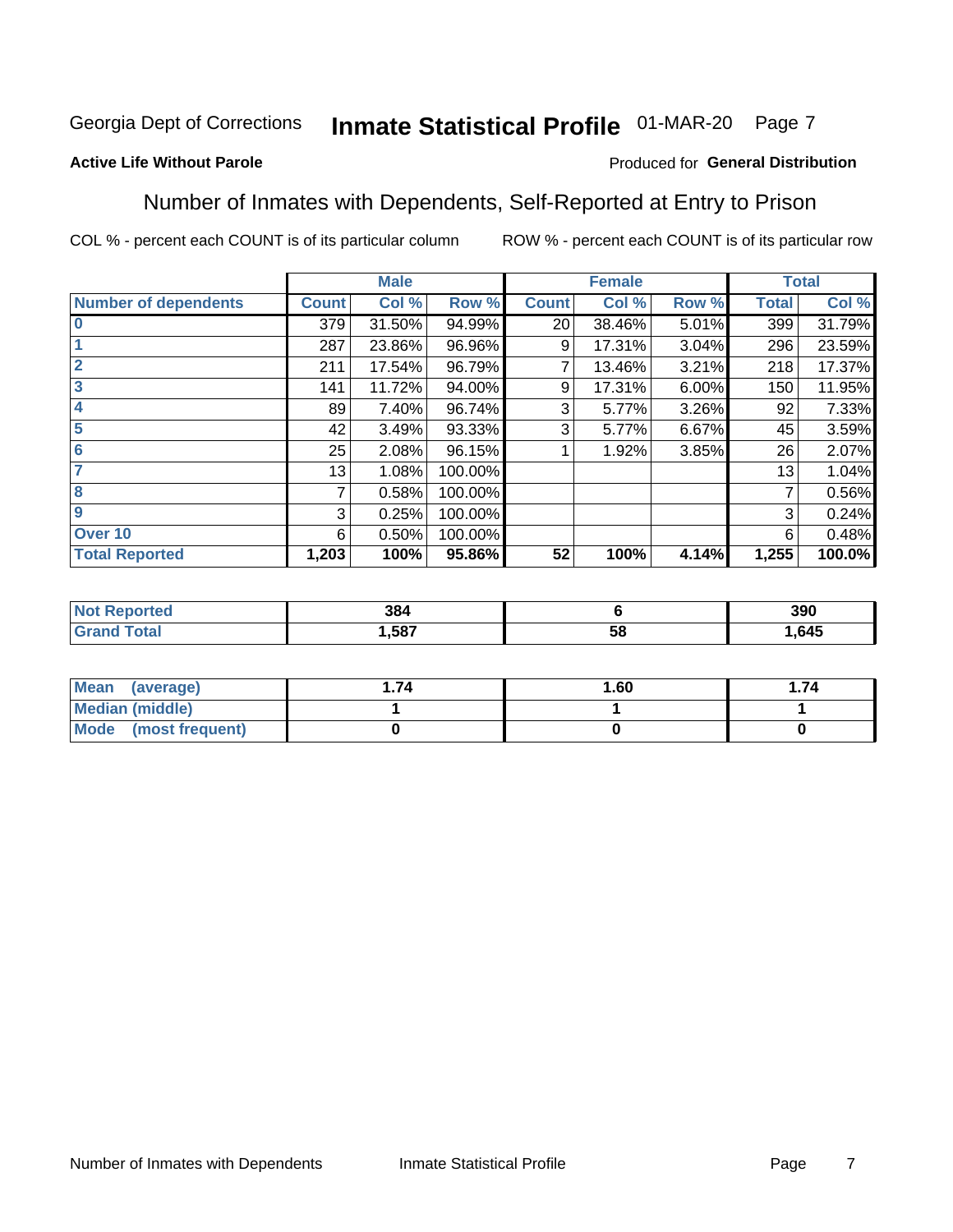Georgia Dept of Corrections **Inmate Statistical Profile** 01-MAR-20

**Active Life Without Parole**

Produced for **General Distribution**

## Number of Inmates with Dependents, Self-Reported at Entry to Prison

COL % - percent each COUNT is of its particular column

ROW % - percent each COUNT is of its particular row

| | Male | | | Female | | | Total | |
|---|---|---|---|---|---|---|---|---|
| **Number of dependents** | **Count** | **Col %** | **Row %** | **Count** | **Col %** | **Row %** | **Total** | **Col %** |
| **0** | 379 | 31.50% | 94.99% | 20 | 38.46% | 5.01% | 399 | 31.79% |
| **1** | 287 | 23.86% | 96.96% | 9 | 17.31% | 3.04% | 296 | 23.59% |
| **2** | 211 | 17.54% | 96.79% | 7 | 13.46% | 3.21% | 218 | 17.37% |
| **3** | 141 | 11.72% | 94.00% | 9 | 17.31% | 6.00% | 150 | 11.95% |
| **4** | 89 | 7.40% | 96.74% | 3 | 5.77% | 3.26% | 92 | 7.33% |
| **5** | 42 | 3.49% | 93.33% | 3 | 5.77% | 6.67% | 45 | 3.59% |
| **6** | 25 | 2.08% | 96.15% | 1 | 1.92% | 3.85% | 26 | 2.07% |
| **7** | 13 | 1.08% | 100.00% | | | | 13 | 1.04% |
| **8** | 7 | 0.58% | 100.00% | | | | 7 | 0.56% |
| **9** | 3 | 0.25% | 100.00% | | | | 3 | 0.24% |
| **Over 10** | 6 | 0.50% | 100.00% | | | | 6 | 0.48% |
| **Total Reported** | **1,203** | **100%** | **95.86%** | **52** | **100%** | **4.14%** | **1,255** | **100.0%** |

| | Male | Female | Total |
|---|---|---|---|
| **Not Reported** | **384** | **6** | **390** |
| **Grand Total** | **1,587** | **58** | **1,645** |

| | Male | Female | Total |
|---|---|---|---|
| **Mean (average)** | **1.74** | **1.60** | **1.74** |
| **Median (middle)** | **1** | **1** | **1** |
| **Mode (most frequent)** | **0** | **0** | **0** |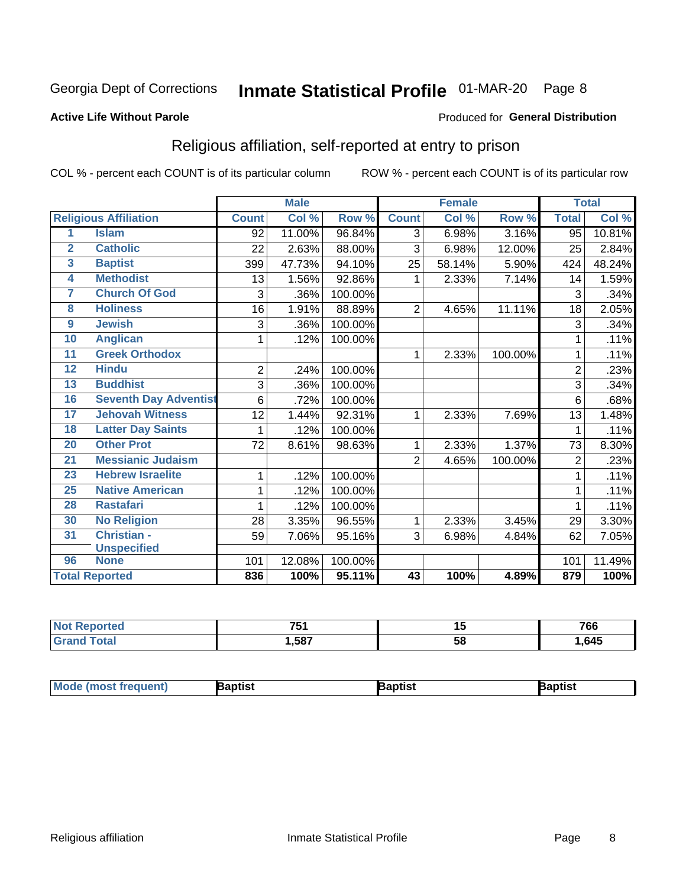# Georgia Dept of Corrections **Inmate Statistical Profile** 01-MAR-20

**Active Life Without Parole**

Produced for **General Distribution**

## Religious affiliation, self-reported at entry to prison

COL % - percent each COUNT is of its particular column

ROW % - percent each COUNT is of its particular row

| | | Male | | | Female | | | Total | |
|---|---|---|---|---|---|---|---|---|---|
| **Religious Affiliation** | | **Count** | **Col %** | **Row %** | **Count** | **Col %** | **Row %** | **Total** | **Col %** |
| 1 | Islam | 92 | 11.00% | 96.84% | 3 | 6.98% | 3.16% | 95 | 10.81% |
| 2 | Catholic | 22 | 2.63% | 88.00% | 3 | 6.98% | 12.00% | 25 | 2.84% |
| 3 | Baptist | 399 | 47.73% | 94.10% | 25 | 58.14% | 5.90% | 424 | 48.24% |
| 4 | Methodist | 13 | 1.56% | 92.86% | 1 | 2.33% | 7.14% | 14 | 1.59% |
| 7 | Church Of God | 3 | .36% | 100.00% | | | | 3 | .34% |
| 8 | Holiness | 16 | 1.91% | 88.89% | 2 | 4.65% | 11.11% | 18 | 2.05% |
| 9 | Jewish | 3 | .36% | 100.00% | | | | 3 | .34% |
| 10 | Anglican | 1 | .12% | 100.00% | | | | 1 | .11% |
| 11 | Greek Orthodox | | | | 1 | 2.33% | 100.00% | 1 | .11% |
| 12 | Hindu | 2 | .24% | 100.00% | | | | 2 | .23% |
| 13 | Buddhist | 3 | .36% | 100.00% | | | | 3 | .34% |
| 16 | Seventh Day Adventist | 6 | .72% | 100.00% | | | | 6 | .68% |
| 17 | Jehovah Witness | 12 | 1.44% | 92.31% | 1 | 2.33% | 7.69% | 13 | 1.48% |
| 18 | Latter Day Saints | 1 | .12% | 100.00% | | | | 1 | .11% |
| 20 | Other Prot | 72 | 8.61% | 98.63% | 1 | 2.33% | 1.37% | 73 | 8.30% |
| 21 | Messianic Judaism | | | | 2 | 4.65% | 100.00% | 2 | .23% |
| 23 | Hebrew Israelite | 1 | .12% | 100.00% | | | | 1 | .11% |
| 25 | Native American | 1 | .12% | 100.00% | | | | 1 | .11% |
| 28 | Rastafari | 1 | .12% | 100.00% | | | | 1 | .11% |
| 30 | No Religion | 28 | 3.35% | 96.55% | 1 | 2.33% | 3.45% | 29 | 3.30% |
| 31 | Christian - Unspecified | 59 | 7.06% | 95.16% | 3 | 6.98% | 4.84% | 62 | 7.05% |
| 96 | None | 101 | 12.08% | 100.00% | | | | 101 | 11.49% |
| **Total Reported** | | **836** | **100%** | **95.11%** | **43** | **100%** | **4.89%** | **879** | **100%** |

| | Male | Female | Total |
|---|---|---|---|
| **Not Reported** | **751** | **15** | **766** |
| **Grand Total** | **1,587** | **58** | **1,645** |

| | Male | Female | Total |
|---|---|---|---|
| **Mode (most frequent)** | **Baptist** | **Baptist** | **Baptist** |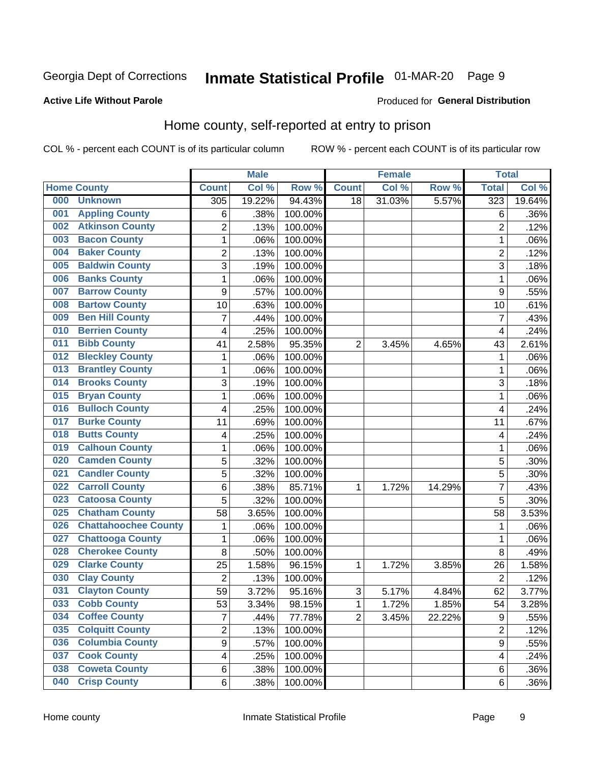Georgia Dept of Corrections **Inmate Statistical Profile** 01-MAR-20

**Active Life Without Parole**

Produced for **General Distribution**

## Home county, self-reported at entry to prison

COL % - percent each COUNT is of its particular column ROW % - percent each COUNT is of its particular row

| Home County | | Male | | | Female | | | Total | |
|---|---|---|---|---|---|---|---|---|---|
| | | Count | Col % | Row % | Count | Col % | Row % | Total | Col % |
| 000 | Unknown | 305 | 19.22% | 94.43% | 18 | 31.03% | 5.57% | 323 | 19.64% |
| 001 | Appling County | 6 | .38% | 100.00% | | | | 6 | .36% |
| 002 | Atkinson County | 2 | .13% | 100.00% | | | | 2 | .12% |
| 003 | Bacon County | 1 | .06% | 100.00% | | | | 1 | .06% |
| 004 | Baker County | 2 | .13% | 100.00% | | | | 2 | .12% |
| 005 | Baldwin County | 3 | .19% | 100.00% | | | | 3 | .18% |
| 006 | Banks County | 1 | .06% | 100.00% | | | | 1 | .06% |
| 007 | Barrow County | 9 | .57% | 100.00% | | | | 9 | .55% |
| 008 | Bartow County | 10 | .63% | 100.00% | | | | 10 | .61% |
| 009 | Ben Hill County | 7 | .44% | 100.00% | | | | 7 | .43% |
| 010 | Berrien County | 4 | .25% | 100.00% | | | | 4 | .24% |
| 011 | Bibb County | 41 | 2.58% | 95.35% | 2 | 3.45% | 4.65% | 43 | 2.61% |
| 012 | Bleckley County | 1 | .06% | 100.00% | | | | 1 | .06% |
| 013 | Brantley County | 1 | .06% | 100.00% | | | | 1 | .06% |
| 014 | Brooks County | 3 | .19% | 100.00% | | | | 3 | .18% |
| 015 | Bryan County | 1 | .06% | 100.00% | | | | 1 | .06% |
| 016 | Bulloch County | 4 | .25% | 100.00% | | | | 4 | .24% |
| 017 | Burke County | 11 | .69% | 100.00% | | | | 11 | .67% |
| 018 | Butts County | 4 | .25% | 100.00% | | | | 4 | .24% |
| 019 | Calhoun County | 1 | .06% | 100.00% | | | | 1 | .06% |
| 020 | Camden County | 5 | .32% | 100.00% | | | | 5 | .30% |
| 021 | Candler County | 5 | .32% | 100.00% | | | | 5 | .30% |
| 022 | Carroll County | 6 | .38% | 85.71% | 1 | 1.72% | 14.29% | 7 | .43% |
| 023 | Catoosa County | 5 | .32% | 100.00% | | | | 5 | .30% |
| 025 | Chatham County | 58 | 3.65% | 100.00% | | | | 58 | 3.53% |
| 026 | Chattahoochee County | 1 | .06% | 100.00% | | | | 1 | .06% |
| 027 | Chattooga County | 1 | .06% | 100.00% | | | | 1 | .06% |
| 028 | Cherokee County | 8 | .50% | 100.00% | | | | 8 | .49% |
| 029 | Clarke County | 25 | 1.58% | 96.15% | 1 | 1.72% | 3.85% | 26 | 1.58% |
| 030 | Clay County | 2 | .13% | 100.00% | | | | 2 | .12% |
| 031 | Clayton County | 59 | 3.72% | 95.16% | 3 | 5.17% | 4.84% | 62 | 3.77% |
| 033 | Cobb County | 53 | 3.34% | 98.15% | 1 | 1.72% | 1.85% | 54 | 3.28% |
| 034 | Coffee County | 7 | .44% | 77.78% | 2 | 3.45% | 22.22% | 9 | .55% |
| 035 | Colquitt County | 2 | .13% | 100.00% | | | | 2 | .12% |
| 036 | Columbia County | 9 | .57% | 100.00% | | | | 9 | .55% |
| 037 | Cook County | 4 | .25% | 100.00% | | | | 4 | .24% |
| 038 | Coweta County | 6 | .38% | 100.00% | | | | 6 | .36% |
| 040 | Crisp County | 6 | .38% | 100.00% | | | | 6 | .36% |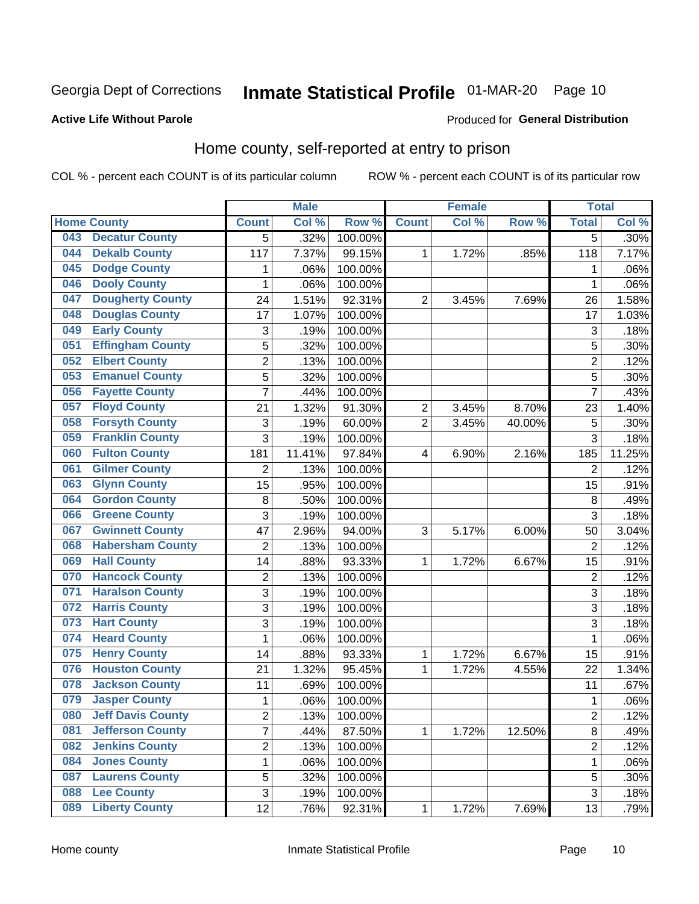Georgia Dept of Corrections **Inmate Statistical Profile** 01-MAR-20

**Active Life Without Parole**

Produced for **General Distribution**

## Home county, self-reported at entry to prison

COL % - percent each COUNT is of its particular column ROW % - percent each COUNT is of its particular row

| Home County | | Male | | | Female | | | Total | |
|---|---|---|---|---|---|---|---|---|---|
| | | Count | Col % | Row % | Count | Col % | Row % | Total | Col % |
| 043 | Decatur County | 5 | .32% | 100.00% | | | | 5 | .30% |
| 044 | Dekalb County | 117 | 7.37% | 99.15% | 1 | 1.72% | .85% | 118 | 7.17% |
| 045 | Dodge County | 1 | .06% | 100.00% | | | | 1 | .06% |
| 046 | Dooly County | 1 | .06% | 100.00% | | | | 1 | .06% |
| 047 | Dougherty County | 24 | 1.51% | 92.31% | 2 | 3.45% | 7.69% | 26 | 1.58% |
| 048 | Douglas County | 17 | 1.07% | 100.00% | | | | 17 | 1.03% |
| 049 | Early County | 3 | .19% | 100.00% | | | | 3 | .18% |
| 051 | Effingham County | 5 | .32% | 100.00% | | | | 5 | .30% |
| 052 | Elbert County | 2 | .13% | 100.00% | | | | 2 | .12% |
| 053 | Emanuel County | 5 | .32% | 100.00% | | | | 5 | .30% |
| 056 | Fayette County | 7 | .44% | 100.00% | | | | 7 | .43% |
| 057 | Floyd County | 21 | 1.32% | 91.30% | 2 | 3.45% | 8.70% | 23 | 1.40% |
| 058 | Forsyth County | 3 | .19% | 60.00% | 2 | 3.45% | 40.00% | 5 | .30% |
| 059 | Franklin County | 3 | .19% | 100.00% | | | | 3 | .18% |
| 060 | Fulton County | 181 | 11.41% | 97.84% | 4 | 6.90% | 2.16% | 185 | 11.25% |
| 061 | Gilmer County | 2 | .13% | 100.00% | | | | 2 | .12% |
| 063 | Glynn County | 15 | .95% | 100.00% | | | | 15 | .91% |
| 064 | Gordon County | 8 | .50% | 100.00% | | | | 8 | .49% |
| 066 | Greene County | 3 | .19% | 100.00% | | | | 3 | .18% |
| 067 | Gwinnett County | 47 | 2.96% | 94.00% | 3 | 5.17% | 6.00% | 50 | 3.04% |
| 068 | Habersham County | 2 | .13% | 100.00% | | | | 2 | .12% |
| 069 | Hall County | 14 | .88% | 93.33% | 1 | 1.72% | 6.67% | 15 | .91% |
| 070 | Hancock County | 2 | .13% | 100.00% | | | | 2 | .12% |
| 071 | Haralson County | 3 | .19% | 100.00% | | | | 3 | .18% |
| 072 | Harris County | 3 | .19% | 100.00% | | | | 3 | .18% |
| 073 | Hart County | 3 | .19% | 100.00% | | | | 3 | .18% |
| 074 | Heard County | 1 | .06% | 100.00% | | | | 1 | .06% |
| 075 | Henry County | 14 | .88% | 93.33% | 1 | 1.72% | 6.67% | 15 | .91% |
| 076 | Houston County | 21 | 1.32% | 95.45% | 1 | 1.72% | 4.55% | 22 | 1.34% |
| 078 | Jackson County | 11 | .69% | 100.00% | | | | 11 | .67% |
| 079 | Jasper County | 1 | .06% | 100.00% | | | | 1 | .06% |
| 080 | Jeff Davis County | 2 | .13% | 100.00% | | | | 2 | .12% |
| 081 | Jefferson County | 7 | .44% | 87.50% | 1 | 1.72% | 12.50% | 8 | .49% |
| 082 | Jenkins County | 2 | .13% | 100.00% | | | | 2 | .12% |
| 084 | Jones County | 1 | .06% | 100.00% | | | | 1 | .06% |
| 087 | Laurens County | 5 | .32% | 100.00% | | | | 5 | .30% |
| 088 | Lee County | 3 | .19% | 100.00% | | | | 3 | .18% |
| 089 | Liberty County | 12 | .76% | 92.31% | 1 | 1.72% | 7.69% | 13 | .79% |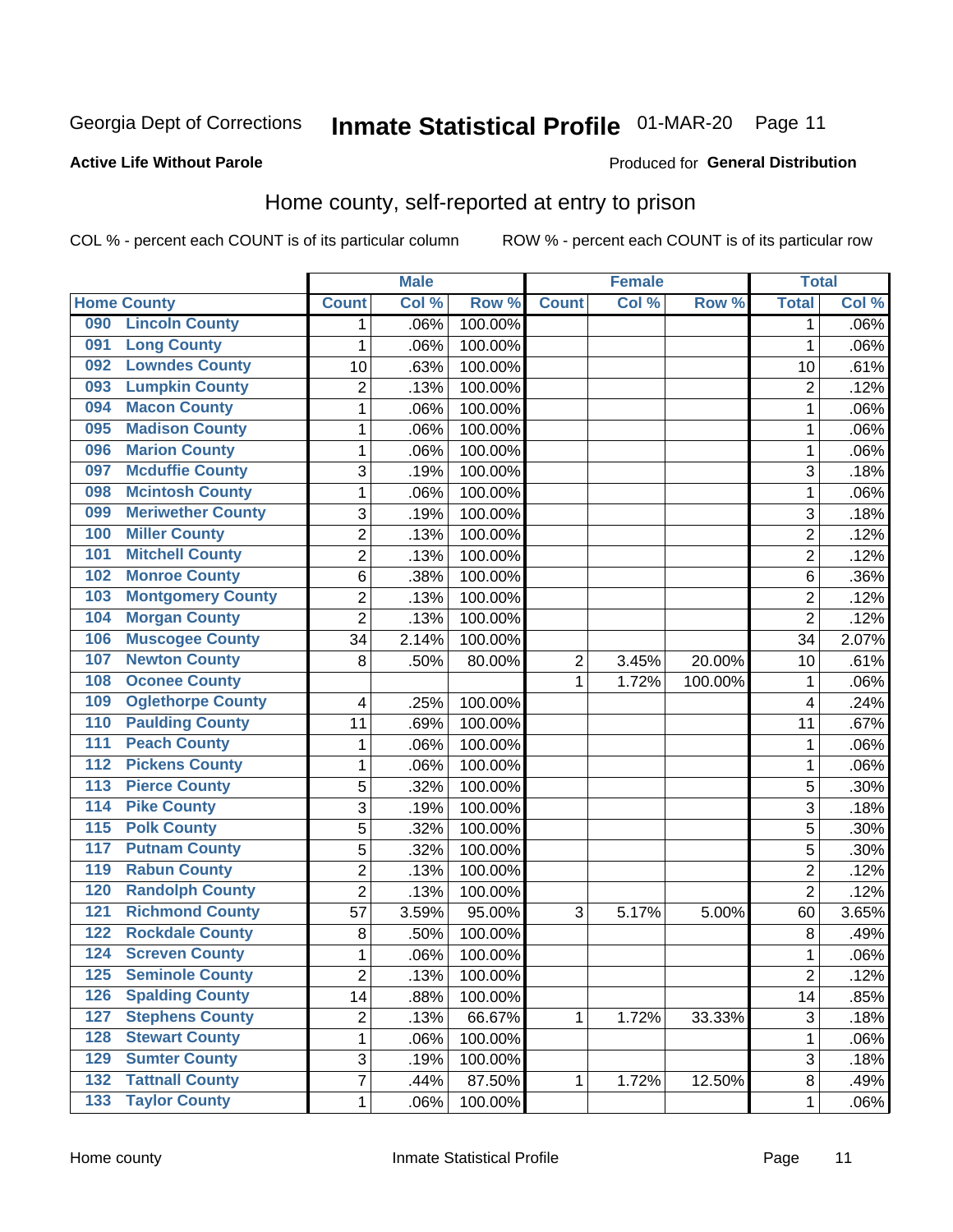Georgia Dept of Corrections **Inmate Statistical Profile** 01-MAR-20 Page 11

**Active Life Without Parole**

Produced for **General Distribution**

## Home county, self-reported at entry to prison

COL % - percent each COUNT is of its particular column ROW % - percent each COUNT is of its particular row

| Home County | | Male | | | Female | | | Total | |
|---|---|---|---|---|---|---|---|---|---|
| | | Count | Col % | Row % | Count | Col % | Row % | Total | Col % |
| 090 | Lincoln County | 1 | .06% | 100.00% | | | | 1 | .06% |
| 091 | Long County | 1 | .06% | 100.00% | | | | 1 | .06% |
| 092 | Lowndes County | 10 | .63% | 100.00% | | | | 10 | .61% |
| 093 | Lumpkin County | 2 | .13% | 100.00% | | | | 2 | .12% |
| 094 | Macon County | 1 | .06% | 100.00% | | | | 1 | .06% |
| 095 | Madison County | 1 | .06% | 100.00% | | | | 1 | .06% |
| 096 | Marion County | 1 | .06% | 100.00% | | | | 1 | .06% |
| 097 | Mcduffie County | 3 | .19% | 100.00% | | | | 3 | .18% |
| 098 | Mcintosh County | 1 | .06% | 100.00% | | | | 1 | .06% |
| 099 | Meriwether County | 3 | .19% | 100.00% | | | | 3 | .18% |
| 100 | Miller County | 2 | .13% | 100.00% | | | | 2 | .12% |
| 101 | Mitchell County | 2 | .13% | 100.00% | | | | 2 | .12% |
| 102 | Monroe County | 6 | .38% | 100.00% | | | | 6 | .36% |
| 103 | Montgomery County | 2 | .13% | 100.00% | | | | 2 | .12% |
| 104 | Morgan County | 2 | .13% | 100.00% | | | | 2 | .12% |
| 106 | Muscogee County | 34 | 2.14% | 100.00% | | | | 34 | 2.07% |
| 107 | Newton County | 8 | .50% | 80.00% | 2 | 3.45% | 20.00% | 10 | .61% |
| 108 | Oconee County | | | | 1 | 1.72% | 100.00% | 1 | .06% |
| 109 | Oglethorpe County | 4 | .25% | 100.00% | | | | 4 | .24% |
| 110 | Paulding County | 11 | .69% | 100.00% | | | | 11 | .67% |
| 111 | Peach County | 1 | .06% | 100.00% | | | | 1 | .06% |
| 112 | Pickens County | 1 | .06% | 100.00% | | | | 1 | .06% |
| 113 | Pierce County | 5 | .32% | 100.00% | | | | 5 | .30% |
| 114 | Pike County | 3 | .19% | 100.00% | | | | 3 | .18% |
| 115 | Polk County | 5 | .32% | 100.00% | | | | 5 | .30% |
| 117 | Putnam County | 5 | .32% | 100.00% | | | | 5 | .30% |
| 119 | Rabun County | 2 | .13% | 100.00% | | | | 2 | .12% |
| 120 | Randolph County | 2 | .13% | 100.00% | | | | 2 | .12% |
| 121 | Richmond County | 57 | 3.59% | 95.00% | 3 | 5.17% | 5.00% | 60 | 3.65% |
| 122 | Rockdale County | 8 | .50% | 100.00% | | | | 8 | .49% |
| 124 | Screven County | 1 | .06% | 100.00% | | | | 1 | .06% |
| 125 | Seminole County | 2 | .13% | 100.00% | | | | 2 | .12% |
| 126 | Spalding County | 14 | .88% | 100.00% | | | | 14 | .85% |
| 127 | Stephens County | 2 | .13% | 66.67% | 1 | 1.72% | 33.33% | 3 | .18% |
| 128 | Stewart County | 1 | .06% | 100.00% | | | | 1 | .06% |
| 129 | Sumter County | 3 | .19% | 100.00% | | | | 3 | .18% |
| 132 | Tattnall County | 7 | .44% | 87.50% | 1 | 1.72% | 12.50% | 8 | .49% |
| 133 | Taylor County | 1 | .06% | 100.00% | | | | 1 | .06% |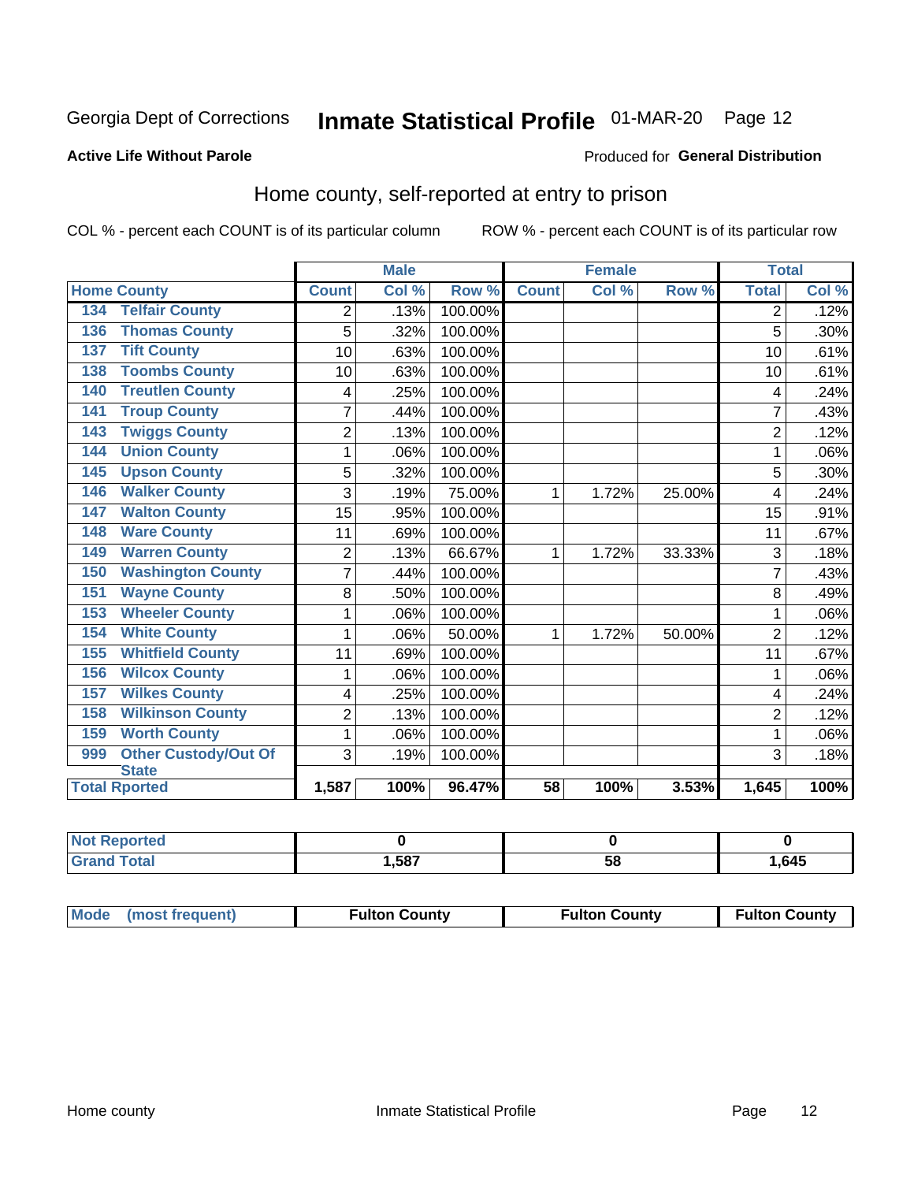Georgia Dept of Corrections **Inmate Statistical Profile** 01-MAR-20 Page 12

**Active Life Without Parole**

Produced for **General Distribution**

## Home county, self-reported at entry to prison

COL % - percent each COUNT is of its particular column     ROW % - percent each COUNT is of its particular row

| Home County | Male | | | Female | | | Total | |
|---|---|---|---|---|---|---|---|---|
| | Count | Col % | Row % | Count | Col % | Row % | Total | Col % |
| 134 Telfair County | 2 | .13% | 100.00% | | | | 2 | .12% |
| 136 Thomas County | 5 | .32% | 100.00% | | | | 5 | .30% |
| 137 Tift County | 10 | .63% | 100.00% | | | | 10 | .61% |
| 138 Toombs County | 10 | .63% | 100.00% | | | | 10 | .61% |
| 140 Treutlen County | 4 | .25% | 100.00% | | | | 4 | .24% |
| 141 Troup County | 7 | .44% | 100.00% | | | | 7 | .43% |
| 143 Twiggs County | 2 | .13% | 100.00% | | | | 2 | .12% |
| 144 Union County | 1 | .06% | 100.00% | | | | 1 | .06% |
| 145 Upson County | 5 | .32% | 100.00% | | | | 5 | .30% |
| 146 Walker County | 3 | .19% | 75.00% | 1 | 1.72% | 25.00% | 4 | .24% |
| 147 Walton County | 15 | .95% | 100.00% | | | | 15 | .91% |
| 148 Ware County | 11 | .69% | 100.00% | | | | 11 | .67% |
| 149 Warren County | 2 | .13% | 66.67% | 1 | 1.72% | 33.33% | 3 | .18% |
| 150 Washington County | 7 | .44% | 100.00% | | | | 7 | .43% |
| 151 Wayne County | 8 | .50% | 100.00% | | | | 8 | .49% |
| 153 Wheeler County | 1 | .06% | 100.00% | | | | 1 | .06% |
| 154 White County | 1 | .06% | 50.00% | 1 | 1.72% | 50.00% | 2 | .12% |
| 155 Whitfield County | 11 | .69% | 100.00% | | | | 11 | .67% |
| 156 Wilcox County | 1 | .06% | 100.00% | | | | 1 | .06% |
| 157 Wilkes County | 4 | .25% | 100.00% | | | | 4 | .24% |
| 158 Wilkinson County | 2 | .13% | 100.00% | | | | 2 | .12% |
| 159 Worth County | 1 | .06% | 100.00% | | | | 1 | .06% |
| 999 Other Custody/Out Of State | 3 | .19% | 100.00% | | | | 3 | .18% |
| **Total Rported** | **1,587** | **100%** | **96.47%** | **58** | **100%** | **3.53%** | **1,645** | **100%** |

| | Male | Female | Total |
|---|---|---|---|
| Not Reported | **0** | **0** | **0** |
| Grand Total | **1,587** | **58** | **1,645** |

| | Male | Female | Total |
|---|---|---|---|
| Mode (most frequent) | **Fulton County** | **Fulton County** | **Fulton County** |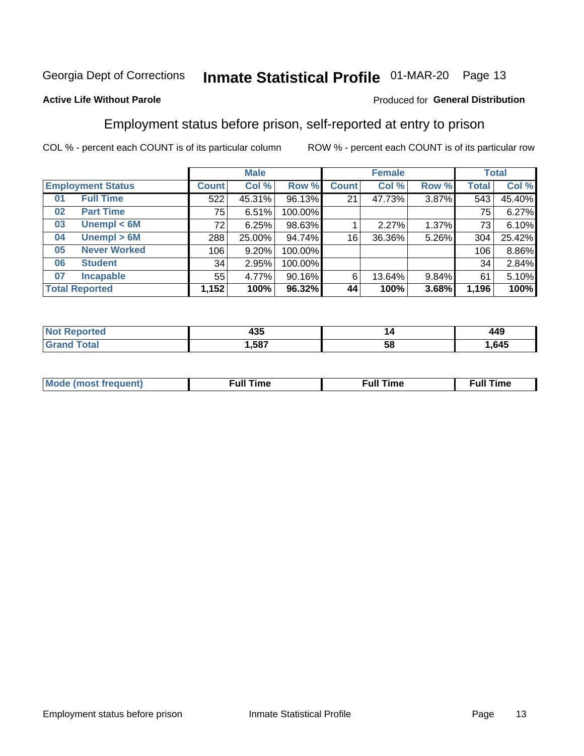Georgia Dept of Corrections **Inmate Statistical Profile** 01-MAR-20

**Active Life Without Parole**

Produced for **General Distribution**

## Employment status before prison, self-reported at entry to prison

COL % - percent each COUNT is of its particular column ROW % - percent each COUNT is of its particular row

| Employment Status | | Male | | | Female | | | Total | |
|---|---|---|---|---|---|---|---|---|---|
| | | Count | Col % | Row % | Count | Col % | Row % | Total | Col % |
| 01 | Full Time | 522 | 45.31% | 96.13% | 21 | 47.73% | 3.87% | 543 | 45.40% |
| 02 | Part Time | 75 | 6.51% | 100.00% | | | | 75 | 6.27% |
| 03 | Unempl < 6M | 72 | 6.25% | 98.63% | 1 | 2.27% | 1.37% | 73 | 6.10% |
| 04 | Unempl > 6M | 288 | 25.00% | 94.74% | 16 | 36.36% | 5.26% | 304 | 25.42% |
| 05 | Never Worked | 106 | 9.20% | 100.00% | | | | 106 | 8.86% |
| 06 | Student | 34 | 2.95% | 100.00% | | | | 34 | 2.84% |
| 07 | Incapable | 55 | 4.77% | 90.16% | 6 | 13.64% | 9.84% | 61 | 5.10% |
| **Total Reported** | | **1,152** | **100%** | **96.32%** | **44** | **100%** | **3.68%** | **1,196** | **100%** |

| | Male | Female | Total |
|---|---|---|---|
| Not Reported | 435 | 14 | 449 |
| Grand Total | 1,587 | 58 | 1,645 |

| | Male | Female | Total |
|---|---|---|---|
| Mode (most frequent) | Full Time | Full Time | Full Time |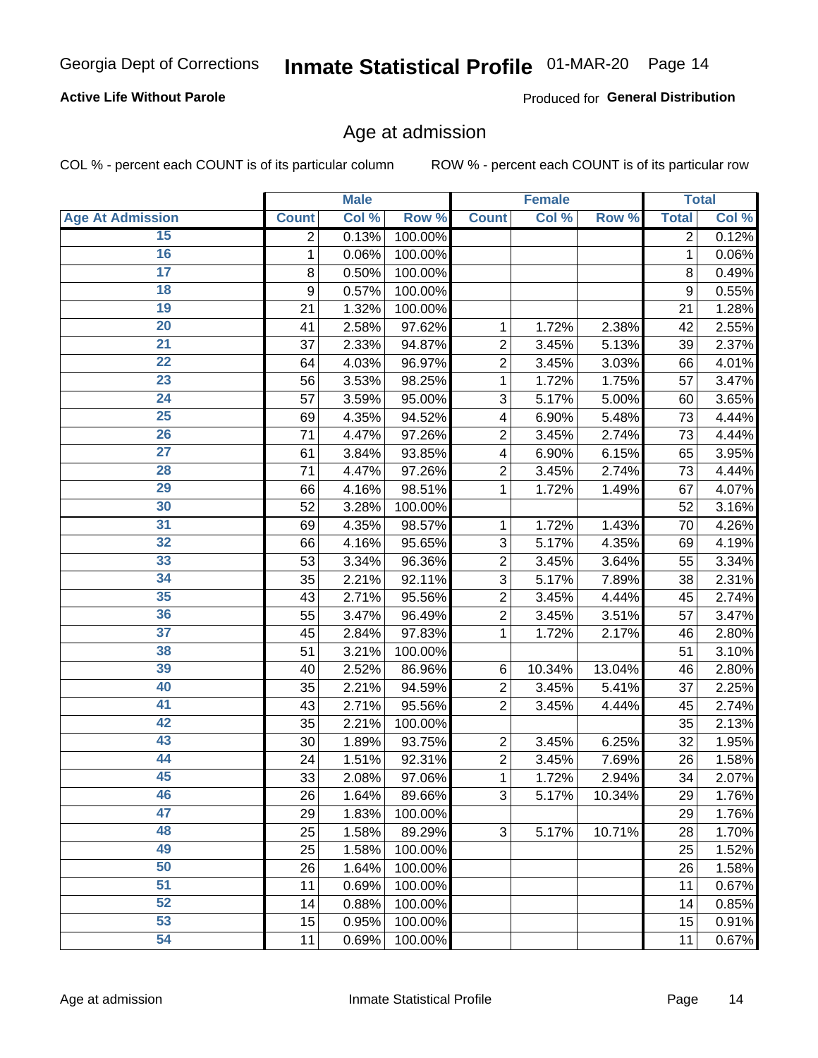Georgia Dept of Corrections **Inmate Statistical Profile** 01-MAR-20

**Active Life Without Parole**

Produced for **General Distribution**

## Age at admission

COL % - percent each COUNT is of its particular column ROW % - percent each COUNT is of its particular row

| Age At Admission | Male | | | Female | | | Total | |
|---|---|---|---|---|---|---|---|---|
| | Count | Col % | Row % | Count | Col % | Row % | Total | Col % |
| 15 | 2 | 0.13% | 100.00% | | | | 2 | 0.12% |
| 16 | 1 | 0.06% | 100.00% | | | | 1 | 0.06% |
| 17 | 8 | 0.50% | 100.00% | | | | 8 | 0.49% |
| 18 | 9 | 0.57% | 100.00% | | | | 9 | 0.55% |
| 19 | 21 | 1.32% | 100.00% | | | | 21 | 1.28% |
| 20 | 41 | 2.58% | 97.62% | 1 | 1.72% | 2.38% | 42 | 2.55% |
| 21 | 37 | 2.33% | 94.87% | 2 | 3.45% | 5.13% | 39 | 2.37% |
| 22 | 64 | 4.03% | 96.97% | 2 | 3.45% | 3.03% | 66 | 4.01% |
| 23 | 56 | 3.53% | 98.25% | 1 | 1.72% | 1.75% | 57 | 3.47% |
| 24 | 57 | 3.59% | 95.00% | 3 | 5.17% | 5.00% | 60 | 3.65% |
| 25 | 69 | 4.35% | 94.52% | 4 | 6.90% | 5.48% | 73 | 4.44% |
| 26 | 71 | 4.47% | 97.26% | 2 | 3.45% | 2.74% | 73 | 4.44% |
| 27 | 61 | 3.84% | 93.85% | 4 | 6.90% | 6.15% | 65 | 3.95% |
| 28 | 71 | 4.47% | 97.26% | 2 | 3.45% | 2.74% | 73 | 4.44% |
| 29 | 66 | 4.16% | 98.51% | 1 | 1.72% | 1.49% | 67 | 4.07% |
| 30 | 52 | 3.28% | 100.00% | | | | 52 | 3.16% |
| 31 | 69 | 4.35% | 98.57% | 1 | 1.72% | 1.43% | 70 | 4.26% |
| 32 | 66 | 4.16% | 95.65% | 3 | 5.17% | 4.35% | 69 | 4.19% |
| 33 | 53 | 3.34% | 96.36% | 2 | 3.45% | 3.64% | 55 | 3.34% |
| 34 | 35 | 2.21% | 92.11% | 3 | 5.17% | 7.89% | 38 | 2.31% |
| 35 | 43 | 2.71% | 95.56% | 2 | 3.45% | 4.44% | 45 | 2.74% |
| 36 | 55 | 3.47% | 96.49% | 2 | 3.45% | 3.51% | 57 | 3.47% |
| 37 | 45 | 2.84% | 97.83% | 1 | 1.72% | 2.17% | 46 | 2.80% |
| 38 | 51 | 3.21% | 100.00% | | | | 51 | 3.10% |
| 39 | 40 | 2.52% | 86.96% | 6 | 10.34% | 13.04% | 46 | 2.80% |
| 40 | 35 | 2.21% | 94.59% | 2 | 3.45% | 5.41% | 37 | 2.25% |
| 41 | 43 | 2.71% | 95.56% | 2 | 3.45% | 4.44% | 45 | 2.74% |
| 42 | 35 | 2.21% | 100.00% | | | | 35 | 2.13% |
| 43 | 30 | 1.89% | 93.75% | 2 | 3.45% | 6.25% | 32 | 1.95% |
| 44 | 24 | 1.51% | 92.31% | 2 | 3.45% | 7.69% | 26 | 1.58% |
| 45 | 33 | 2.08% | 97.06% | 1 | 1.72% | 2.94% | 34 | 2.07% |
| 46 | 26 | 1.64% | 89.66% | 3 | 5.17% | 10.34% | 29 | 1.76% |
| 47 | 29 | 1.83% | 100.00% | | | | 29 | 1.76% |
| 48 | 25 | 1.58% | 89.29% | 3 | 5.17% | 10.71% | 28 | 1.70% |
| 49 | 25 | 1.58% | 100.00% | | | | 25 | 1.52% |
| 50 | 26 | 1.64% | 100.00% | | | | 26 | 1.58% |
| 51 | 11 | 0.69% | 100.00% | | | | 11 | 0.67% |
| 52 | 14 | 0.88% | 100.00% | | | | 14 | 0.85% |
| 53 | 15 | 0.95% | 100.00% | | | | 15 | 0.91% |
| 54 | 11 | 0.69% | 100.00% | | | | 11 | 0.67% |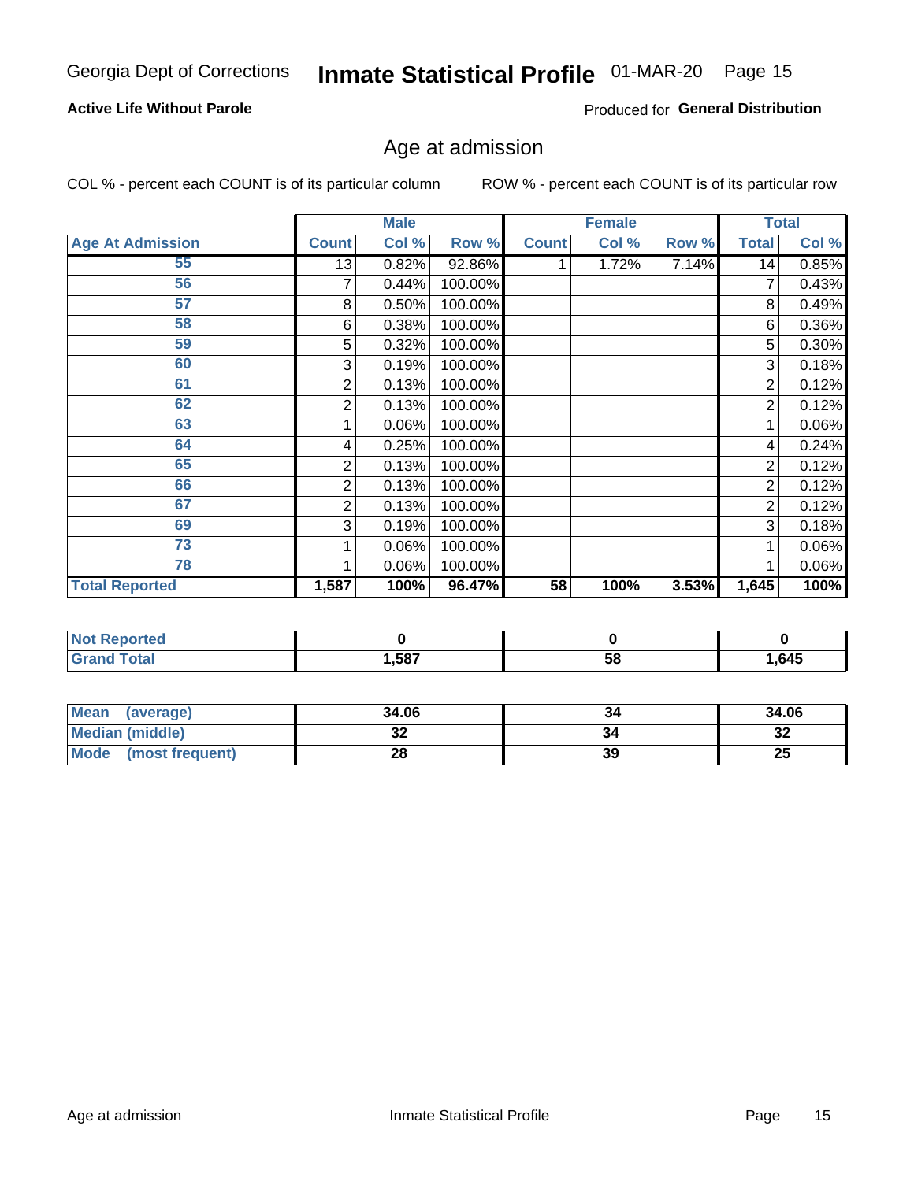Georgia Dept of Corrections **Inmate Statistical Profile** 01-MAR-20

**Active Life Without Parole**

Produced for **General Distribution**

## Age at admission

COL % - percent each COUNT is of its particular column ROW % - percent each COUNT is of its particular row

| | Male | | | Female | | | Total | |
|---|---|---|---|---|---|---|---|---|
| **Age At Admission** | **Count** | **Col %** | **Row %** | **Count** | **Col %** | **Row %** | **Total** | **Col %** |
| 55 | 13 | 0.82% | 92.86% | 1 | 1.72% | 7.14% | 14 | 0.85% |
| 56 | 7 | 0.44% | 100.00% | | | | 7 | 0.43% |
| 57 | 8 | 0.50% | 100.00% | | | | 8 | 0.49% |
| 58 | 6 | 0.38% | 100.00% | | | | 6 | 0.36% |
| 59 | 5 | 0.32% | 100.00% | | | | 5 | 0.30% |
| 60 | 3 | 0.19% | 100.00% | | | | 3 | 0.18% |
| 61 | 2 | 0.13% | 100.00% | | | | 2 | 0.12% |
| 62 | 2 | 0.13% | 100.00% | | | | 2 | 0.12% |
| 63 | 1 | 0.06% | 100.00% | | | | 1 | 0.06% |
| 64 | 4 | 0.25% | 100.00% | | | | 4 | 0.24% |
| 65 | 2 | 0.13% | 100.00% | | | | 2 | 0.12% |
| 66 | 2 | 0.13% | 100.00% | | | | 2 | 0.12% |
| 67 | 2 | 0.13% | 100.00% | | | | 2 | 0.12% |
| 69 | 3 | 0.19% | 100.00% | | | | 3 | 0.18% |
| 73 | 1 | 0.06% | 100.00% | | | | 1 | 0.06% |
| 78 | 1 | 0.06% | 100.00% | | | | 1 | 0.06% |
| **Total Reported** | **1,587** | **100%** | **96.47%** | **58** | **100%** | **3.53%** | **1,645** | **100%** |

| | Male | Female | Total |
|---|---|---|---|
| **Not Reported** | **0** | **0** | **0** |
| **Grand Total** | **1,587** | **58** | **1,645** |

| | Male | Female | Total |
|---|---|---|---|
| **Mean (average)** | **34.06** | **34** | **34.06** |
| **Median (middle)** | **32** | **34** | **32** |
| **Mode (most frequent)** | **28** | **39** | **25** |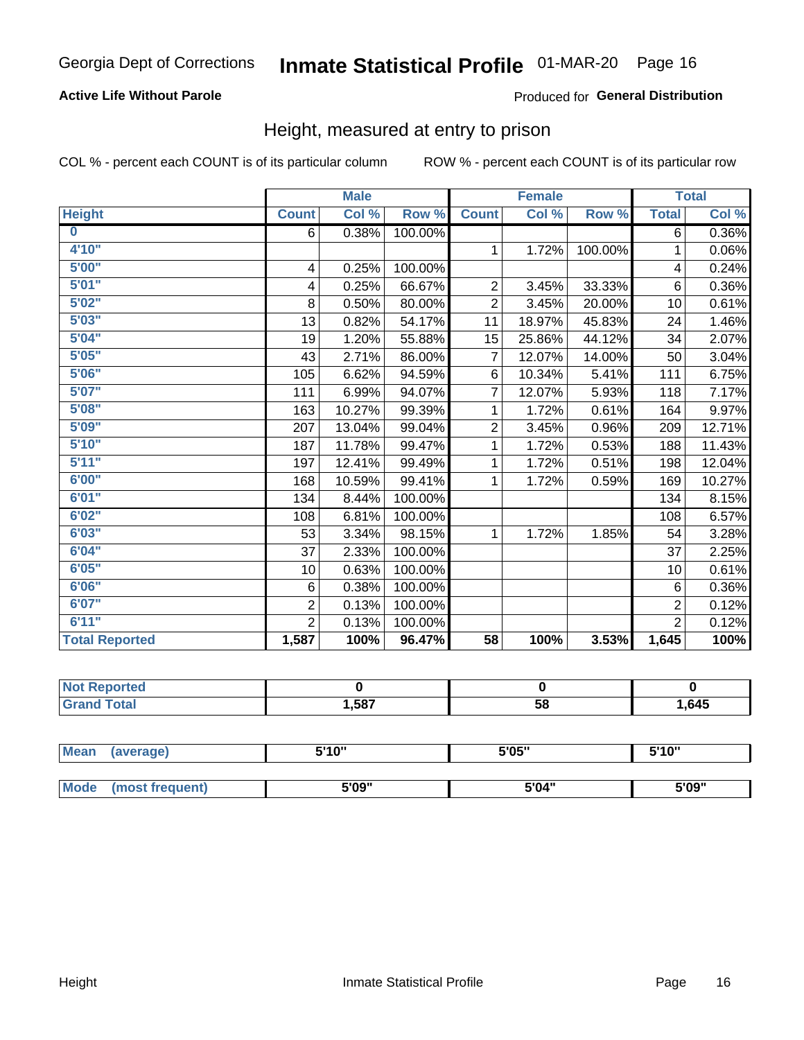Georgia Dept of Corrections **Inmate Statistical Profile** 01-MAR-20

**Active Life Without Parole**

Produced for **General Distribution**

## Height, measured at entry to prison

COL % - percent each COUNT is of its particular column ROW % - percent each COUNT is of its particular row

| Height | Male | | | Female | | | Total | |
|---|---|---|---|---|---|---|---|---|
| | Count | Col % | Row % | Count | Col % | Row % | Total | Col % |
| 0 | 6 | 0.38% | 100.00% | | | | 6 | 0.36% |
| 4'10" | | | | 1 | 1.72% | 100.00% | 1 | 0.06% |
| 5'00" | 4 | 0.25% | 100.00% | | | | 4 | 0.24% |
| 5'01" | 4 | 0.25% | 66.67% | 2 | 3.45% | 33.33% | 6 | 0.36% |
| 5'02" | 8 | 0.50% | 80.00% | 2 | 3.45% | 20.00% | 10 | 0.61% |
| 5'03" | 13 | 0.82% | 54.17% | 11 | 18.97% | 45.83% | 24 | 1.46% |
| 5'04" | 19 | 1.20% | 55.88% | 15 | 25.86% | 44.12% | 34 | 2.07% |
| 5'05" | 43 | 2.71% | 86.00% | 7 | 12.07% | 14.00% | 50 | 3.04% |
| 5'06" | 105 | 6.62% | 94.59% | 6 | 10.34% | 5.41% | 111 | 6.75% |
| 5'07" | 111 | 6.99% | 94.07% | 7 | 12.07% | 5.93% | 118 | 7.17% |
| 5'08" | 163 | 10.27% | 99.39% | 1 | 1.72% | 0.61% | 164 | 9.97% |
| 5'09" | 207 | 13.04% | 99.04% | 2 | 3.45% | 0.96% | 209 | 12.71% |
| 5'10" | 187 | 11.78% | 99.47% | 1 | 1.72% | 0.53% | 188 | 11.43% |
| 5'11" | 197 | 12.41% | 99.49% | 1 | 1.72% | 0.51% | 198 | 12.04% |
| 6'00" | 168 | 10.59% | 99.41% | 1 | 1.72% | 0.59% | 169 | 10.27% |
| 6'01" | 134 | 8.44% | 100.00% | | | | 134 | 8.15% |
| 6'02" | 108 | 6.81% | 100.00% | | | | 108 | 6.57% |
| 6'03" | 53 | 3.34% | 98.15% | 1 | 1.72% | 1.85% | 54 | 3.28% |
| 6'04" | 37 | 2.33% | 100.00% | | | | 37 | 2.25% |
| 6'05" | 10 | 0.63% | 100.00% | | | | 10 | 0.61% |
| 6'06" | 6 | 0.38% | 100.00% | | | | 6 | 0.36% |
| 6'07" | 2 | 0.13% | 100.00% | | | | 2 | 0.12% |
| 6'11" | 2 | 0.13% | 100.00% | | | | 2 | 0.12% |
| **Total Reported** | **1,587** | **100%** | **96.47%** | **58** | **100%** | **3.53%** | **1,645** | **100%** |

| | Male | Female | Total |
|---|---|---|---|
| Not Reported | 0 | 0 | 0 |
| Grand Total | 1,587 | 58 | 1,645 |

| | Male | Female | Total |
|---|---|---|---|
| Mean (average) | 5'10" | 5'05" | 5'10" |
| Mode (most frequent) | 5'09" | 5'04" | 5'09" |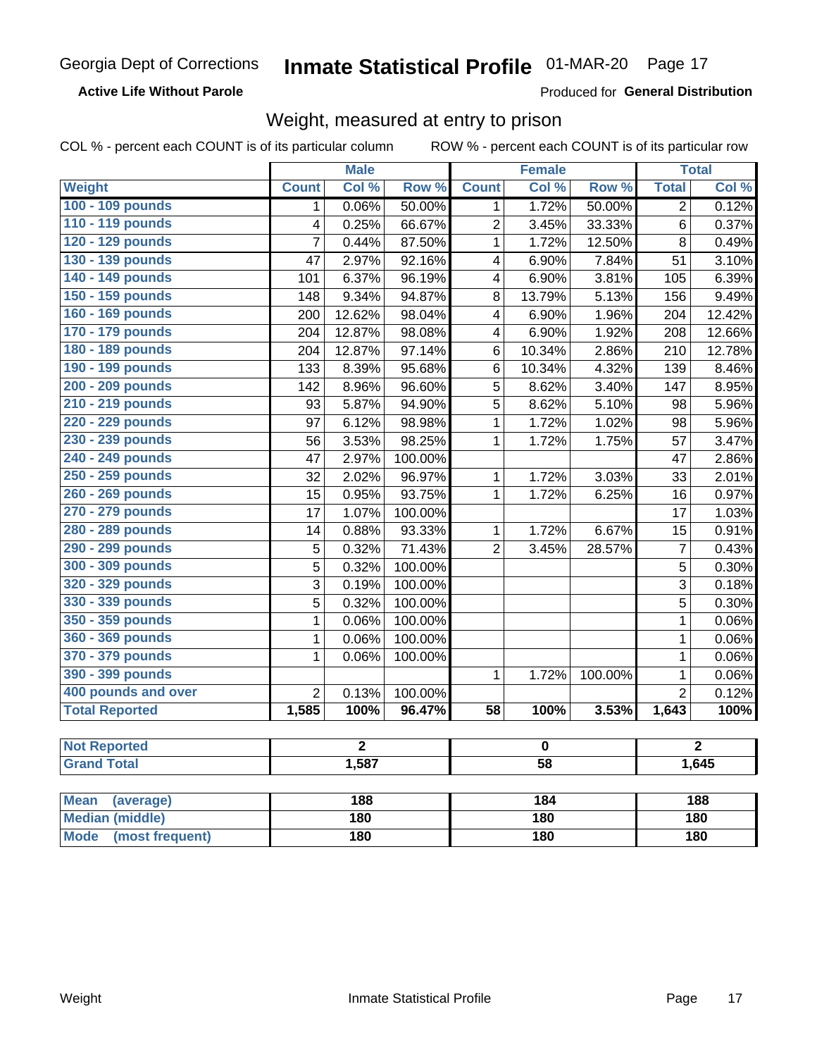Georgia Dept of Corrections **Inmate Statistical Profile** 01-MAR-20

**Active Life Without Parole**

Produced for **General Distribution**

## Weight, measured at entry to prison

COL % - percent each COUNT is of its particular column ROW % - percent each COUNT is of its particular row

| | Male | | | Female | | | Total | |
|---|---|---|---|---|---|---|---|---|
| **Weight** | **Count** | **Col %** | **Row %** | **Count** | **Col %** | **Row %** | **Total** | **Col %** |
| **100 - 109 pounds** | 1 | 0.06% | 50.00% | 1 | 1.72% | 50.00% | 2 | 0.12% |
| **110 - 119 pounds** | 4 | 0.25% | 66.67% | 2 | 3.45% | 33.33% | 6 | 0.37% |
| **120 - 129 pounds** | 7 | 0.44% | 87.50% | 1 | 1.72% | 12.50% | 8 | 0.49% |
| **130 - 139 pounds** | 47 | 2.97% | 92.16% | 4 | 6.90% | 7.84% | 51 | 3.10% |
| **140 - 149 pounds** | 101 | 6.37% | 96.19% | 4 | 6.90% | 3.81% | 105 | 6.39% |
| **150 - 159 pounds** | 148 | 9.34% | 94.87% | 8 | 13.79% | 5.13% | 156 | 9.49% |
| **160 - 169 pounds** | 200 | 12.62% | 98.04% | 4 | 6.90% | 1.96% | 204 | 12.42% |
| **170 - 179 pounds** | 204 | 12.87% | 98.08% | 4 | 6.90% | 1.92% | 208 | 12.66% |
| **180 - 189 pounds** | 204 | 12.87% | 97.14% | 6 | 10.34% | 2.86% | 210 | 12.78% |
| **190 - 199 pounds** | 133 | 8.39% | 95.68% | 6 | 10.34% | 4.32% | 139 | 8.46% |
| **200 - 209 pounds** | 142 | 8.96% | 96.60% | 5 | 8.62% | 3.40% | 147 | 8.95% |
| **210 - 219 pounds** | 93 | 5.87% | 94.90% | 5 | 8.62% | 5.10% | 98 | 5.96% |
| **220 - 229 pounds** | 97 | 6.12% | 98.98% | 1 | 1.72% | 1.02% | 98 | 5.96% |
| **230 - 239 pounds** | 56 | 3.53% | 98.25% | 1 | 1.72% | 1.75% | 57 | 3.47% |
| **240 - 249 pounds** | 47 | 2.97% | 100.00% | | | | 47 | 2.86% |
| **250 - 259 pounds** | 32 | 2.02% | 96.97% | 1 | 1.72% | 3.03% | 33 | 2.01% |
| **260 - 269 pounds** | 15 | 0.95% | 93.75% | 1 | 1.72% | 6.25% | 16 | 0.97% |
| **270 - 279 pounds** | 17 | 1.07% | 100.00% | | | | 17 | 1.03% |
| **280 - 289 pounds** | 14 | 0.88% | 93.33% | 1 | 1.72% | 6.67% | 15 | 0.91% |
| **290 - 299 pounds** | 5 | 0.32% | 71.43% | 2 | 3.45% | 28.57% | 7 | 0.43% |
| **300 - 309 pounds** | 5 | 0.32% | 100.00% | | | | 5 | 0.30% |
| **320 - 329 pounds** | 3 | 0.19% | 100.00% | | | | 3 | 0.18% |
| **330 - 339 pounds** | 5 | 0.32% | 100.00% | | | | 5 | 0.30% |
| **350 - 359 pounds** | 1 | 0.06% | 100.00% | | | | 1 | 0.06% |
| **360 - 369 pounds** | 1 | 0.06% | 100.00% | | | | 1 | 0.06% |
| **370 - 379 pounds** | 1 | 0.06% | 100.00% | | | | 1 | 0.06% |
| **390 - 399 pounds** | | | | 1 | 1.72% | 100.00% | 1 | 0.06% |
| **400 pounds and over** | 2 | 0.13% | 100.00% | | | | 2 | 0.12% |
| **Total Reported** | **1,585** | **100%** | **96.47%** | **58** | **100%** | **3.53%** | **1,643** | **100%** |

| | Male | Female | Total |
|---|---|---|---|
| **Not Reported** | **2** | **0** | **2** |
| **Grand Total** | **1,587** | **58** | **1,645** |

| | Male | Female | Total |
|---|---|---|---|
| **Mean (average)** | **188** | **184** | **188** |
| **Median (middle)** | **180** | **180** | **180** |
| **Mode (most frequent)** | **180** | **180** | **180** |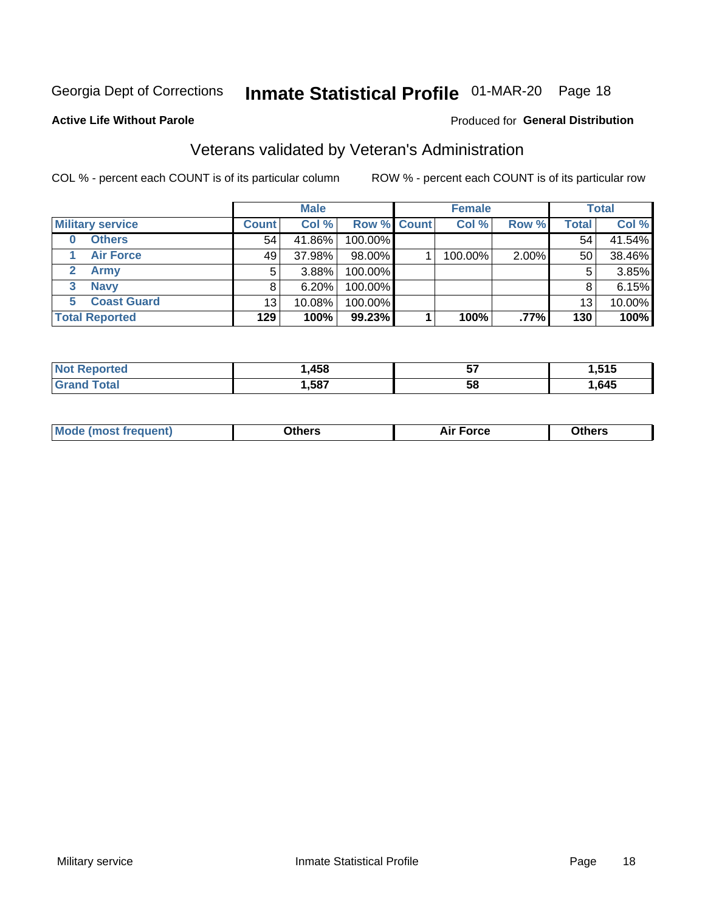Georgia Dept of Corrections **Inmate Statistical Profile** 01-MAR-20

**Active Life Without Parole**

Produced for **General Distribution**

## Veterans validated by Veteran's Administration

COL % - percent each COUNT is of its particular column ROW % - percent each COUNT is of its particular row

| | | Male | | | Female | | | Total | |
|---|---|---|---|---|---|---|---|---|---|
| **Military service** | | **Count** | **Col %** | **Row %** | **Count** | **Col %** | **Row %** | **Total** | **Col %** |
| 0 | Others | 54 | 41.86% | 100.00% | | | | 54 | 41.54% |
| 1 | Air Force | 49 | 37.98% | 98.00% | 1 | 100.00% | 2.00% | 50 | 38.46% |
| 2 | Army | 5 | 3.88% | 100.00% | | | | 5 | 3.85% |
| 3 | Navy | 8 | 6.20% | 100.00% | | | | 8 | 6.15% |
| 5 | Coast Guard | 13 | 10.08% | 100.00% | | | | 13 | 10.00% |
| **Total Reported** | | **129** | **100%** | **99.23%** | **1** | **100%** | **.77%** | **130** | **100%** |

| | Male | Female | Total |
|---|---|---|---|
| **Not Reported** | **1,458** | **57** | **1,515** |
| **Grand Total** | **1,587** | **58** | **1,645** |

| | Male | Female | Total |
|---|---|---|---|
| **Mode (most frequent)** | **Others** | **Air Force** | **Others** |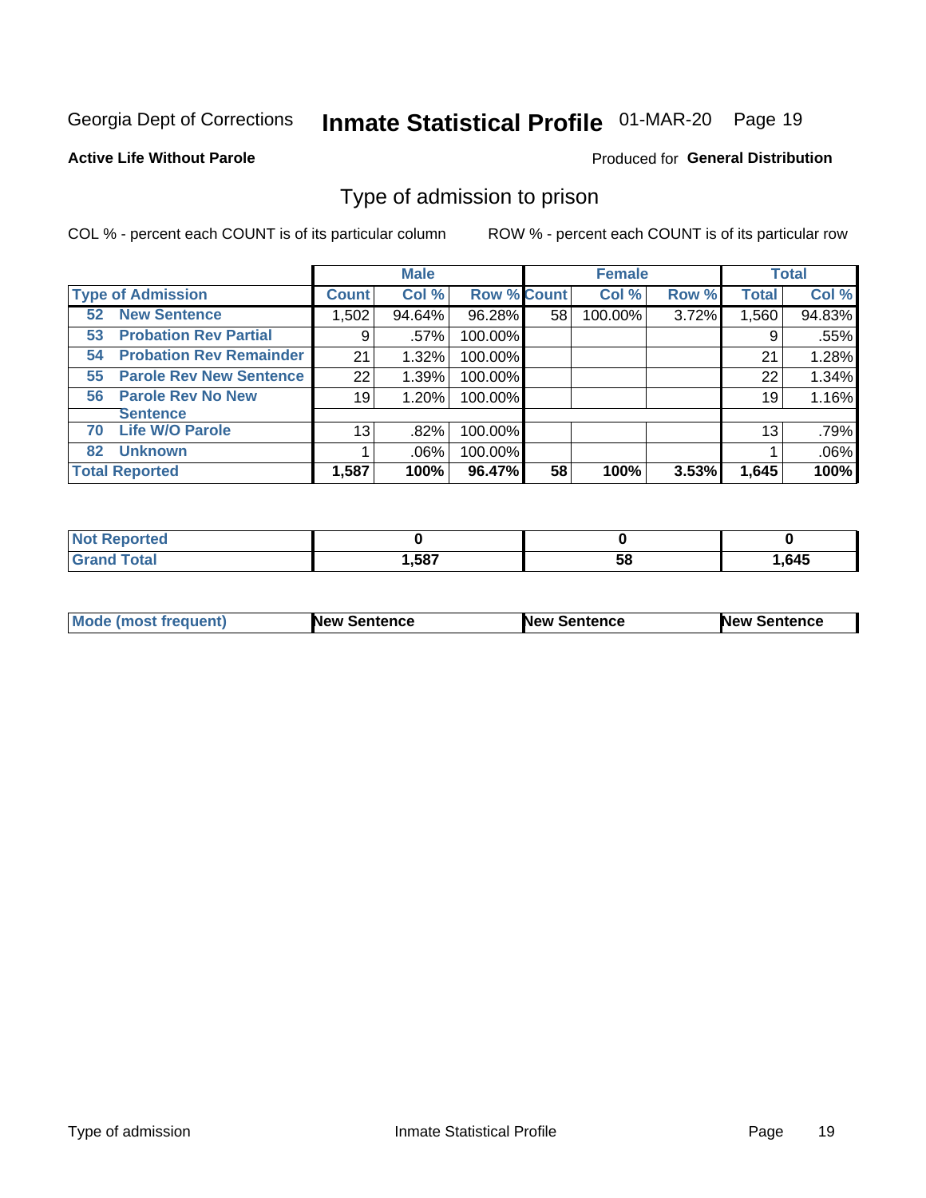Georgia Dept of Corrections **Inmate Statistical Profile** 01-MAR-20 Page 19

**Active Life Without Parole**

Produced for **General Distribution**

## Type of admission to prison

COL % - percent each COUNT is of its particular column ROW % - percent each COUNT is of its particular row

| Type of Admission | Male | | | Female | | | Total | |
|---|---|---|---|---|---|---|---|---|
| | Count | Col % | Row % | Count | Col % | Row % | Total | Col % |
| 52 New Sentence | 1,502 | 94.64% | 96.28% | 58 | 100.00% | 3.72% | 1,560 | 94.83% |
| 53 Probation Rev Partial | 9 | .57% | 100.00% | | | | 9 | .55% |
| 54 Probation Rev Remainder | 21 | 1.32% | 100.00% | | | | 21 | 1.28% |
| 55 Parole Rev New Sentence | 22 | 1.39% | 100.00% | | | | 22 | 1.34% |
| 56 Parole Rev No New Sentence | 19 | 1.20% | 100.00% | | | | 19 | 1.16% |
| 70 Life W/O Parole | 13 | .82% | 100.00% | | | | 13 | .79% |
| 82 Unknown | 1 | .06% | 100.00% | | | | 1 | .06% |
| **Total Reported** | **1,587** | **100%** | **96.47%** | **58** | **100%** | **3.53%** | **1,645** | **100%** |

| | Male | Female | Total |
|---|---|---|---|
| Not Reported | 0 | 0 | 0 |
| Grand Total | 1,587 | 58 | 1,645 |

| | Male | Female | Total |
|---|---|---|---|
| Mode (most frequent) | New Sentence | New Sentence | New Sentence |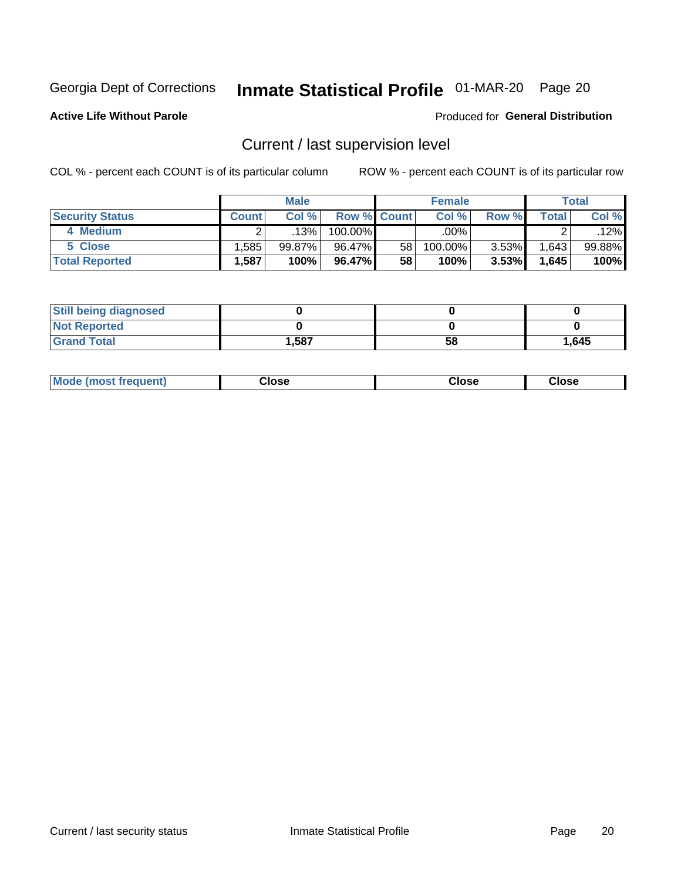Georgia Dept of Corrections **Inmate Statistical Profile** 01-MAR-20 Page 20

**Active Life Without Parole**

Produced for **General Distribution**

## Current / last supervision level

COL % - percent each COUNT is of its particular column

ROW % - percent each COUNT is of its particular row

| | Male | | | Female | | | Total | |
|---|---|---|---|---|---|---|---|---|
| **Security Status** | **Count** | **Col %** | **Row %** | **Count** | **Col %** | **Row %** | **Total** | **Col %** |
| 4 Medium | 2 | .13% | 100.00% | | .00% | | 2 | .12% |
| 5 Close | 1,585 | 99.87% | 96.47% | 58 | 100.00% | 3.53% | 1,643 | 99.88% |
| **Total Reported** | **1,587** | **100%** | **96.47%** | **58** | **100%** | **3.53%** | **1,645** | **100%** |

| | Male | Female | Total |
|---|---|---|---|
| **Still being diagnosed** | **0** | **0** | **0** |
| **Not Reported** | **0** | **0** | **0** |
| **Grand Total** | **1,587** | **58** | **1,645** |

| | Male | Female | Total |
|---|---|---|---|
| **Mode (most frequent)** | **Close** | **Close** | **Close** |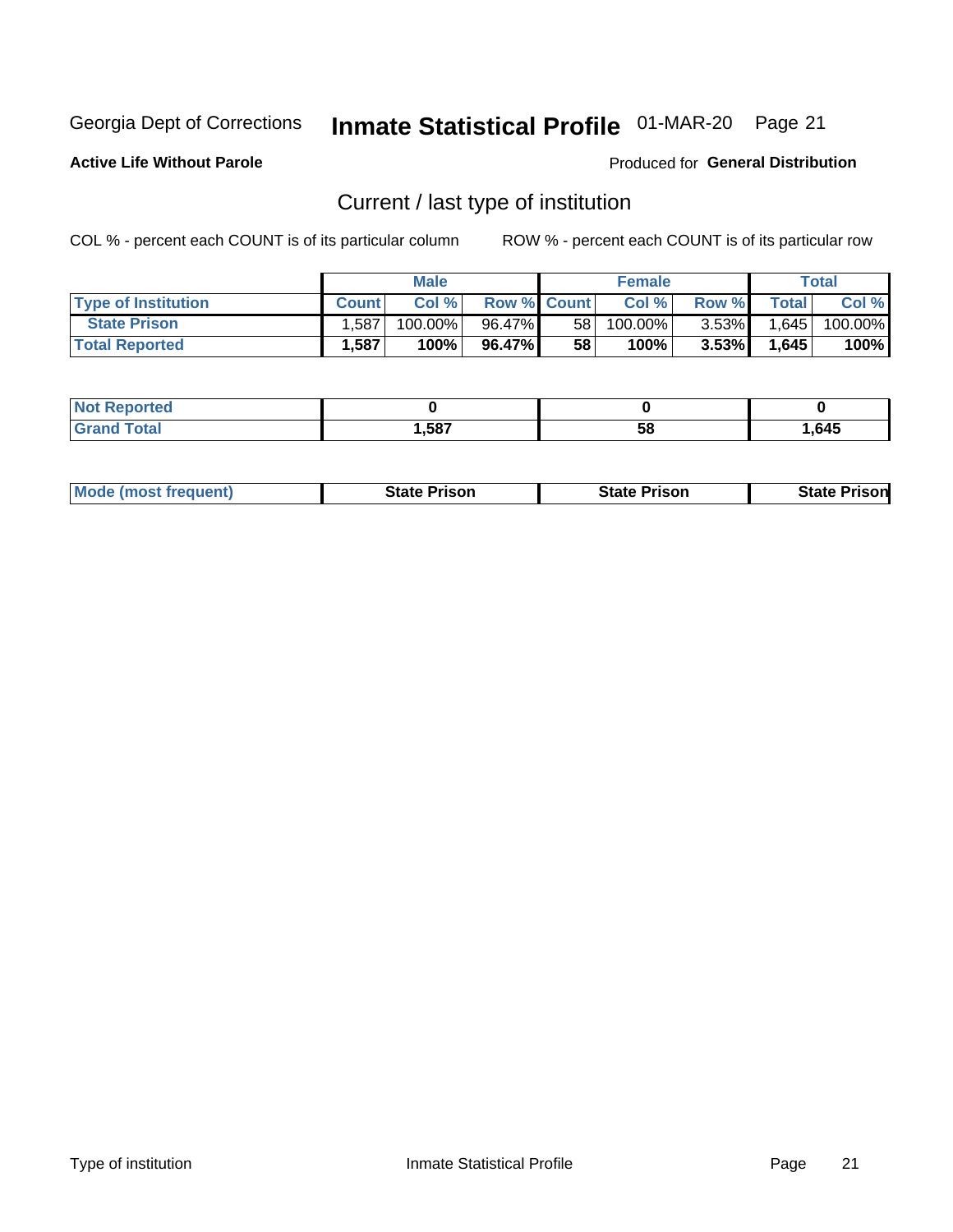Georgia Dept of Corrections **Inmate Statistical Profile** 01-MAR-20

**Active Life Without Parole**

Produced for **General Distribution**

## Current / last type of institution

COL % - percent each COUNT is of its particular column

ROW % - percent each COUNT is of its particular row

| | Male | | | Female | | | Total | |
|---|---|---|---|---|---|---|---|---|
| **Type of Institution** | **Count** | **Col %** | **Row %** | **Count** | **Col %** | **Row %** | **Total** | **Col %** |
| **State Prison** | 1,587 | 100.00% | 96.47% | 58 | 100.00% | 3.53% | 1,645 | 100.00% |
| **Total Reported** | **1,587** | **100%** | **96.47%** | **58** | **100%** | **3.53%** | **1,645** | **100%** |

| | Male | Female | Total |
|---|---|---|---|
| **Not Reported** | **0** | **0** | **0** |
| **Grand Total** | **1,587** | **58** | **1,645** |

| | Male | Female | Total |
|---|---|---|---|
| **Mode (most frequent)** | **State Prison** | **State Prison** | **State Prison** |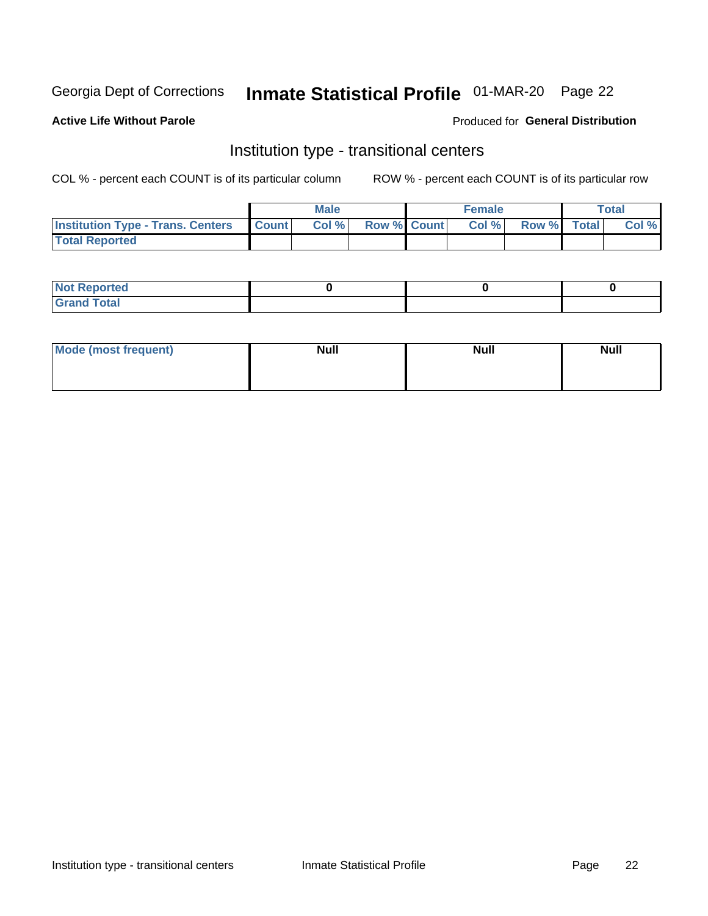Georgia Dept of Corrections **Inmate Statistical Profile** 01-MAR-20 Page 22

**Active Life Without Parole**

Produced for **General Distribution**

## Institution type - transitional centers

COL % - percent each COUNT is of its particular column ROW % - percent each COUNT is of its particular row

| | Male | | | Female | | | Total | |
|---|---|---|---|---|---|---|---|---|
| Institution Type - Trans. Centers | Count | Col % | Row % | Count | Col % | Row % | Total | Col % |
| Total Reported | | | | | | | | |

| | Male | Female | Total |
|---|---|---|---|
| Not Reported | 0 | 0 | 0 |
| Grand Total | | | |

| | Male | Female | Total |
|---|---|---|---|
| Mode (most frequent) | Null | Null | Null |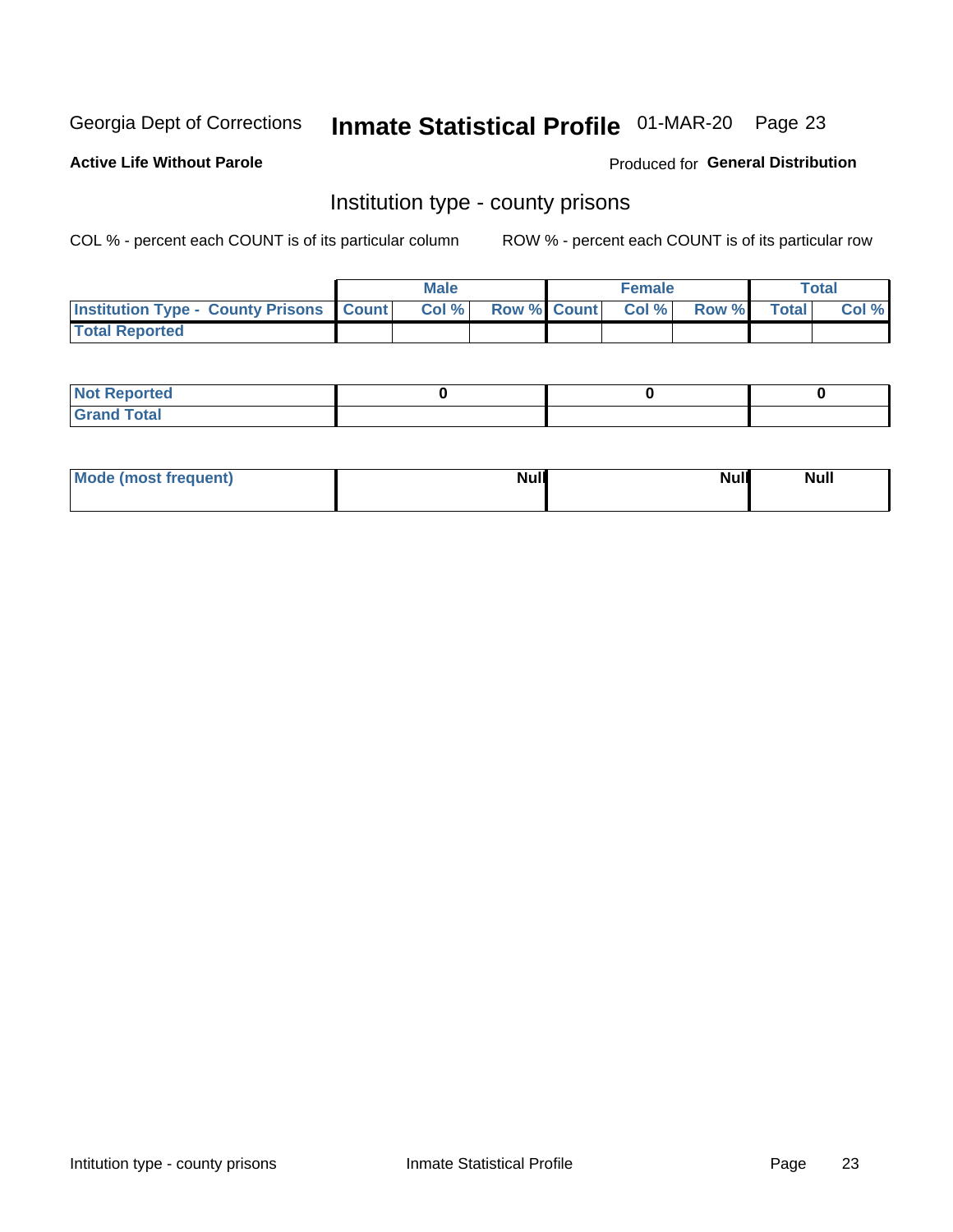Georgia Dept of Corrections **Inmate Statistical Profile** 01-MAR-20

**Active Life Without Parole**

Produced for **General Distribution**

## Institution type - county prisons

COL % - percent each COUNT is of its particular column

ROW % - percent each COUNT is of its particular row

| | Male | | | Female | | | Total | |
|---|---|---|---|---|---|---|---|---|
| Institution Type - County Prisons | Count | Col % | Row % | Count | Col % | Row % | Total | Col % |
| Total Reported | | | | | | | | |

| | Male | Female | Total |
|---|---|---|---|
| Not Reported | 0 | 0 | 0 |
| Grand Total | | | |

| | Male | Female | Total |
|---|---|---|---|
| Mode (most frequent) | Null | Null | Null |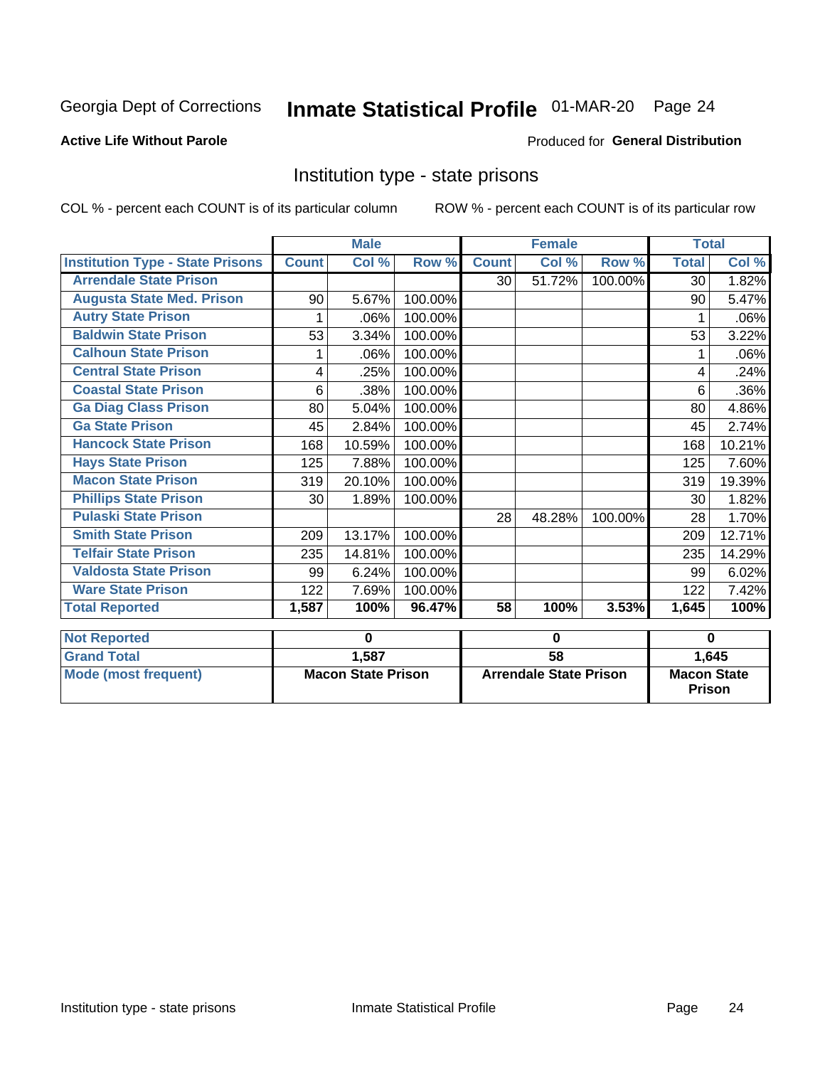Georgia Dept of Corrections **Inmate Statistical Profile** 01-MAR-20

**Active Life Without Parole**

Produced for **General Distribution**

## Institution type - state prisons

COL % - percent each COUNT is of its particular column     ROW % - percent each COUNT is of its particular row

| | Male | | | Female | | | Total | |
|---|---|---|---|---|---|---|---|---|
| **Institution Type - State Prisons** | **Count** | **Col %** | **Row %** | **Count** | **Col %** | **Row %** | **Total** | **Col %** |
| **Arrendale State Prison** | | | | 30 | 51.72% | 100.00% | 30 | 1.82% |
| **Augusta State Med. Prison** | 90 | 5.67% | 100.00% | | | | 90 | 5.47% |
| **Autry State Prison** | 1 | .06% | 100.00% | | | | 1 | .06% |
| **Baldwin State Prison** | 53 | 3.34% | 100.00% | | | | 53 | 3.22% |
| **Calhoun State Prison** | 1 | .06% | 100.00% | | | | 1 | .06% |
| **Central State Prison** | 4 | .25% | 100.00% | | | | 4 | .24% |
| **Coastal State Prison** | 6 | .38% | 100.00% | | | | 6 | .36% |
| **Ga Diag Class Prison** | 80 | 5.04% | 100.00% | | | | 80 | 4.86% |
| **Ga State Prison** | 45 | 2.84% | 100.00% | | | | 45 | 2.74% |
| **Hancock State Prison** | 168 | 10.59% | 100.00% | | | | 168 | 10.21% |
| **Hays State Prison** | 125 | 7.88% | 100.00% | | | | 125 | 7.60% |
| **Macon State Prison** | 319 | 20.10% | 100.00% | | | | 319 | 19.39% |
| **Phillips State Prison** | 30 | 1.89% | 100.00% | | | | 30 | 1.82% |
| **Pulaski State Prison** | | | | 28 | 48.28% | 100.00% | 28 | 1.70% |
| **Smith State Prison** | 209 | 13.17% | 100.00% | | | | 209 | 12.71% |
| **Telfair State Prison** | 235 | 14.81% | 100.00% | | | | 235 | 14.29% |
| **Valdosta State Prison** | 99 | 6.24% | 100.00% | | | | 99 | 6.02% |
| **Ware State Prison** | 122 | 7.69% | 100.00% | | | | 122 | 7.42% |
| **Total Reported** | **1,587** | **100%** | **96.47%** | **58** | **100%** | **3.53%** | **1,645** | **100%** |

| | Male | Female | Total |
|---|---|---|---|
| **Not Reported** | **0** | **0** | **0** |
| **Grand Total** | **1,587** | **58** | **1,645** |
| **Mode (most frequent)** | **Macon State Prison** | **Arrendale State Prison** | **Macon State Prison** |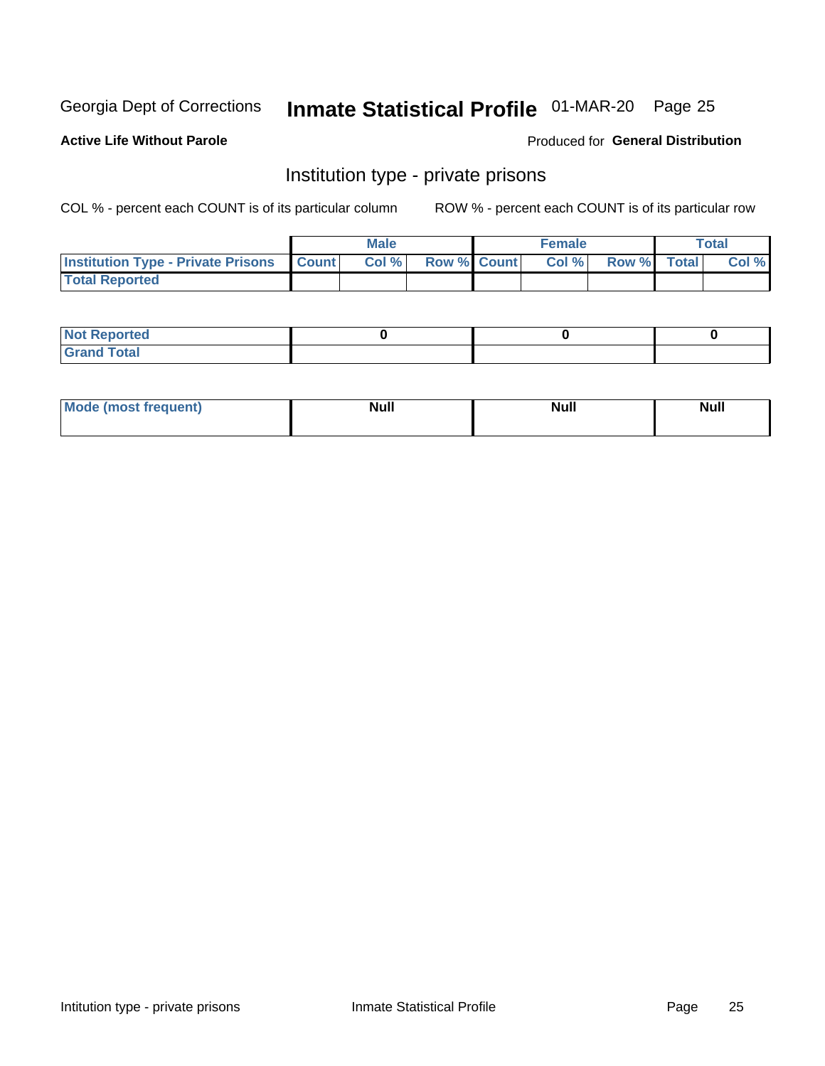Georgia Dept of Corrections **Inmate Statistical Profile** 01-MAR-20

**Active Life Without Parole**

Produced for **General Distribution**

## Institution type - private prisons

COL % - percent each COUNT is of its particular column

ROW % - percent each COUNT is of its particular row

| | Male | | | Female | | | Total | |
|---|---|---|---|---|---|---|---|---|
| **Institution Type - Private Prisons** | Count | Col % | Row % | Count | Col % | Row % | Total | Col % |
| **Total Reported** | | | | | | | | |

| | Male | Female | Total |
|---|---|---|---|
| **Not Reported** | 0 | 0 | 0 |
| **Grand Total** | | | |

| | Male | Female | Total |
|---|---|---|---|
| **Mode (most frequent)** | Null | Null | Null |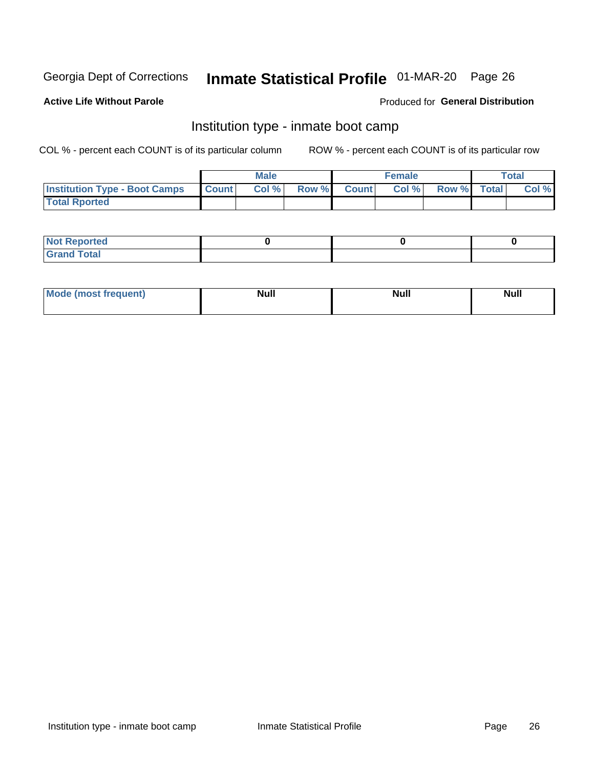Georgia Dept of Corrections **Inmate Statistical Profile** 01-MAR-20

**Active Life Without Parole**

Produced for **General Distribution**

## Institution type - inmate boot camp

COL % - percent each COUNT is of its particular column

ROW % - percent each COUNT is of its particular row

| | Male | | | Female | | | Total | |
|---|---|---|---|---|---|---|---|---|
| **Institution Type - Boot Camps** | **Count** | **Col %** | **Row %** | **Count** | **Col %** | **Row %** | **Total** | **Col %** |
| **Total Rported** | | | | | | | | |

| | Male | Female | Total |
|---|---|---|---|
| **Not Reported** | **0** | **0** | **0** |
| **Grand Total** | | | |

| | Male | Female | Total |
|---|---|---|---|
| **Mode (most frequent)** | **Null** | **Null** | **Null** |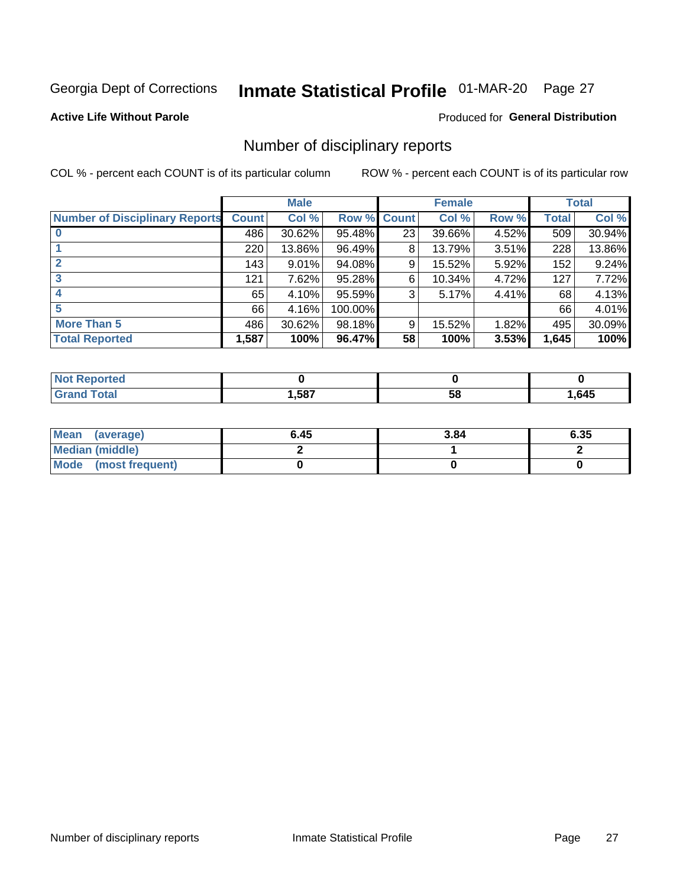Georgia Dept of Corrections **Inmate Statistical Profile** 01-MAR-20

**Active Life Without Parole**

Produced for **General Distribution**

## Number of disciplinary reports

COL % - percent each COUNT is of its particular column ROW % - percent each COUNT is of its particular row

| | Male | | | Female | | | Total | |
|---|---|---|---|---|---|---|---|---|
| **Number of Disciplinary Reports** | **Count** | **Col %** | **Row %** | **Count** | **Col %** | **Row %** | **Total** | **Col %** |
| **0** | 486 | 30.62% | 95.48% | 23 | 39.66% | 4.52% | 509 | 30.94% |
| **1** | 220 | 13.86% | 96.49% | 8 | 13.79% | 3.51% | 228 | 13.86% |
| **2** | 143 | 9.01% | 94.08% | 9 | 15.52% | 5.92% | 152 | 9.24% |
| **3** | 121 | 7.62% | 95.28% | 6 | 10.34% | 4.72% | 127 | 7.72% |
| **4** | 65 | 4.10% | 95.59% | 3 | 5.17% | 4.41% | 68 | 4.13% |
| **5** | 66 | 4.16% | 100.00% | | | | 66 | 4.01% |
| **More Than 5** | 486 | 30.62% | 98.18% | 9 | 15.52% | 1.82% | 495 | 30.09% |
| **Total Reported** | **1,587** | **100%** | **96.47%** | **58** | **100%** | **3.53%** | **1,645** | **100%** |

| | Male | Female | Total |
|---|---|---|---|
| **Not Reported** | **0** | **0** | **0** |
| **Grand Total** | **1,587** | **58** | **1,645** |

| | Male | Female | Total |
|---|---|---|---|
| **Mean (average)** | **6.45** | **3.84** | **6.35** |
| **Median (middle)** | **2** | **1** | **2** |
| **Mode (most frequent)** | **0** | **0** | **0** |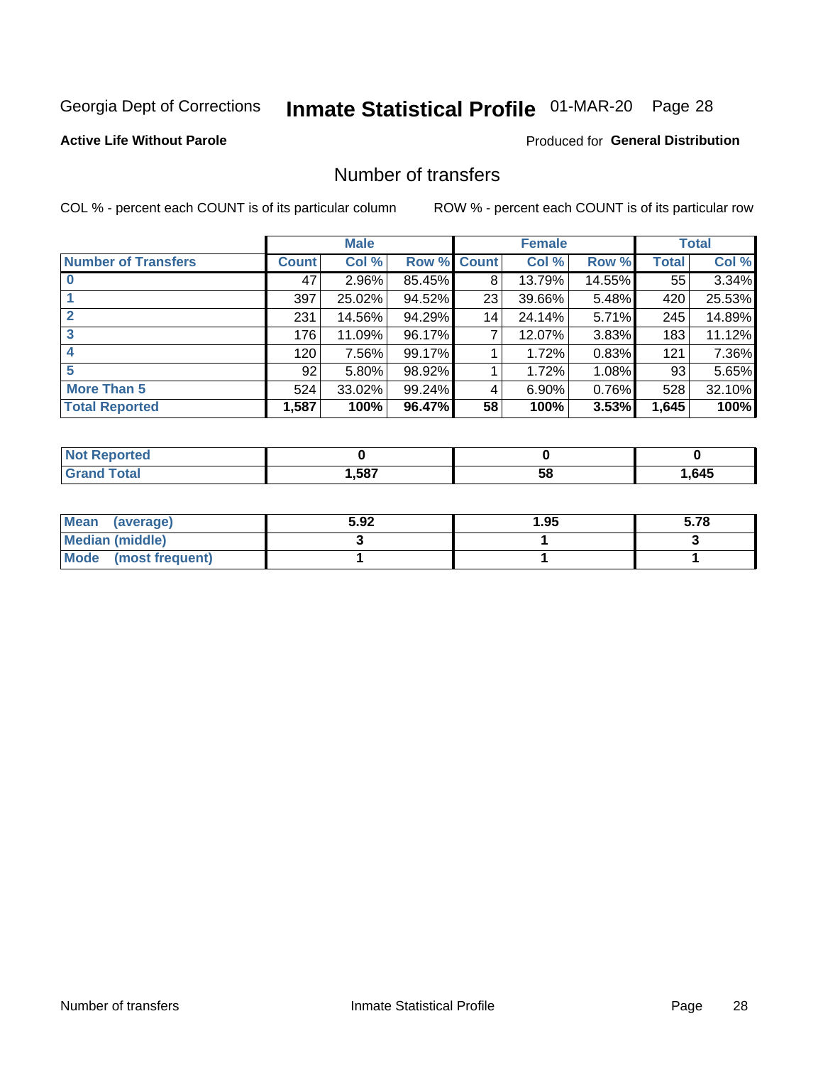Georgia Dept of Corrections **Inmate Statistical Profile** 01-MAR-20

**Active Life Without Parole**

Produced for **General Distribution**

## Number of transfers

COL % - percent each COUNT is of its particular column

ROW % - percent each COUNT is of its particular row

| | Male | | | Female | | | Total | |
|---|---|---|---|---|---|---|---|---|
| **Number of Transfers** | **Count** | **Col %** | **Row %** | **Count** | **Col %** | **Row %** | **Total** | **Col %** |
| **0** | 47 | 2.96% | 85.45% | 8 | 13.79% | 14.55% | 55 | 3.34% |
| **1** | 397 | 25.02% | 94.52% | 23 | 39.66% | 5.48% | 420 | 25.53% |
| **2** | 231 | 14.56% | 94.29% | 14 | 24.14% | 5.71% | 245 | 14.89% |
| **3** | 176 | 11.09% | 96.17% | 7 | 12.07% | 3.83% | 183 | 11.12% |
| **4** | 120 | 7.56% | 99.17% | 1 | 1.72% | 0.83% | 121 | 7.36% |
| **5** | 92 | 5.80% | 98.92% | 1 | 1.72% | 1.08% | 93 | 5.65% |
| **More Than 5** | 524 | 33.02% | 99.24% | 4 | 6.90% | 0.76% | 528 | 32.10% |
| **Total Reported** | **1,587** | **100%** | **96.47%** | **58** | **100%** | **3.53%** | **1,645** | **100%** |

| | Male | Female | Total |
|---|---|---|---|
| **Not Reported** | **0** | **0** | **0** |
| **Grand Total** | **1,587** | **58** | **1,645** |

| | Male | Female | Total |
|---|---|---|---|
| **Mean (average)** | **5.92** | **1.95** | **5.78** |
| **Median (middle)** | **3** | **1** | **3** |
| **Mode (most frequent)** | **1** | **1** | **1** |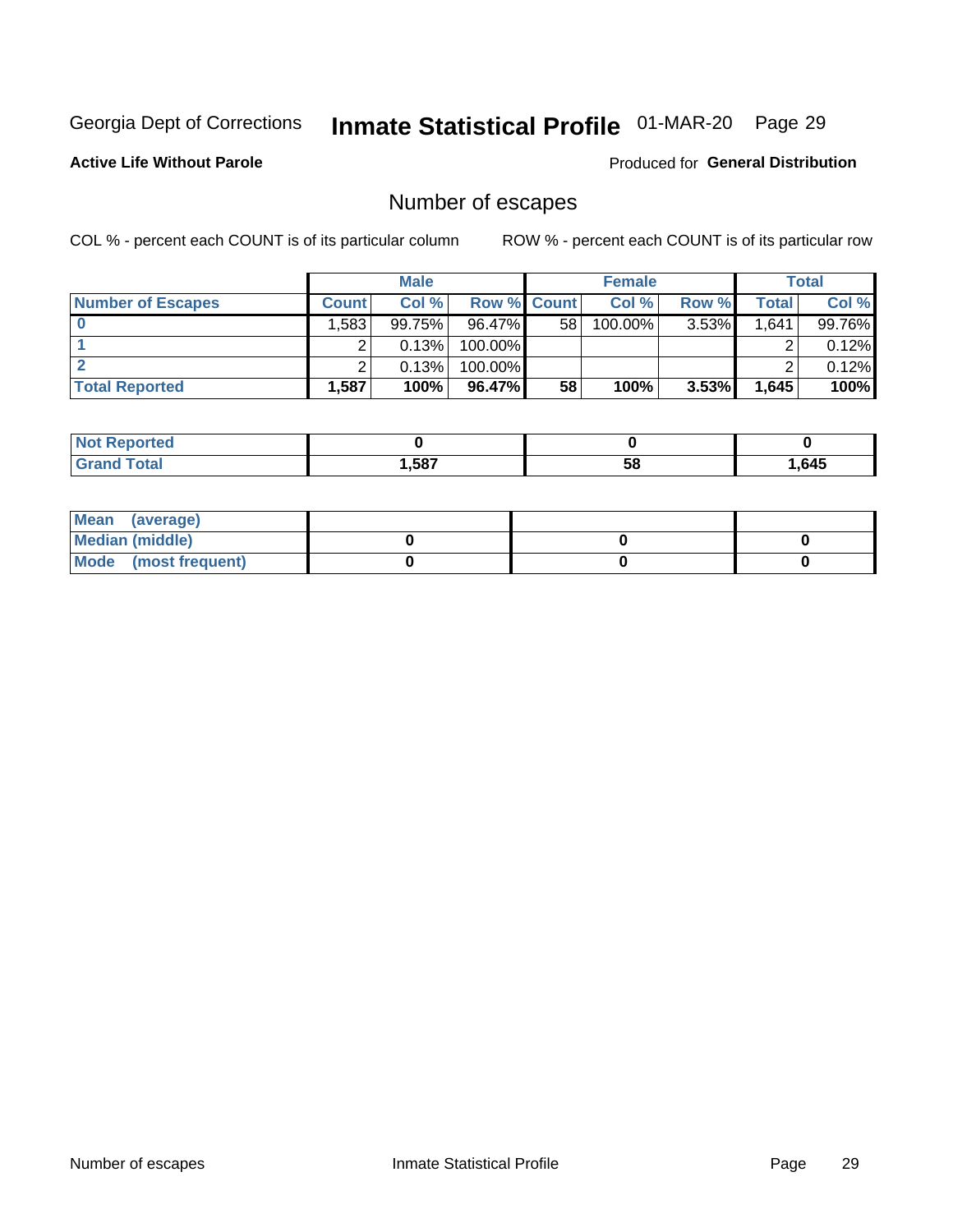Georgia Dept of Corrections **Inmate Statistical Profile** 01-MAR-20

**Active Life Without Parole**

Produced for **General Distribution**

## Number of escapes

COL % - percent each COUNT is of its particular column

ROW % - percent each COUNT is of its particular row

| | Male | | | Female | | | Total | |
|---|---|---|---|---|---|---|---|---|
| **Number of Escapes** | **Count** | **Col %** | **Row %** | **Count** | **Col %** | **Row %** | **Total** | **Col %** |
| **0** | 1,583 | 99.75% | 96.47% | 58 | 100.00% | 3.53% | 1,641 | 99.76% |
| **1** | 2 | 0.13% | 100.00% | | | | 2 | 0.12% |
| **2** | 2 | 0.13% | 100.00% | | | | 2 | 0.12% |
| **Total Reported** | **1,587** | **100%** | **96.47%** | **58** | **100%** | **3.53%** | **1,645** | **100%** |

| | Male | Female | Total |
|---|---|---|---|
| **Not Reported** | **0** | **0** | **0** |
| **Grand Total** | **1,587** | **58** | **1,645** |

| | Male | Female | Total |
|---|---|---|---|
| **Mean (average)** | | | |
| **Median (middle)** | **0** | **0** | **0** |
| **Mode (most frequent)** | **0** | **0** | **0** |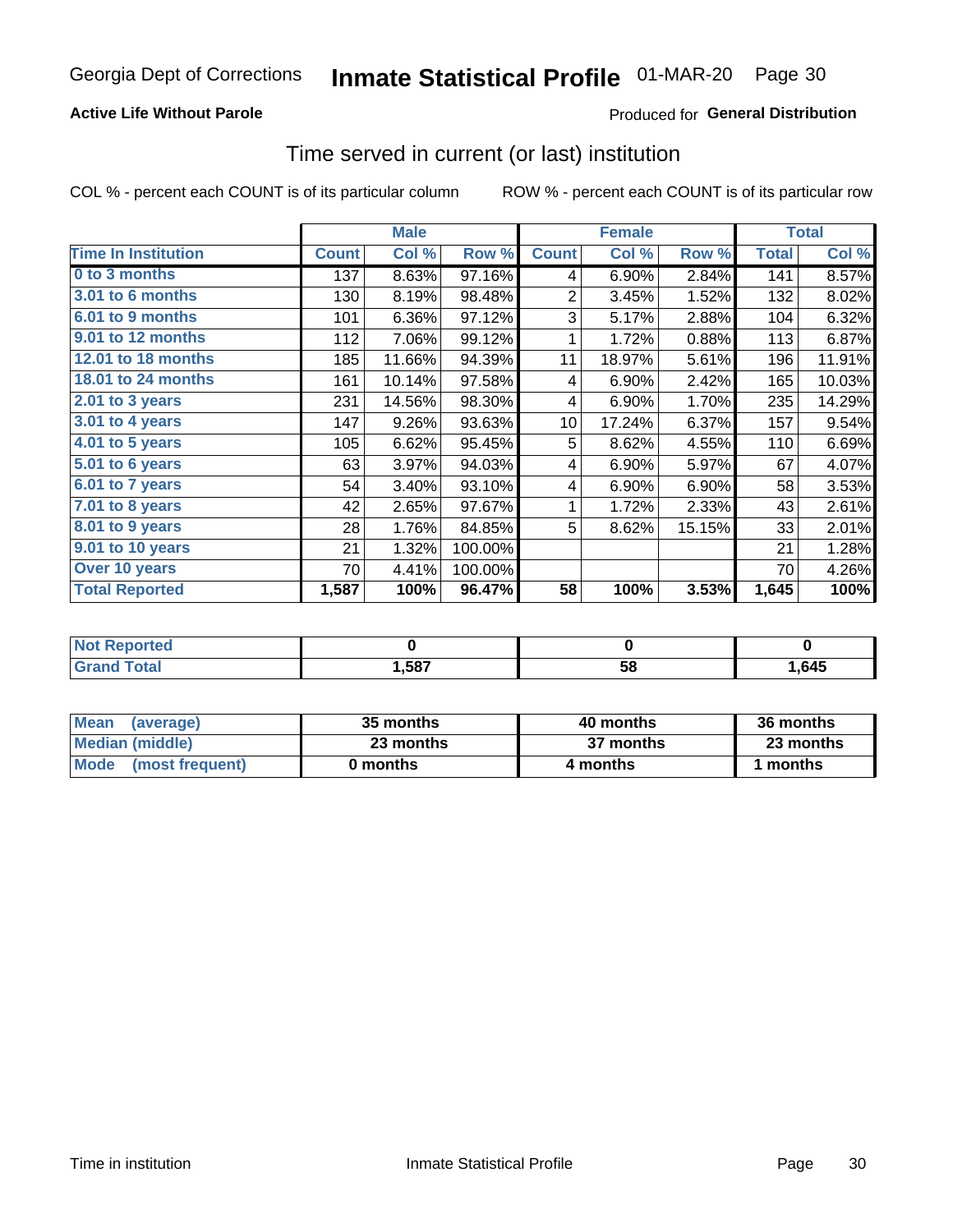Georgia Dept of Corrections **Inmate Statistical Profile** 01-MAR-20

**Active Life Without Parole**

Produced for **General Distribution**

## Time served in current (or last) institution

COL % - percent each COUNT is of its particular column ROW % - percent each COUNT is of its particular row

| | Male | | | Female | | | Total | |
|---|---|---|---|---|---|---|---|---|
| **Time In Institution** | **Count** | **Col %** | **Row %** | **Count** | **Col %** | **Row %** | **Total** | **Col %** |
| 0 to 3 months | 137 | 8.63% | 97.16% | 4 | 6.90% | 2.84% | 141 | 8.57% |
| 3.01 to 6 months | 130 | 8.19% | 98.48% | 2 | 3.45% | 1.52% | 132 | 8.02% |
| 6.01 to 9 months | 101 | 6.36% | 97.12% | 3 | 5.17% | 2.88% | 104 | 6.32% |
| 9.01 to 12 months | 112 | 7.06% | 99.12% | 1 | 1.72% | 0.88% | 113 | 6.87% |
| 12.01 to 18 months | 185 | 11.66% | 94.39% | 11 | 18.97% | 5.61% | 196 | 11.91% |
| 18.01 to 24 months | 161 | 10.14% | 97.58% | 4 | 6.90% | 2.42% | 165 | 10.03% |
| 2.01 to 3 years | 231 | 14.56% | 98.30% | 4 | 6.90% | 1.70% | 235 | 14.29% |
| 3.01 to 4 years | 147 | 9.26% | 93.63% | 10 | 17.24% | 6.37% | 157 | 9.54% |
| 4.01 to 5 years | 105 | 6.62% | 95.45% | 5 | 8.62% | 4.55% | 110 | 6.69% |
| 5.01 to 6 years | 63 | 3.97% | 94.03% | 4 | 6.90% | 5.97% | 67 | 4.07% |
| 6.01 to 7 years | 54 | 3.40% | 93.10% | 4 | 6.90% | 6.90% | 58 | 3.53% |
| 7.01 to 8 years | 42 | 2.65% | 97.67% | 1 | 1.72% | 2.33% | 43 | 2.61% |
| 8.01 to 9 years | 28 | 1.76% | 84.85% | 5 | 8.62% | 15.15% | 33 | 2.01% |
| 9.01 to 10 years | 21 | 1.32% | 100.00% | | | | 21 | 1.28% |
| Over 10 years | 70 | 4.41% | 100.00% | | | | 70 | 4.26% |
| **Total Reported** | **1,587** | **100%** | **96.47%** | **58** | **100%** | **3.53%** | **1,645** | **100%** |

| | Male | Female | Total |
|---|---|---|---|
| Not Reported | 0 | 0 | 0 |
| Grand Total | 1,587 | 58 | 1,645 |

| | Male | Female | Total |
|---|---|---|---|
| Mean (average) | 35 months | 40 months | 36 months |
| Median (middle) | 23 months | 37 months | 23 months |
| Mode (most frequent) | 0 months | 4 months | 1 months |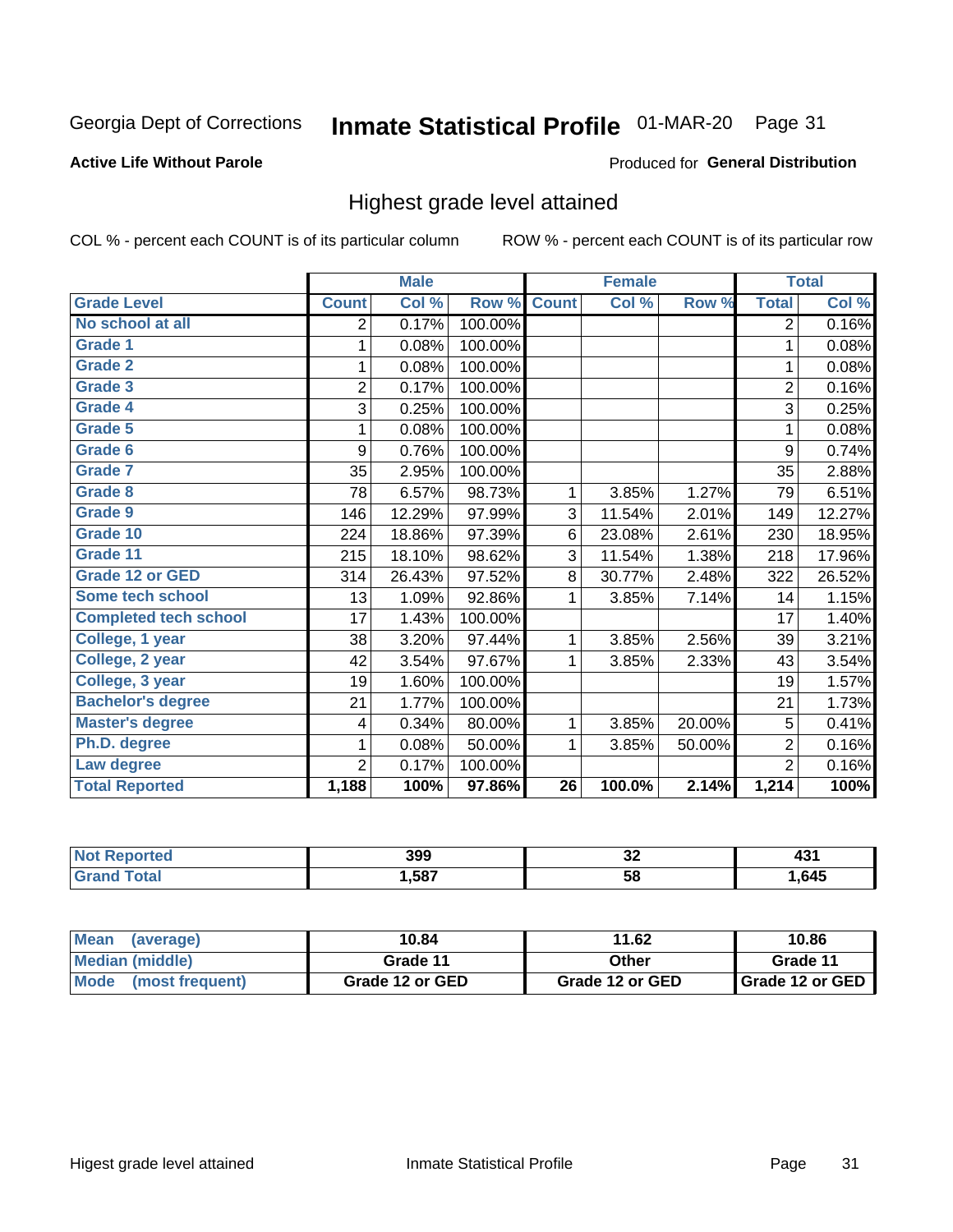Georgia Dept of Corrections **Inmate Statistical Profile** 01-MAR-20

**Active Life Without Parole**

Produced for **General Distribution**

## Highest grade level attained

COL % - percent each COUNT is of its particular column    ROW % - percent each COUNT is of its particular row

| | Male | | | Female | | | Total | |
|---|---|---|---|---|---|---|---|---|
| **Grade Level** | **Count** | **Col %** | **Row %** | **Count** | **Col %** | **Row %** | **Total** | **Col %** |
| No school at all | 2 | 0.17% | 100.00% | | | | 2 | 0.16% |
| Grade 1 | 1 | 0.08% | 100.00% | | | | 1 | 0.08% |
| Grade 2 | 1 | 0.08% | 100.00% | | | | 1 | 0.08% |
| Grade 3 | 2 | 0.17% | 100.00% | | | | 2 | 0.16% |
| Grade 4 | 3 | 0.25% | 100.00% | | | | 3 | 0.25% |
| Grade 5 | 1 | 0.08% | 100.00% | | | | 1 | 0.08% |
| Grade 6 | 9 | 0.76% | 100.00% | | | | 9 | 0.74% |
| Grade 7 | 35 | 2.95% | 100.00% | | | | 35 | 2.88% |
| Grade 8 | 78 | 6.57% | 98.73% | 1 | 3.85% | 1.27% | 79 | 6.51% |
| Grade 9 | 146 | 12.29% | 97.99% | 3 | 11.54% | 2.01% | 149 | 12.27% |
| Grade 10 | 224 | 18.86% | 97.39% | 6 | 23.08% | 2.61% | 230 | 18.95% |
| Grade 11 | 215 | 18.10% | 98.62% | 3 | 11.54% | 1.38% | 218 | 17.96% |
| Grade 12 or GED | 314 | 26.43% | 97.52% | 8 | 30.77% | 2.48% | 322 | 26.52% |
| Some tech school | 13 | 1.09% | 92.86% | 1 | 3.85% | 7.14% | 14 | 1.15% |
| Completed tech school | 17 | 1.43% | 100.00% | | | | 17 | 1.40% |
| College, 1 year | 38 | 3.20% | 97.44% | 1 | 3.85% | 2.56% | 39 | 3.21% |
| College, 2 year | 42 | 3.54% | 97.67% | 1 | 3.85% | 2.33% | 43 | 3.54% |
| College, 3 year | 19 | 1.60% | 100.00% | | | | 19 | 1.57% |
| Bachelor's degree | 21 | 1.77% | 100.00% | | | | 21 | 1.73% |
| Master's degree | 4 | 0.34% | 80.00% | 1 | 3.85% | 20.00% | 5 | 0.41% |
| Ph.D. degree | 1 | 0.08% | 50.00% | 1 | 3.85% | 50.00% | 2 | 0.16% |
| Law degree | 2 | 0.17% | 100.00% | | | | 2 | 0.16% |
| **Total Reported** | **1,188** | **100%** | **97.86%** | **26** | **100.0%** | **2.14%** | **1,214** | **100%** |

| | Male | Female | Total |
|---|---|---|---|
| Not Reported | 399 | 32 | 431 |
| Grand Total | 1,587 | 58 | 1,645 |

| | Male | Female | Total |
|---|---|---|---|
| Mean (average) | 10.84 | 11.62 | 10.86 |
| Median (middle) | Grade 11 | Other | Grade 11 |
| Mode (most frequent) | Grade 12 or GED | Grade 12 or GED | Grade 12 or GED |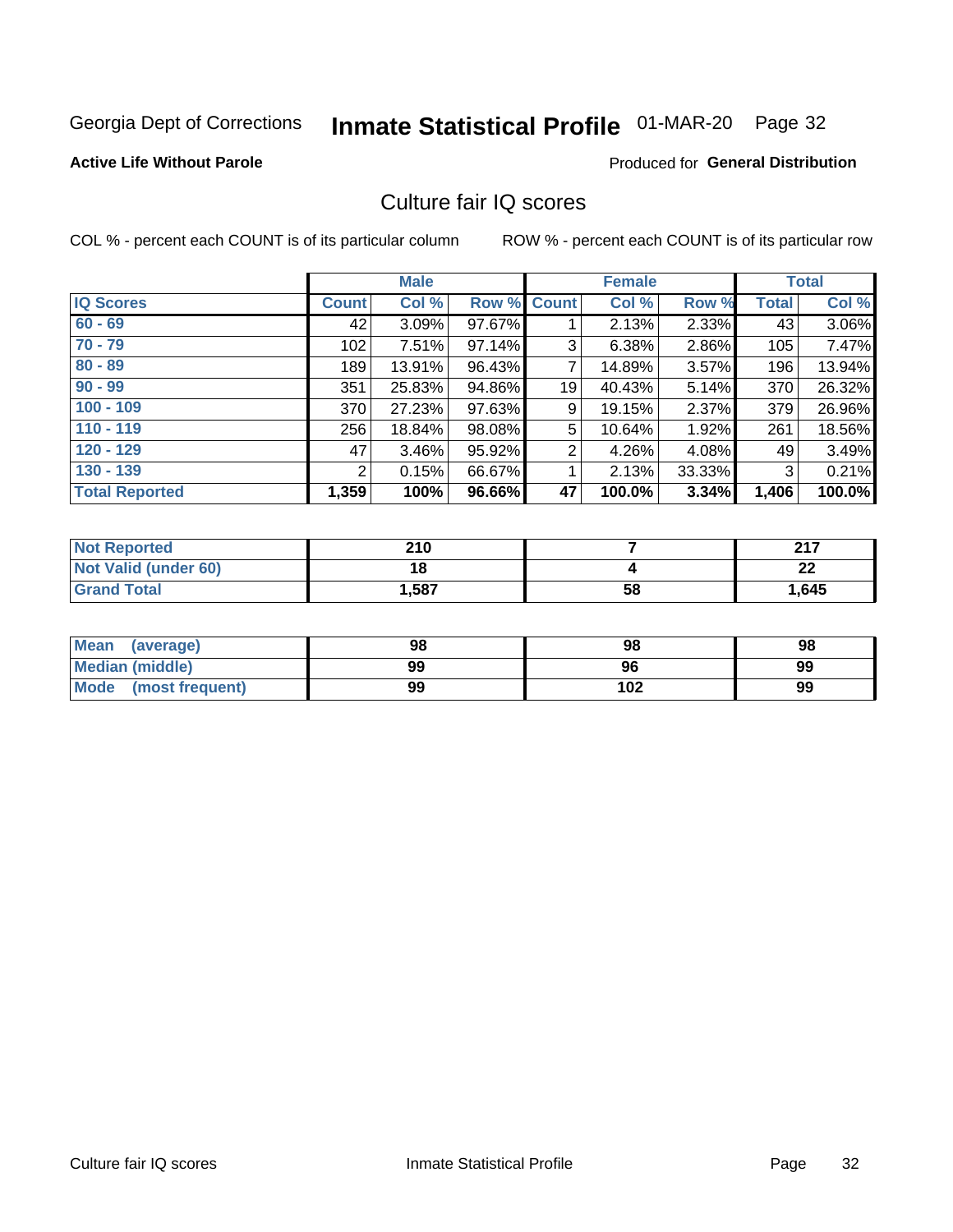Georgia Dept of Corrections **Inmate Statistical Profile** 01-MAR-20 Page 32

**Active Life Without Parole**

Produced for **General Distribution**

## Culture fair IQ scores

COL % - percent each COUNT is of its particular column

ROW % - percent each COUNT is of its particular row

| | Male | | | Female | | | Total | |
|---|---|---|---|---|---|---|---|---|
| **IQ Scores** | **Count** | **Col %** | **Row %** | **Count** | **Col %** | **Row %** | **Total** | **Col %** |
| 60 - 69 | 42 | 3.09% | 97.67% | 1 | 2.13% | 2.33% | 43 | 3.06% |
| 70 - 79 | 102 | 7.51% | 97.14% | 3 | 6.38% | 2.86% | 105 | 7.47% |
| 80 - 89 | 189 | 13.91% | 96.43% | 7 | 14.89% | 3.57% | 196 | 13.94% |
| 90 - 99 | 351 | 25.83% | 94.86% | 19 | 40.43% | 5.14% | 370 | 26.32% |
| 100 - 109 | 370 | 27.23% | 97.63% | 9 | 19.15% | 2.37% | 379 | 26.96% |
| 110 - 119 | 256 | 18.84% | 98.08% | 5 | 10.64% | 1.92% | 261 | 18.56% |
| 120 - 129 | 47 | 3.46% | 95.92% | 2 | 4.26% | 4.08% | 49 | 3.49% |
| 130 - 139 | 2 | 0.15% | 66.67% | 1 | 2.13% | 33.33% | 3 | 0.21% |
| **Total Reported** | **1,359** | **100%** | **96.66%** | **47** | **100.0%** | **3.34%** | **1,406** | **100.0%** |

| | Male | Female | Total |
|---|---|---|---|
| Not Reported | 210 | 7 | 217 |
| Not Valid (under 60) | 18 | 4 | 22 |
| Grand Total | 1,587 | 58 | 1,645 |

| | Male | Female | Total |
|---|---|---|---|
| Mean (average) | 98 | 98 | 98 |
| Median (middle) | 99 | 96 | 99 |
| Mode (most frequent) | 99 | 102 | 99 |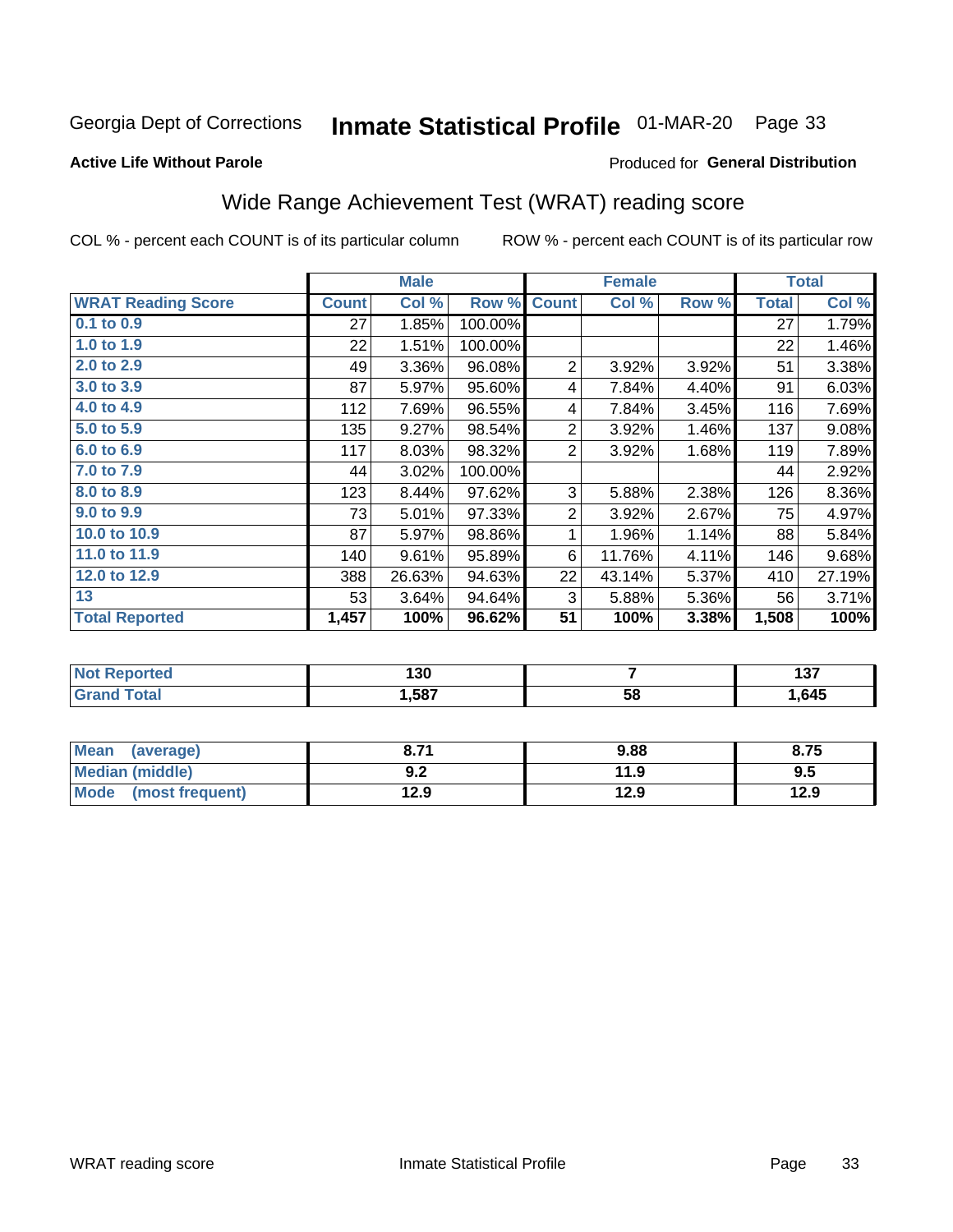Georgia Dept of Corrections **Inmate Statistical Profile** 01-MAR-20 Page 33

**Active Life Without Parole**

Produced for **General Distribution**

## Wide Range Achievement Test (WRAT) reading score

COL % - percent each COUNT is of its particular column ROW % - percent each COUNT is of its particular row

| | Male | | | Female | | | Total | |
|---|---|---|---|---|---|---|---|---|
| **WRAT Reading Score** | **Count** | **Col %** | **Row %** | **Count** | **Col %** | **Row %** | **Total** | **Col %** |
| 0.1 to 0.9 | 27 | 1.85% | 100.00% | | | | 27 | 1.79% |
| 1.0 to 1.9 | 22 | 1.51% | 100.00% | | | | 22 | 1.46% |
| 2.0 to 2.9 | 49 | 3.36% | 96.08% | 2 | 3.92% | 3.92% | 51 | 3.38% |
| 3.0 to 3.9 | 87 | 5.97% | 95.60% | 4 | 7.84% | 4.40% | 91 | 6.03% |
| 4.0 to 4.9 | 112 | 7.69% | 96.55% | 4 | 7.84% | 3.45% | 116 | 7.69% |
| 5.0 to 5.9 | 135 | 9.27% | 98.54% | 2 | 3.92% | 1.46% | 137 | 9.08% |
| 6.0 to 6.9 | 117 | 8.03% | 98.32% | 2 | 3.92% | 1.68% | 119 | 7.89% |
| 7.0 to 7.9 | 44 | 3.02% | 100.00% | | | | 44 | 2.92% |
| 8.0 to 8.9 | 123 | 8.44% | 97.62% | 3 | 5.88% | 2.38% | 126 | 8.36% |
| 9.0 to 9.9 | 73 | 5.01% | 97.33% | 2 | 3.92% | 2.67% | 75 | 4.97% |
| 10.0 to 10.9 | 87 | 5.97% | 98.86% | 1 | 1.96% | 1.14% | 88 | 5.84% |
| 11.0 to 11.9 | 140 | 9.61% | 95.89% | 6 | 11.76% | 4.11% | 146 | 9.68% |
| 12.0 to 12.9 | 388 | 26.63% | 94.63% | 22 | 43.14% | 5.37% | 410 | 27.19% |
| 13 | 53 | 3.64% | 94.64% | 3 | 5.88% | 5.36% | 56 | 3.71% |
| **Total Reported** | **1,457** | **100%** | **96.62%** | **51** | **100%** | **3.38%** | **1,508** | **100%** |

| | Male | Female | Total |
|---|---|---|---|
| Not Reported | 130 | 7 | 137 |
| Grand Total | 1,587 | 58 | 1,645 |

| | Male | Female | Total |
|---|---|---|---|
| Mean (average) | 8.71 | 9.88 | 8.75 |
| Median (middle) | 9.2 | 11.9 | 9.5 |
| Mode (most frequent) | 12.9 | 12.9 | 12.9 |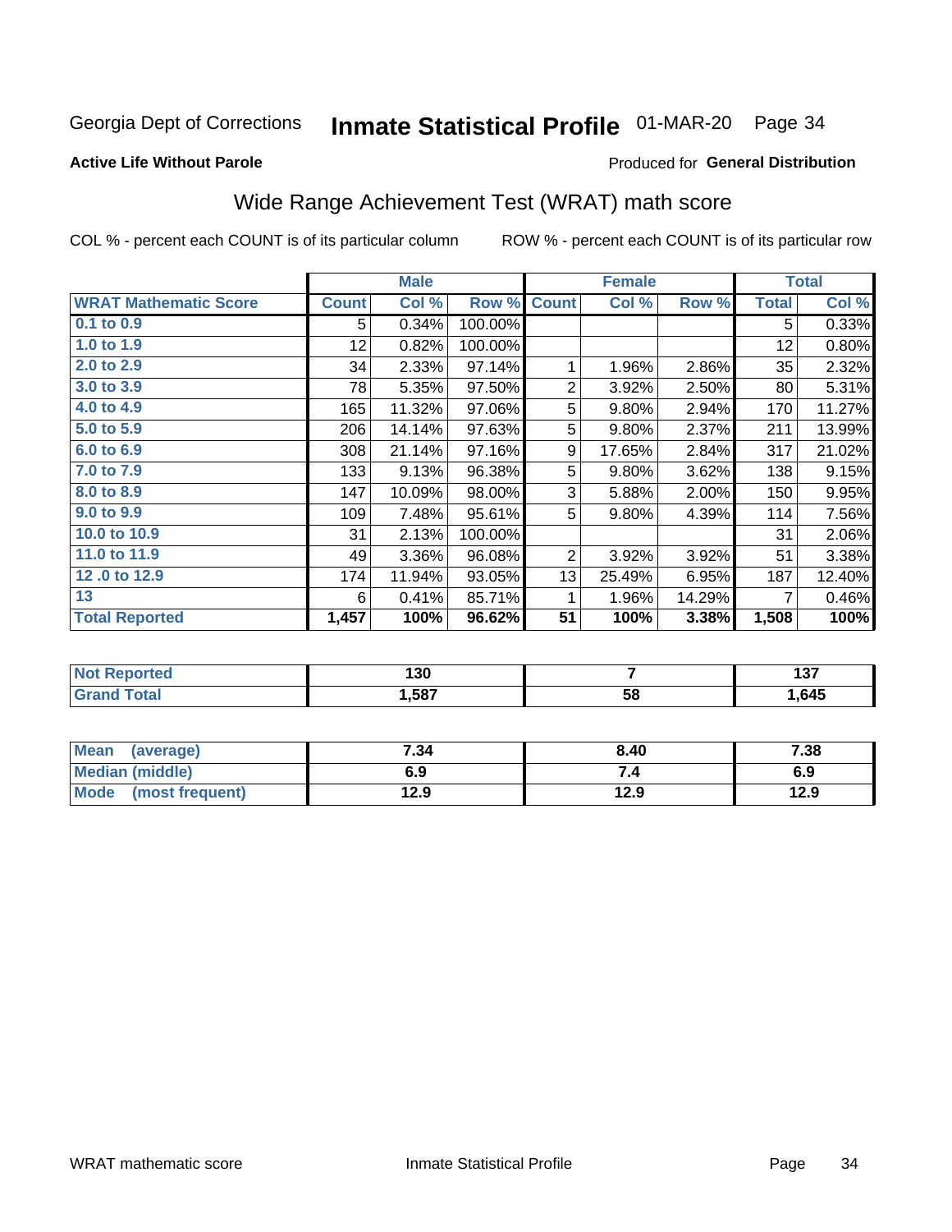Georgia Dept of Corrections **Inmate Statistical Profile** 01-MAR-20 Page 34

**Active Life Without Parole**

Produced for **General Distribution**

## Wide Range Achievement Test (WRAT) math score

COL % - percent each COUNT is of its particular column ROW % - percent each COUNT is of its particular row

| | Male | | | Female | | | Total | |
|---|---|---|---|---|---|---|---|---|
| **WRAT Mathematic Score** | **Count** | **Col %** | **Row %** | **Count** | **Col %** | **Row %** | **Total** | **Col %** |
| 0.1 to 0.9 | 5 | 0.34% | 100.00% | | | | 5 | 0.33% |
| 1.0 to 1.9 | 12 | 0.82% | 100.00% | | | | 12 | 0.80% |
| 2.0 to 2.9 | 34 | 2.33% | 97.14% | 1 | 1.96% | 2.86% | 35 | 2.32% |
| 3.0 to 3.9 | 78 | 5.35% | 97.50% | 2 | 3.92% | 2.50% | 80 | 5.31% |
| 4.0 to 4.9 | 165 | 11.32% | 97.06% | 5 | 9.80% | 2.94% | 170 | 11.27% |
| 5.0 to 5.9 | 206 | 14.14% | 97.63% | 5 | 9.80% | 2.37% | 211 | 13.99% |
| 6.0 to 6.9 | 308 | 21.14% | 97.16% | 9 | 17.65% | 2.84% | 317 | 21.02% |
| 7.0 to 7.9 | 133 | 9.13% | 96.38% | 5 | 9.80% | 3.62% | 138 | 9.15% |
| 8.0 to 8.9 | 147 | 10.09% | 98.00% | 3 | 5.88% | 2.00% | 150 | 9.95% |
| 9.0 to 9.9 | 109 | 7.48% | 95.61% | 5 | 9.80% | 4.39% | 114 | 7.56% |
| 10.0 to 10.9 | 31 | 2.13% | 100.00% | | | | 31 | 2.06% |
| 11.0 to 11.9 | 49 | 3.36% | 96.08% | 2 | 3.92% | 3.92% | 51 | 3.38% |
| 12 .0 to 12.9 | 174 | 11.94% | 93.05% | 13 | 25.49% | 6.95% | 187 | 12.40% |
| 13 | 6 | 0.41% | 85.71% | 1 | 1.96% | 14.29% | 7 | 0.46% |
| **Total Reported** | **1,457** | **100%** | **96.62%** | **51** | **100%** | **3.38%** | **1,508** | **100%** |

| | Male | Female | Total |
|---|---|---|---|
| Not Reported | **130** | **7** | **137** |
| Grand Total | **1,587** | **58** | **1,645** |

| | Male | Female | Total |
|---|---|---|---|
| Mean (average) | **7.34** | **8.40** | **7.38** |
| Median (middle) | **6.9** | **7.4** | **6.9** |
| Mode (most frequent) | **12.9** | **12.9** | **12.9** |

WRAT mathematic score Inmate Statistical Profile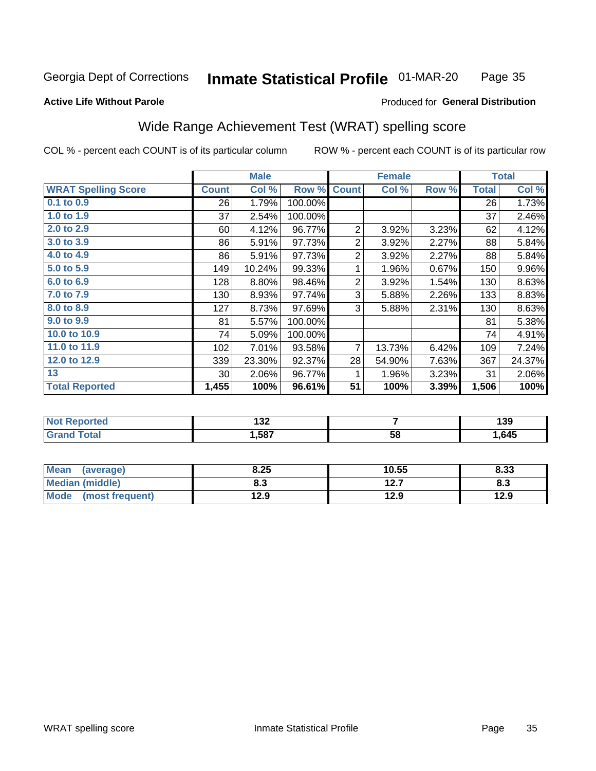Georgia Dept of Corrections **Inmate Statistical Profile** 01-MAR-20

**Active Life Without Parole**

Produced for **General Distribution**

## Wide Range Achievement Test (WRAT) spelling score

COL % - percent each COUNT is of its particular column ROW % - percent each COUNT is of its particular row

| | Male | | | Female | | | Total | |
|---|---|---|---|---|---|---|---|---|
| **WRAT Spelling Score** | **Count** | **Col %** | **Row %** | **Count** | **Col %** | **Row %** | **Total** | **Col %** |
| **0.1 to 0.9** | 26 | 1.79% | 100.00% | | | | 26 | 1.73% |
| **1.0 to 1.9** | 37 | 2.54% | 100.00% | | | | 37 | 2.46% |
| **2.0 to 2.9** | 60 | 4.12% | 96.77% | 2 | 3.92% | 3.23% | 62 | 4.12% |
| **3.0 to 3.9** | 86 | 5.91% | 97.73% | 2 | 3.92% | 2.27% | 88 | 5.84% |
| **4.0 to 4.9** | 86 | 5.91% | 97.73% | 2 | 3.92% | 2.27% | 88 | 5.84% |
| **5.0 to 5.9** | 149 | 10.24% | 99.33% | 1 | 1.96% | 0.67% | 150 | 9.96% |
| **6.0 to 6.9** | 128 | 8.80% | 98.46% | 2 | 3.92% | 1.54% | 130 | 8.63% |
| **7.0 to 7.9** | 130 | 8.93% | 97.74% | 3 | 5.88% | 2.26% | 133 | 8.83% |
| **8.0 to 8.9** | 127 | 8.73% | 97.69% | 3 | 5.88% | 2.31% | 130 | 8.63% |
| **9.0 to 9.9** | 81 | 5.57% | 100.00% | | | | 81 | 5.38% |
| **10.0 to 10.9** | 74 | 5.09% | 100.00% | | | | 74 | 4.91% |
| **11.0 to 11.9** | 102 | 7.01% | 93.58% | 7 | 13.73% | 6.42% | 109 | 7.24% |
| **12.0 to 12.9** | 339 | 23.30% | 92.37% | 28 | 54.90% | 7.63% | 367 | 24.37% |
| **13** | 30 | 2.06% | 96.77% | 1 | 1.96% | 3.23% | 31 | 2.06% |
| **Total Reported** | **1,455** | **100%** | **96.61%** | **51** | **100%** | **3.39%** | **1,506** | **100%** |

| | Male | Female | Total |
|---|---|---|---|
| **Not Reported** | **132** | **7** | **139** |
| **Grand Total** | **1,587** | **58** | **1,645** |

| | Male | Female | Total |
|---|---|---|---|
| **Mean (average)** | **8.25** | **10.55** | **8.33** |
| **Median (middle)** | **8.3** | **12.7** | **8.3** |
| **Mode (most frequent)** | **12.9** | **12.9** | **12.9** |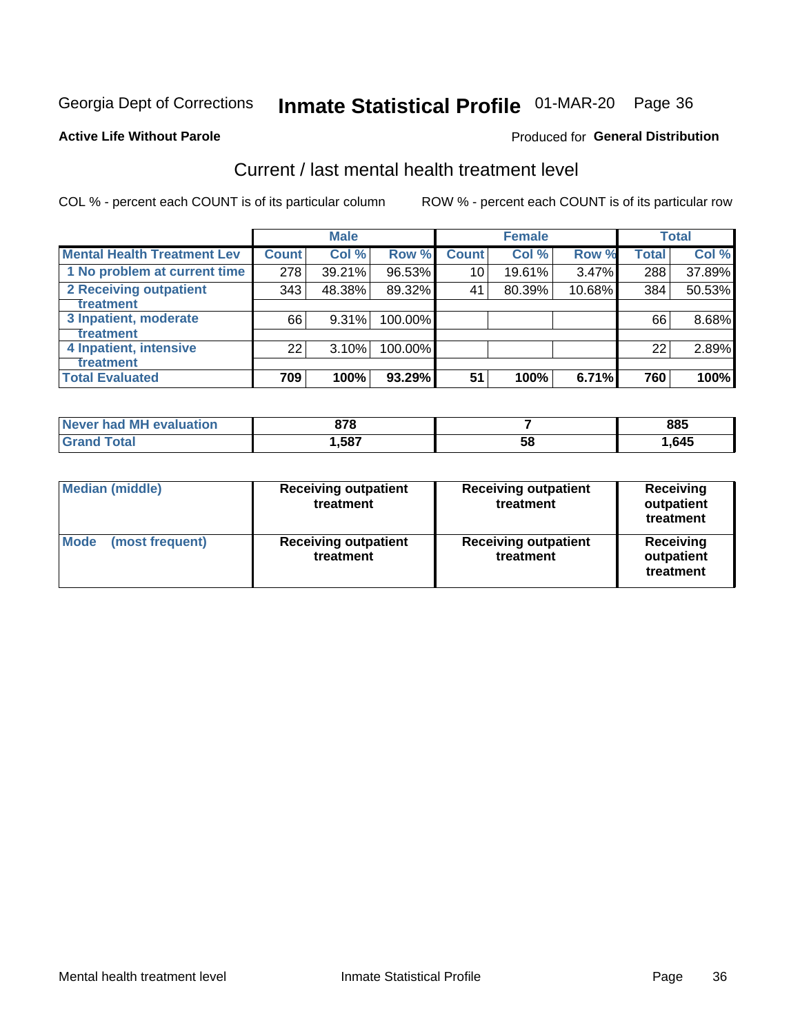Georgia Dept of Corrections **Inmate Statistical Profile** 01-MAR-20 Page 36

**Active Life Without Parole**

Produced for **General Distribution**

## Current / last mental health treatment level

COL % - percent each COUNT is of its particular column

ROW % - percent each COUNT is of its particular row

| | Male | | | Female | | | Total | |
|---|---|---|---|---|---|---|---|---|
| **Mental Health Treatment Lev** | **Count** | **Col %** | **Row %** | **Count** | **Col %** | **Row %** | **Total** | **Col %** |
| 1 No problem at current time | 278 | 39.21% | 96.53% | 10 | 19.61% | 3.47% | 288 | 37.89% |
| 2 Receiving outpatient treatment | 343 | 48.38% | 89.32% | 41 | 80.39% | 10.68% | 384 | 50.53% |
| 3 Inpatient, moderate treatment | 66 | 9.31% | 100.00% | | | | 66 | 8.68% |
| 4 Inpatient, intensive treatment | 22 | 3.10% | 100.00% | | | | 22 | 2.89% |
| **Total Evaluated** | **709** | **100%** | **93.29%** | **51** | **100%** | **6.71%** | **760** | **100%** |

| | Male | Female | Total |
|---|---|---|---|
| **Never had MH evaluation** | **878** | **7** | **885** |
| **Grand Total** | **1,587** | **58** | **1,645** |

| | Male | Female | Total |
|---|---|---|---|
| **Median (middle)** | **Receiving outpatient treatment** | **Receiving outpatient treatment** | **Receiving outpatient treatment** |
| **Mode (most frequent)** | **Receiving outpatient treatment** | **Receiving outpatient treatment** | **Receiving outpatient treatment** |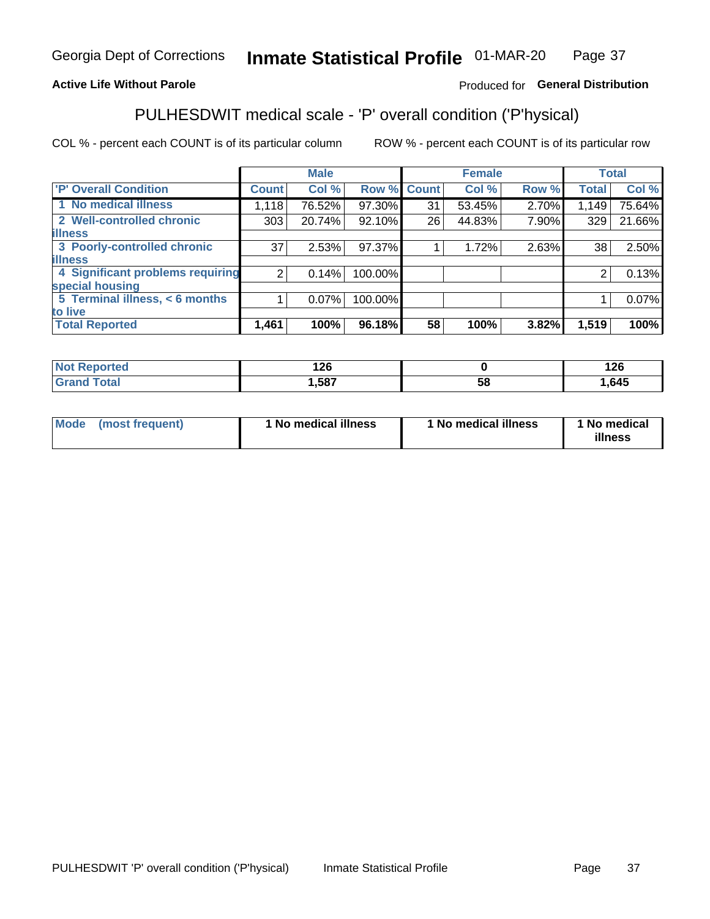Georgia Dept of Corrections **Inmate Statistical Profile** 01-MAR-20

**Active Life Without Parole**

Produced for **General Distribution**

## PULHESDWIT medical scale - 'P' overall condition ('P'hysical)

COL % - percent each COUNT is of its particular column

ROW % - percent each COUNT is of its particular row

| | Male | | | Female | | | Total | |
|---|---|---|---|---|---|---|---|---|
| 'P' Overall Condition | Count | Col % | Row % | Count | Col % | Row % | Total | Col % |
| 1 No medical illness | 1,118 | 76.52% | 97.30% | 31 | 53.45% | 2.70% | 1,149 | 75.64% |
| 2 Well-controlled chronic illness | 303 | 20.74% | 92.10% | 26 | 44.83% | 7.90% | 329 | 21.66% |
| 3 Poorly-controlled chronic illness | 37 | 2.53% | 97.37% | 1 | 1.72% | 2.63% | 38 | 2.50% |
| 4 Significant problems requiring special housing | 2 | 0.14% | 100.00% | | | | 2 | 0.13% |
| 5 Terminal illness, < 6 months to live | 1 | 0.07% | 100.00% | | | | 1 | 0.07% |
| **Total Reported** | **1,461** | **100%** | **96.18%** | **58** | **100%** | **3.82%** | **1,519** | **100%** |

| | Male | Female | Total |
|---|---|---|---|
| Not Reported | 126 | 0 | 126 |
| Grand Total | 1,587 | 58 | 1,645 |

| | Male | Female | Total |
|---|---|---|---|
| Mode (most frequent) | 1 No medical illness | 1 No medical illness | 1 No medical illness |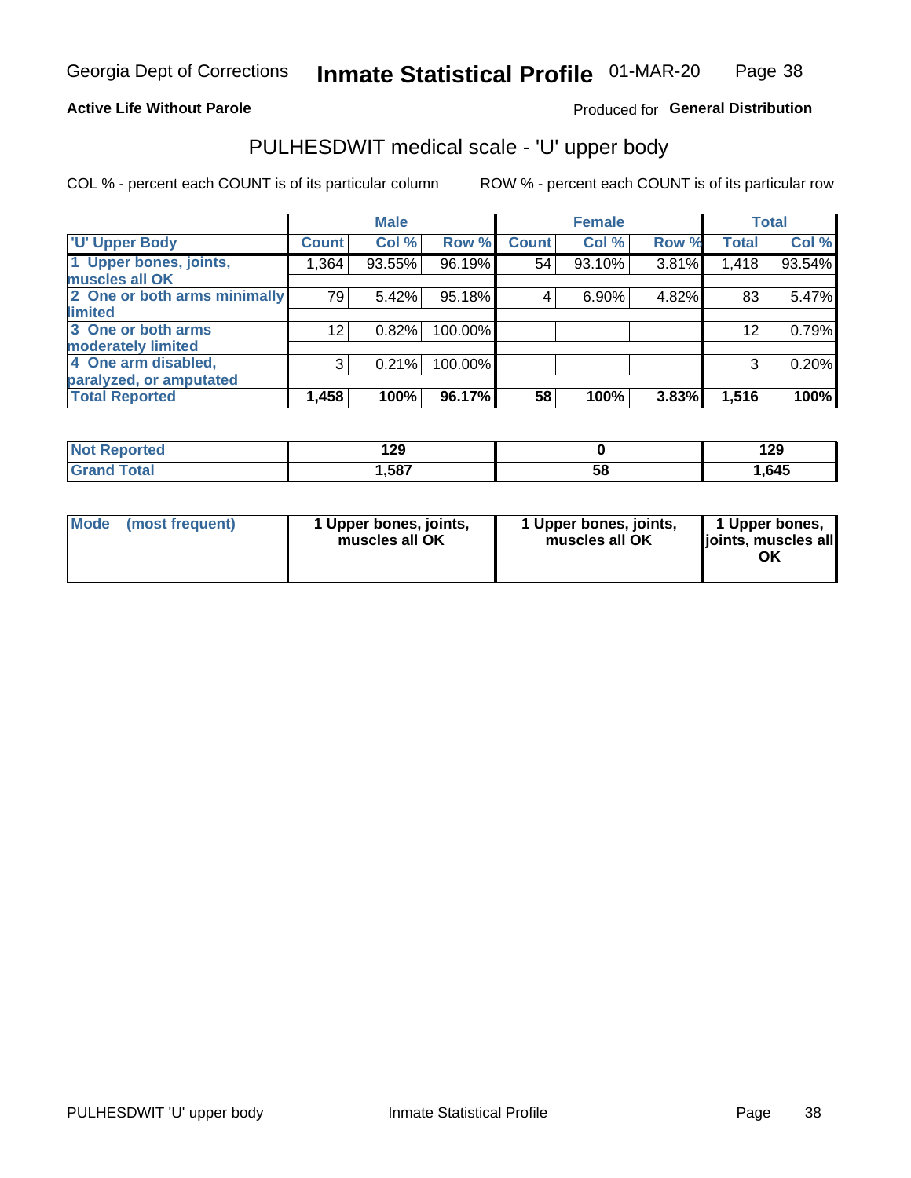Georgia Dept of Corrections **Inmate Statistical Profile** 01-MAR-20

**Active Life Without Parole**

Produced for **General Distribution**

## PULHESDWIT medical scale - 'U' upper body

COL % - percent each COUNT is of its particular column

ROW % - percent each COUNT is of its particular row

| | Male | | | Female | | | Total | |
|---|---|---|---|---|---|---|---|---|
| 'U' Upper Body | Count | Col % | Row % | Count | Col % | Row % | Total | Col % |
| 1 Upper bones, joints, muscles all OK | 1,364 | 93.55% | 96.19% | 54 | 93.10% | 3.81% | 1,418 | 93.54% |
| 2 One or both arms minimally limited | 79 | 5.42% | 95.18% | 4 | 6.90% | 4.82% | 83 | 5.47% |
| 3 One or both arms moderately limited | 12 | 0.82% | 100.00% | | | | 12 | 0.79% |
| 4 One arm disabled, paralyzed, or amputated | 3 | 0.21% | 100.00% | | | | 3 | 0.20% |
| **Total Reported** | **1,458** | **100%** | **96.17%** | **58** | **100%** | **3.83%** | **1,516** | **100%** |

| | Male | Female | Total |
|---|---|---|---|
| Not Reported | 129 | 0 | 129 |
| Grand Total | 1,587 | 58 | 1,645 |

| Mode (most frequent) | 1 Upper bones, joints, muscles all OK | 1 Upper bones, joints, muscles all OK | 1 Upper bones, joints, muscles all OK |
|---|---|---|---|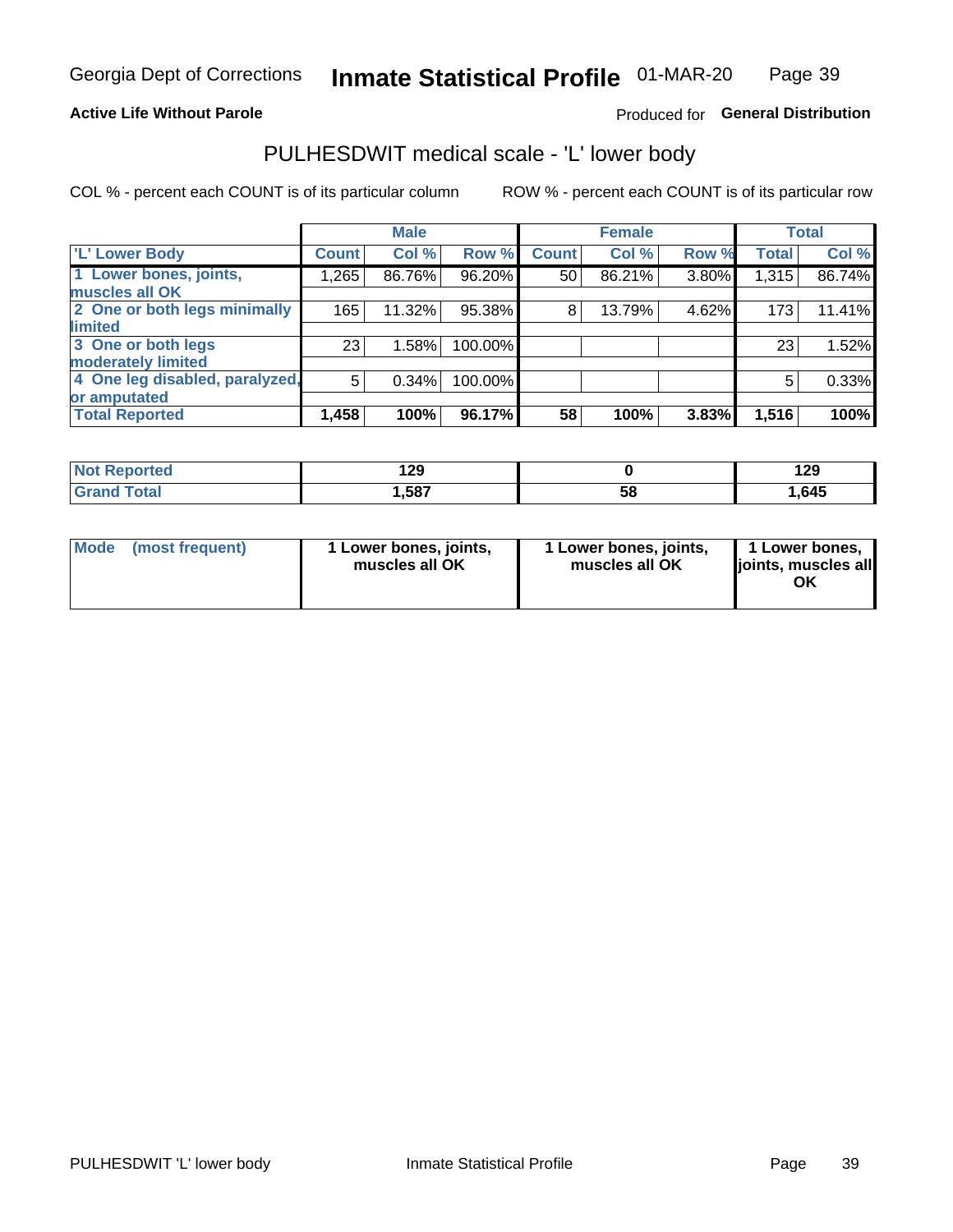Georgia Dept of Corrections **Inmate Statistical Profile** 01-MAR-20

**Active Life Without Parole**

Produced for **General Distribution**

## PULHESDWIT medical scale - 'L' lower body

COL % - percent each COUNT is of its particular column

ROW % - percent each COUNT is of its particular row

| | Male | | | Female | | | Total | |
|---|---|---|---|---|---|---|---|---|
| 'L' Lower Body | Count | Col % | Row % | Count | Col % | Row % | Total | Col % |
| 1 Lower bones, joints, muscles all OK | 1,265 | 86.76% | 96.20% | 50 | 86.21% | 3.80% | 1,315 | 86.74% |
| 2 One or both legs minimally limited | 165 | 11.32% | 95.38% | 8 | 13.79% | 4.62% | 173 | 11.41% |
| 3 One or both legs moderately limited | 23 | 1.58% | 100.00% | | | | 23 | 1.52% |
| 4 One leg disabled, paralyzed, or amputated | 5 | 0.34% | 100.00% | | | | 5 | 0.33% |
| **Total Reported** | **1,458** | **100%** | **96.17%** | **58** | **100%** | **3.83%** | **1,516** | **100%** |

| | Male | Female | Total |
|---|---|---|---|
| Not Reported | 129 | 0 | 129 |
| Grand Total | 1,587 | 58 | 1,645 |

| | Male | Female | Total |
|---|---|---|---|
| Mode (most frequent) | 1 Lower bones, joints, muscles all OK | 1 Lower bones, joints, muscles all OK | 1 Lower bones, joints, muscles all OK |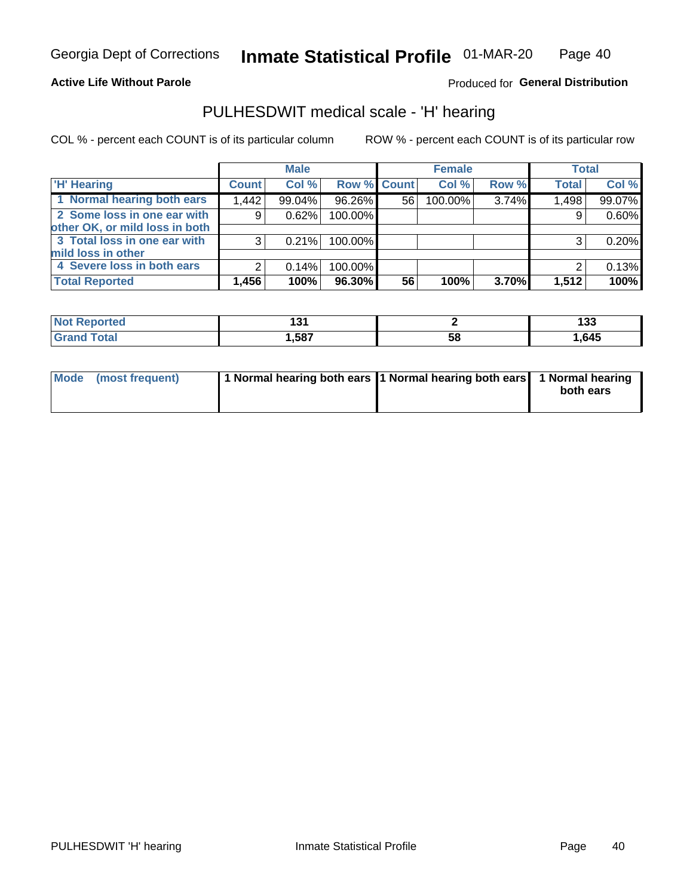Georgia Dept of Corrections **Inmate Statistical Profile** 01-MAR-20

**Active Life Without Parole**

Produced for **General Distribution**

## PULHESDWIT medical scale - 'H' hearing

COL % - percent each COUNT is of its particular column

ROW % - percent each COUNT is of its particular row

| | Male | | | Female | | | Total | |
|---|---|---|---|---|---|---|---|---|
| 'H' Hearing | Count | Col % | Row % | Count | Col % | Row % | Total | Col % |
| 1 Normal hearing both ears | 1,442 | 99.04% | 96.26% | 56 | 100.00% | 3.74% | 1,498 | 99.07% |
| 2 Some loss in one ear with other OK, or mild loss in both | 9 | 0.62% | 100.00% | | | | 9 | 0.60% |
| 3 Total loss in one ear with mild loss in other | 3 | 0.21% | 100.00% | | | | 3 | 0.20% |
| 4 Severe loss in both ears | 2 | 0.14% | 100.00% | | | | 2 | 0.13% |
| **Total Reported** | **1,456** | **100%** | **96.30%** | **56** | **100%** | **3.70%** | **1,512** | **100%** |

| | Male | Female | Total |
|---|---|---|---|
| Not Reported | 131 | 2 | 133 |
| Grand Total | 1,587 | 58 | 1,645 |

| | Male | Female | Total |
|---|---|---|---|
| Mode (most frequent) | 1 Normal hearing both ears | 1 Normal hearing both ears | 1 Normal hearing both ears |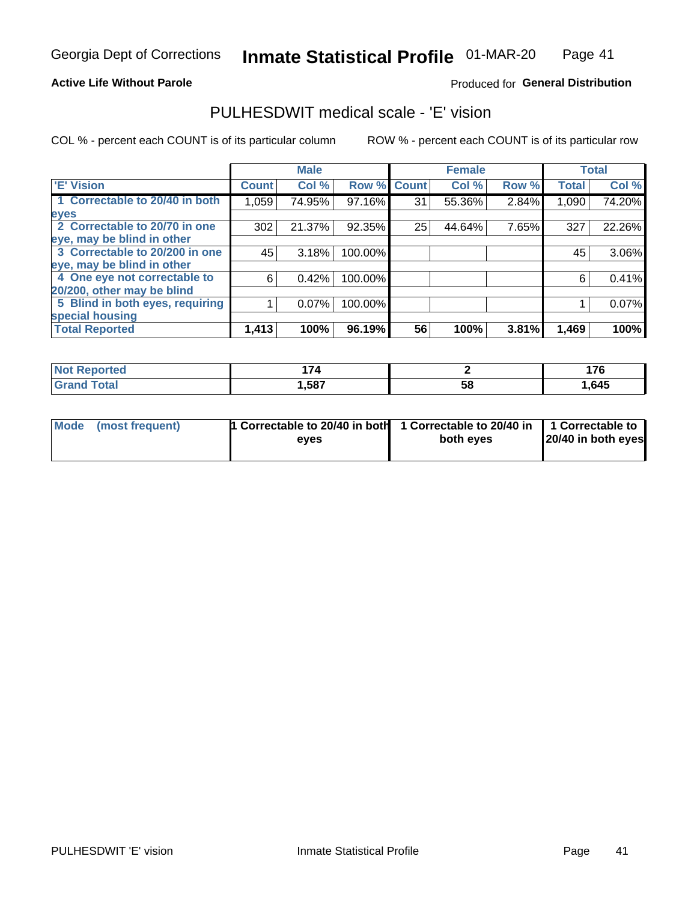Georgia Dept of Corrections **Inmate Statistical Profile** 01-MAR-20

**Active Life Without Parole**

Produced for **General Distribution**

## PULHESDWIT medical scale - 'E' vision

COL % - percent each COUNT is of its particular column ROW % - percent each COUNT is of its particular row

| 'E' Vision | Male | | | Female | | | Total | |
|---|---|---|---|---|---|---|---|---|
| | Count | Col % | Row % | Count | Col % | Row % | Total | Col % |
| 1 Correctable to 20/40 in both eyes | 1,059 | 74.95% | 97.16% | 31 | 55.36% | 2.84% | 1,090 | 74.20% |
| 2 Correctable to 20/70 in one eye, may be blind in other | 302 | 21.37% | 92.35% | 25 | 44.64% | 7.65% | 327 | 22.26% |
| 3 Correctable to 20/200 in one eye, may be blind in other | 45 | 3.18% | 100.00% | | | | 45 | 3.06% |
| 4 One eye not correctable to 20/200, other may be blind | 6 | 0.42% | 100.00% | | | | 6 | 0.41% |
| 5 Blind in both eyes, requiring special housing | 1 | 0.07% | 100.00% | | | | 1 | 0.07% |
| **Total Reported** | **1,413** | **100%** | **96.19%** | **56** | **100%** | **3.81%** | **1,469** | **100%** |

| | Male | Female | Total |
|---|---|---|---|
| **Not Reported** | **174** | **2** | **176** |
| **Grand Total** | **1,587** | **58** | **1,645** |

| | Male | Female | Total |
|---|---|---|---|
| **Mode (most frequent)** | **1 Correctable to 20/40 in both eyes** | **1 Correctable to 20/40 in both eyes** | **1 Correctable to 20/40 in both eyes** |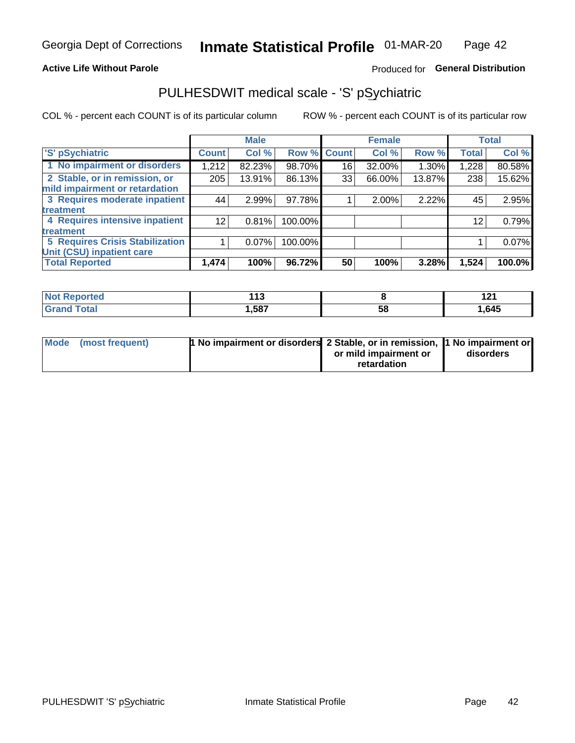Georgia Dept of Corrections **Inmate Statistical Profile** 01-MAR-20

**Active Life Without Parole**

Produced for **General Distribution**

## PULHESDWIT medical scale - 'S' pSychiatric

COL % - percent each COUNT is of its particular column

ROW % - percent each COUNT is of its particular row

| 'S' pSychiatric | Male | | | Female | | | Total | |
|---|---|---|---|---|---|---|---|---|
| | Count | Col % | Row % | Count | Col % | Row % | Total | Col % |
| 1 No impairment or disorders | 1,212 | 82.23% | 98.70% | 16 | 32.00% | 1.30% | 1,228 | 80.58% |
| 2 Stable, or in remission, or mild impairment or retardation | 205 | 13.91% | 86.13% | 33 | 66.00% | 13.87% | 238 | 15.62% |
| 3 Requires moderate inpatient treatment | 44 | 2.99% | 97.78% | 1 | 2.00% | 2.22% | 45 | 2.95% |
| 4 Requires intensive inpatient treatment | 12 | 0.81% | 100.00% | | | | 12 | 0.79% |
| 5 Requires Crisis Stabilization Unit (CSU) inpatient care | 1 | 0.07% | 100.00% | | | | 1 | 0.07% |
| **Total Reported** | **1,474** | **100%** | **96.72%** | **50** | **100%** | **3.28%** | **1,524** | **100.0%** |

| | Male | Female | Total |
|---|---|---|---|
| Not Reported | 113 | 8 | 121 |
| Grand Total | 1,587 | 58 | 1,645 |

| | Male | Female | Total |
|---|---|---|---|
| Mode (most frequent) | 1 No impairment or disorders | 2 Stable, or in remission, or mild impairment or retardation | 1 No impairment or disorders |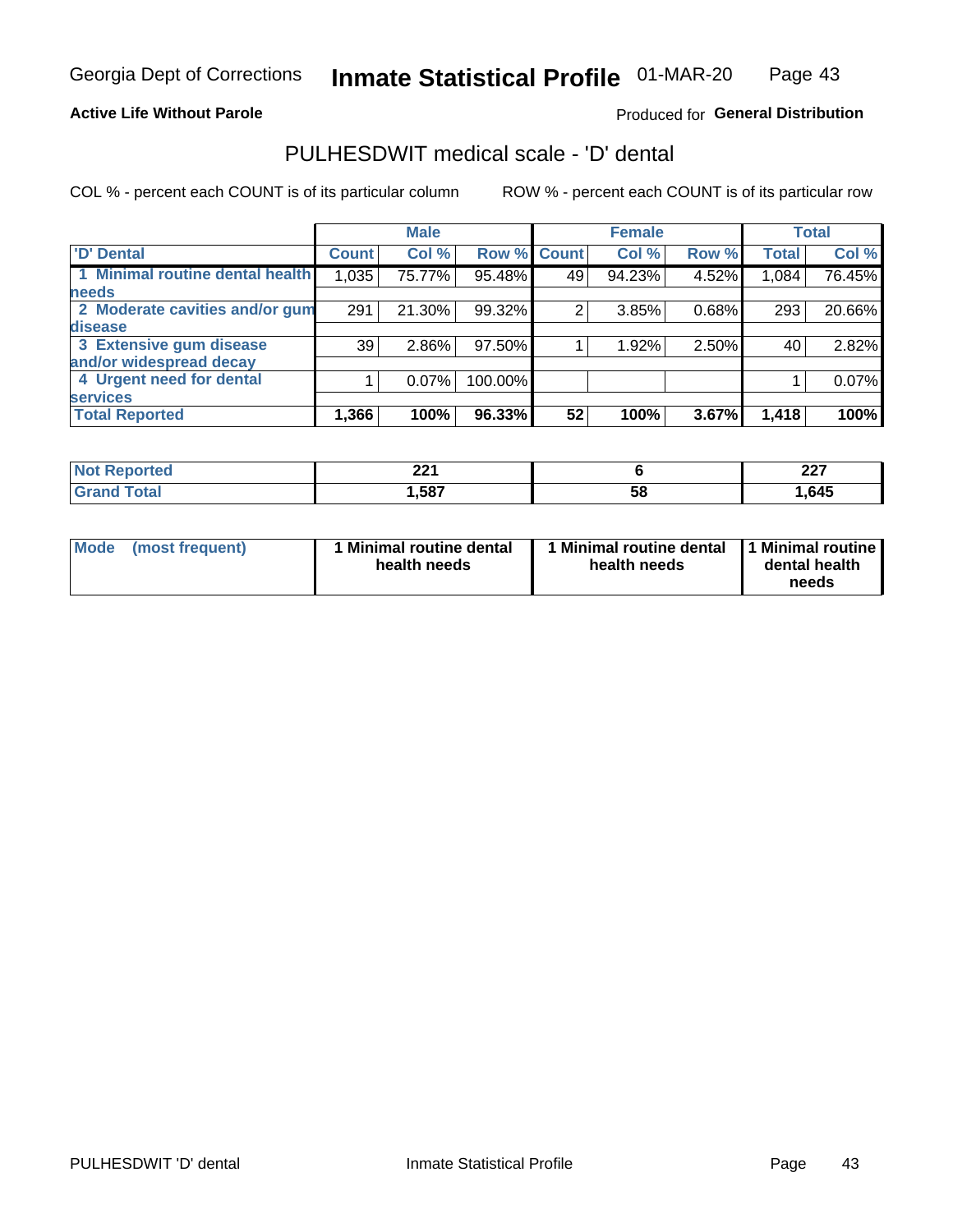Georgia Dept of Corrections **Inmate Statistical Profile** 01-MAR-20

**Active Life Without Parole**

Produced for **General Distribution**

## PULHESDWIT medical scale - 'D' dental

COL % - percent each COUNT is of its particular column

ROW % - percent each COUNT is of its particular row

| | Male | | | Female | | | Total | |
|---|---|---|---|---|---|---|---|---|
| 'D' Dental | Count | Col % | Row % | Count | Col % | Row % | Total | Col % |
| 1 Minimal routine dental health needs | 1,035 | 75.77% | 95.48% | 49 | 94.23% | 4.52% | 1,084 | 76.45% |
| 2 Moderate cavities and/or gum disease | 291 | 21.30% | 99.32% | 2 | 3.85% | 0.68% | 293 | 20.66% |
| 3 Extensive gum disease and/or widespread decay | 39 | 2.86% | 97.50% | 1 | 1.92% | 2.50% | 40 | 2.82% |
| 4 Urgent need for dental services | 1 | 0.07% | 100.00% | | | | 1 | 0.07% |
| **Total Reported** | **1,366** | **100%** | **96.33%** | **52** | **100%** | **3.67%** | **1,418** | **100%** |

| | Male | Female | Total |
|---|---|---|---|
| Not Reported | 221 | 6 | 227 |
| Grand Total | 1,587 | 58 | 1,645 |

| | Male | Female | Total |
|---|---|---|---|
| Mode (most frequent) | 1 Minimal routine dental health needs | 1 Minimal routine dental health needs | 1 Minimal routine dental health needs |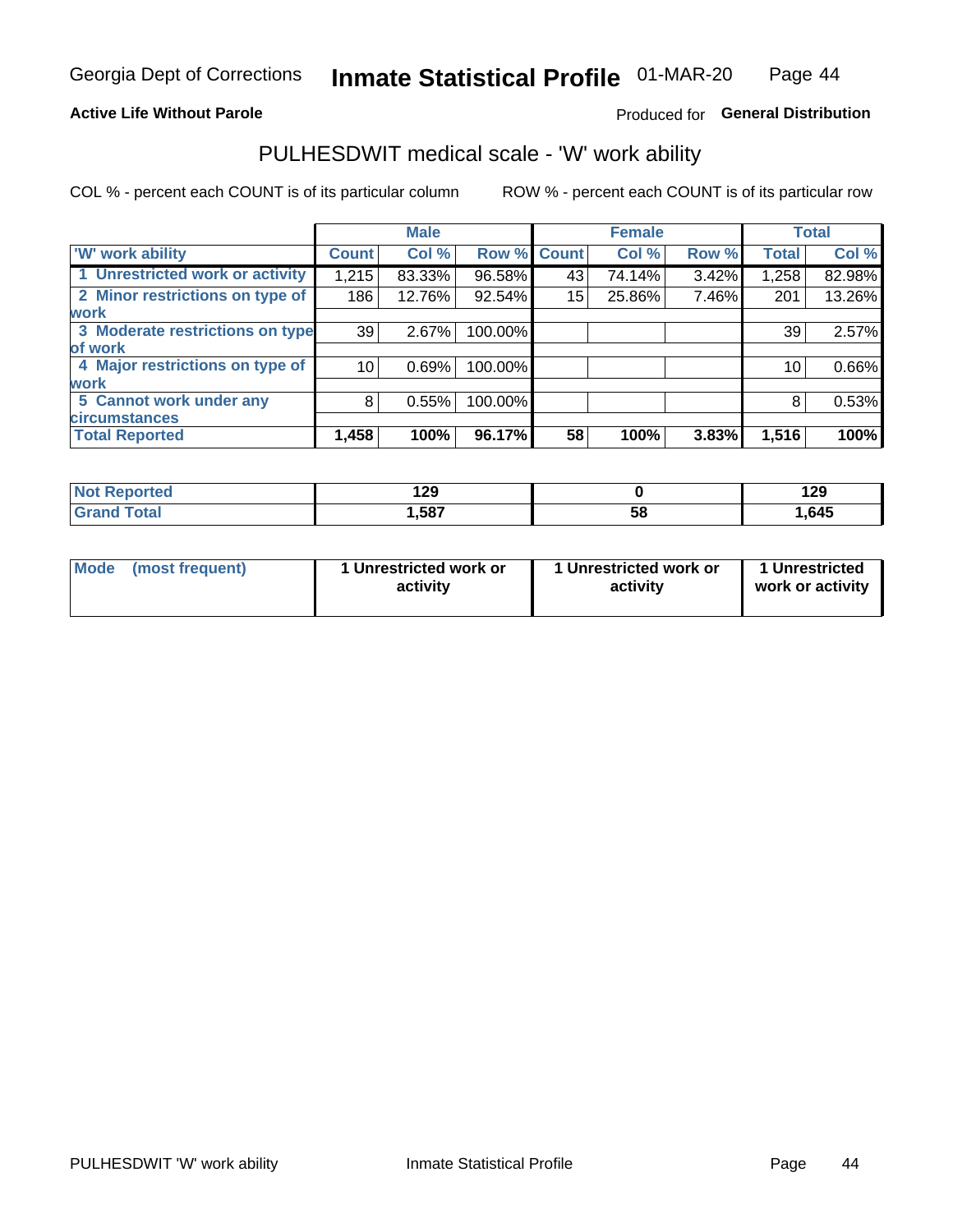Georgia Dept of Corrections **Inmate Statistical Profile** 01-MAR-20

**Active Life Without Parole**

Produced for **General Distribution**

## PULHESDWIT medical scale - 'W' work ability

COL % - percent each COUNT is of its particular column ROW % - percent each COUNT is of its particular row

| | Male | | | Female | | | Total | |
|---|---|---|---|---|---|---|---|---|
| 'W' work ability | Count | Col % | Row % | Count | Col % | Row % | Total | Col % |
| 1 Unrestricted work or activity | 1,215 | 83.33% | 96.58% | 43 | 74.14% | 3.42% | 1,258 | 82.98% |
| 2 Minor restrictions on type of work | 186 | 12.76% | 92.54% | 15 | 25.86% | 7.46% | 201 | 13.26% |
| 3 Moderate restrictions on type of work | 39 | 2.67% | 100.00% | | | | 39 | 2.57% |
| 4 Major restrictions on type of work | 10 | 0.69% | 100.00% | | | | 10 | 0.66% |
| 5 Cannot work under any circumstances | 8 | 0.55% | 100.00% | | | | 8 | 0.53% |
| **Total Reported** | **1,458** | **100%** | **96.17%** | **58** | **100%** | **3.83%** | **1,516** | **100%** |

| | Male | Female | Total |
|---|---|---|---|
| Not Reported | 129 | 0 | 129 |
| Grand Total | 1,587 | 58 | 1,645 |

| | Male | Female | Total |
|---|---|---|---|
| Mode (most frequent) | 1 Unrestricted work or activity | 1 Unrestricted work or activity | 1 Unrestricted work or activity |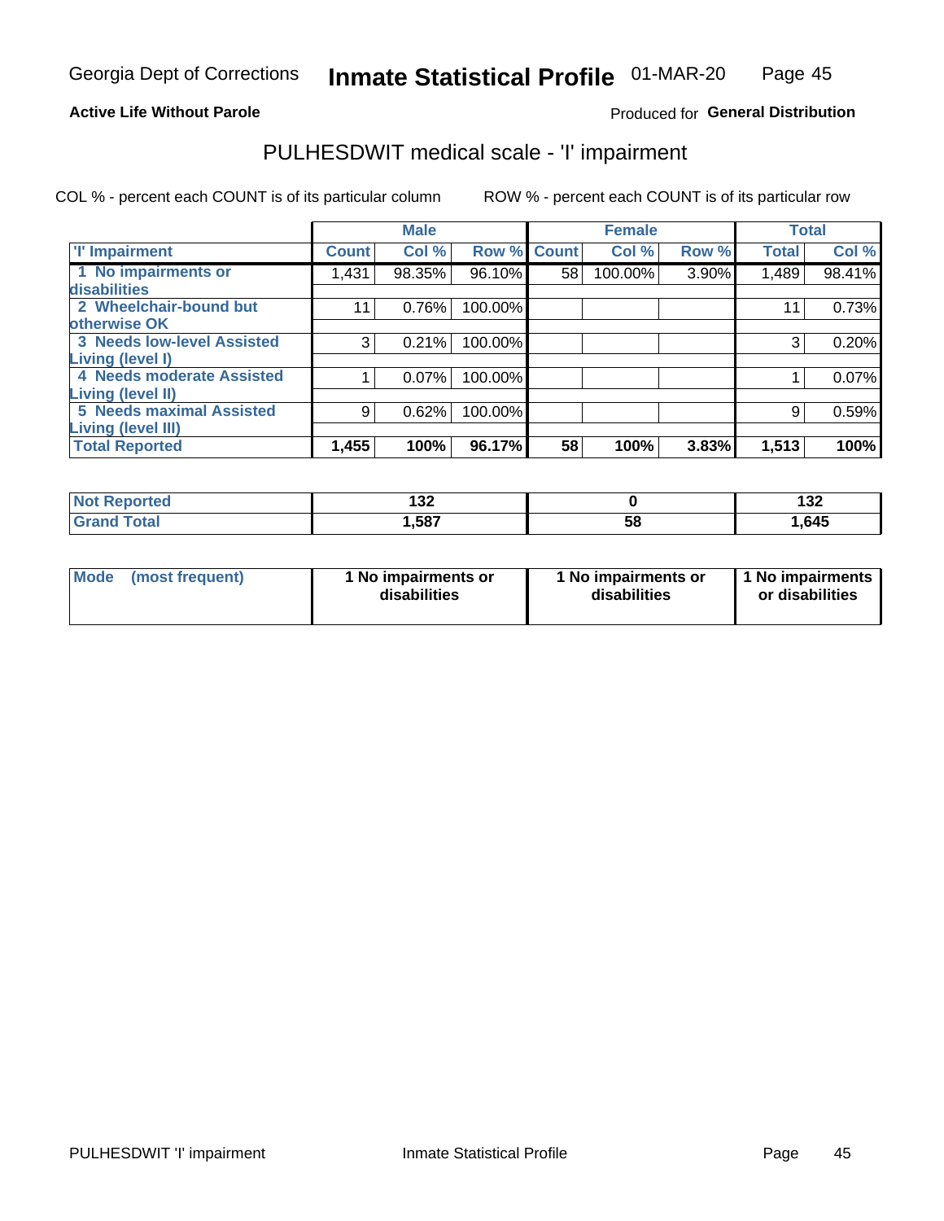Georgia Dept of Corrections **Inmate Statistical Profile** 01-MAR-20

**Active Life Without Parole**

Produced for **General Distribution**

## PULHESDWIT medical scale - 'I' impairment

COL % - percent each COUNT is of its particular column ROW % - percent each COUNT is of its particular row

| 'I' Impairment | Male | | | Female | | | Total | |
|---|---|---|---|---|---|---|---|---|
| | Count | Col % | Row % | Count | Col % | Row % | Total | Col % |
| 1 No impairments or disabilities | 1,431 | 98.35% | 96.10% | 58 | 100.00% | 3.90% | 1,489 | 98.41% |
| 2 Wheelchair-bound but otherwise OK | 11 | 0.76% | 100.00% | | | | 11 | 0.73% |
| 3 Needs low-level Assisted Living (level I) | 3 | 0.21% | 100.00% | | | | 3 | 0.20% |
| 4 Needs moderate Assisted Living (level II) | 1 | 0.07% | 100.00% | | | | 1 | 0.07% |
| 5 Needs maximal Assisted Living (level III) | 9 | 0.62% | 100.00% | | | | 9 | 0.59% |
| **Total Reported** | **1,455** | **100%** | **96.17%** | **58** | **100%** | **3.83%** | **1,513** | **100%** |

| | Male | Female | Total |
|---|---|---|---|
| Not Reported | 132 | 0 | 132 |
| Grand Total | 1,587 | 58 | 1,645 |

| Mode (most frequent) | 1 No impairments or disabilities | 1 No impairments or disabilities | 1 No impairments or disabilities |
|---|---|---|---|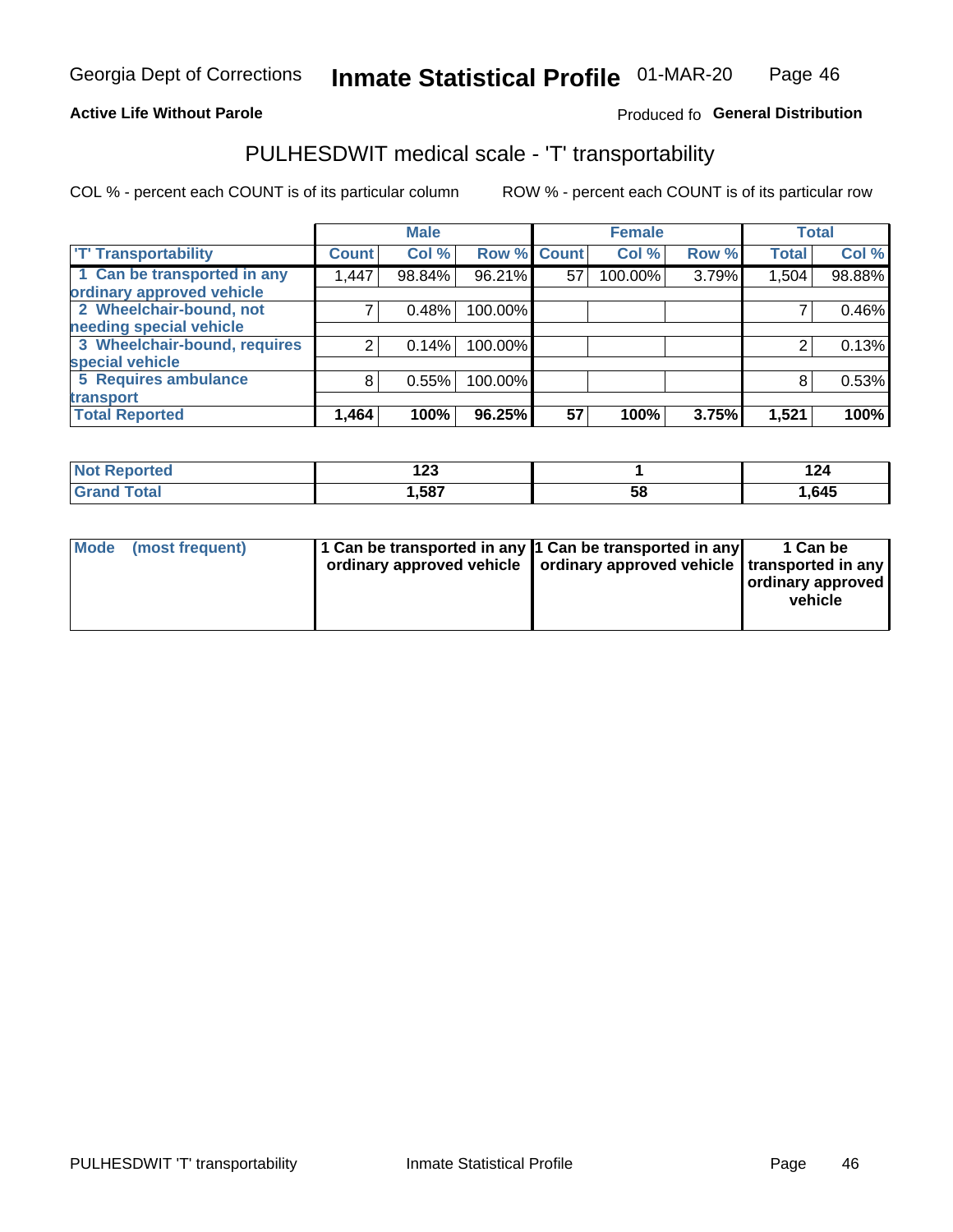Georgia Dept of Corrections **Inmate Statistical Profile** 01-MAR-20

**Active Life Without Parole**

Produced fo **General Distribution**

## PULHESDWIT medical scale - 'T' transportability

COL % - percent each COUNT is of its particular column

ROW % - percent each COUNT is of its particular row

| | Male | | | Female | | | Total | |
|---|---|---|---|---|---|---|---|---|
| 'T' Transportability | Count | Col % | Row % | Count | Col % | Row % | Total | Col % |
| 1 Can be transported in any ordinary approved vehicle | 1,447 | 98.84% | 96.21% | 57 | 100.00% | 3.79% | 1,504 | 98.88% |
| 2 Wheelchair-bound, not needing special vehicle | 7 | 0.48% | 100.00% | | | | 7 | 0.46% |
| 3 Wheelchair-bound, requires special vehicle | 2 | 0.14% | 100.00% | | | | 2 | 0.13% |
| 5 Requires ambulance transport | 8 | 0.55% | 100.00% | | | | 8 | 0.53% |
| **Total Reported** | **1,464** | **100%** | **96.25%** | **57** | **100%** | **3.75%** | **1,521** | **100%** |

| | Male | Female | Total |
|---|---|---|---|
| Not Reported | 123 | 1 | 124 |
| Grand Total | 1,587 | 58 | 1,645 |

| | Male | Female | Total |
|---|---|---|---|
| Mode (most frequent) | 1 Can be transported in any ordinary approved vehicle | 1 Can be transported in any ordinary approved vehicle | 1 Can be transported in any ordinary approved vehicle |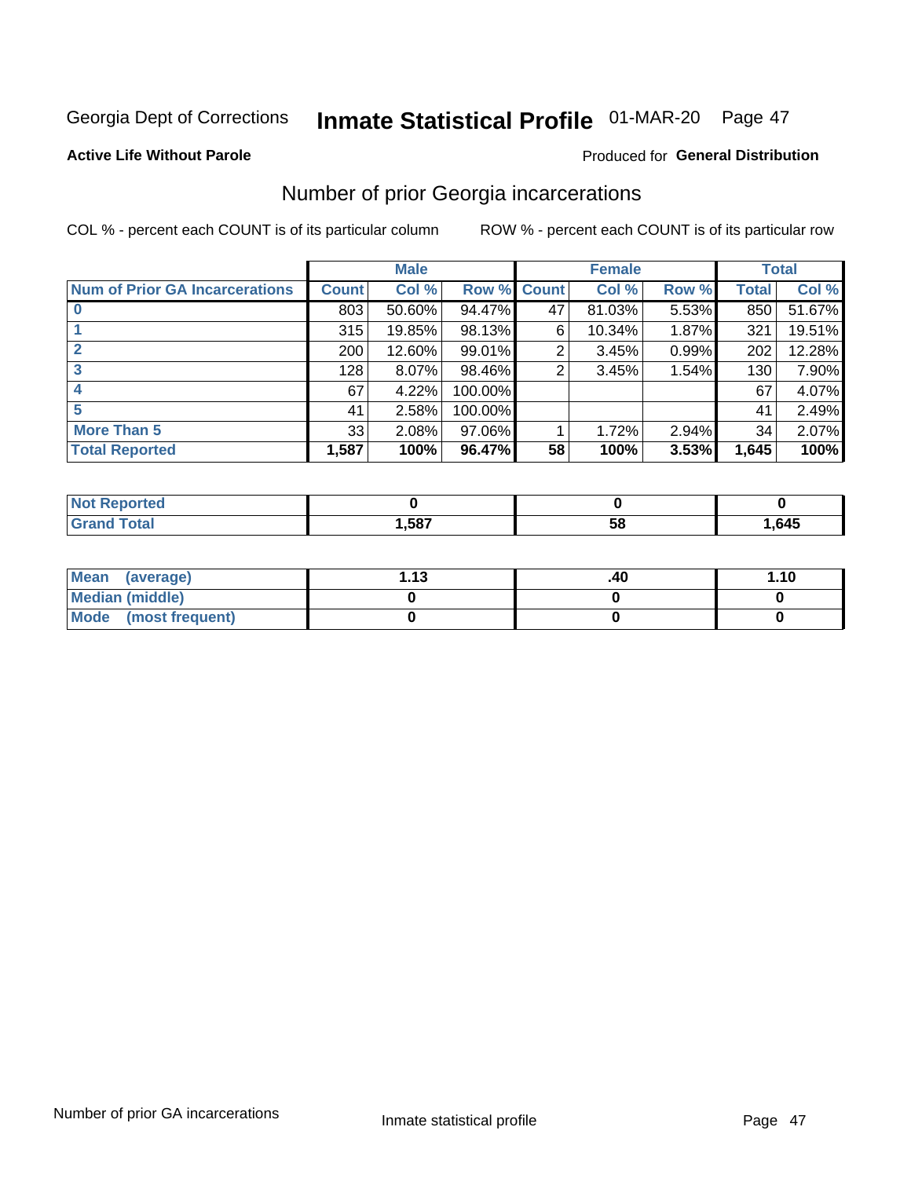Georgia Dept of Corrections **Inmate Statistical Profile** 01-MAR-20

**Active Life Without Parole**

Produced for **General Distribution**

## Number of prior Georgia incarcerations

COL % - percent each COUNT is of its particular column

ROW % - percent each COUNT is of its particular row

| | Male | | | Female | | | Total | |
|---|---|---|---|---|---|---|---|---|
| **Num of Prior GA Incarcerations** | **Count** | **Col %** | **Row %** | **Count** | **Col %** | **Row %** | **Total** | **Col %** |
| **0** | 803 | 50.60% | 94.47% | 47 | 81.03% | 5.53% | 850 | 51.67% |
| **1** | 315 | 19.85% | 98.13% | 6 | 10.34% | 1.87% | 321 | 19.51% |
| **2** | 200 | 12.60% | 99.01% | 2 | 3.45% | 0.99% | 202 | 12.28% |
| **3** | 128 | 8.07% | 98.46% | 2 | 3.45% | 1.54% | 130 | 7.90% |
| **4** | 67 | 4.22% | 100.00% | | | | 67 | 4.07% |
| **5** | 41 | 2.58% | 100.00% | | | | 41 | 2.49% |
| **More Than 5** | 33 | 2.08% | 97.06% | 1 | 1.72% | 2.94% | 34 | 2.07% |
| **Total Reported** | **1,587** | **100%** | **96.47%** | **58** | **100%** | **3.53%** | **1,645** | **100%** |

| | Male | Female | Total |
|---|---|---|---|
| **Not Reported** | **0** | **0** | **0** |
| **Grand Total** | **1,587** | **58** | **1,645** |

| | Male | Female | Total |
|---|---|---|---|
| **Mean (average)** | **1.13** | **.40** | **1.10** |
| **Median (middle)** | **0** | **0** | **0** |
| **Mode (most frequent)** | **0** | **0** | **0** |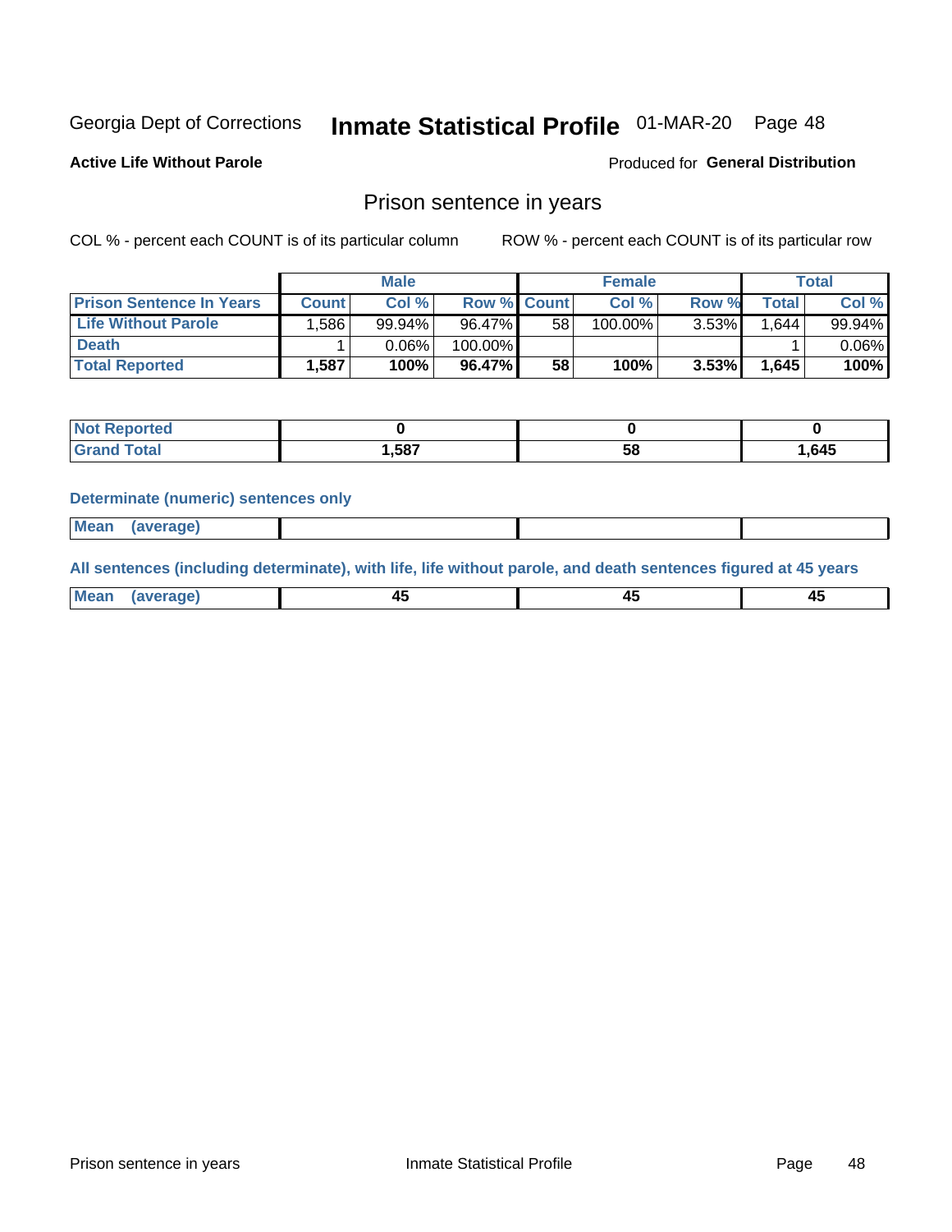Georgia Dept of Corrections **Inmate Statistical Profile** 01-MAR-20 Page 48

**Active Life Without Parole**

Produced for **General Distribution**

## Prison sentence in years

COL % - percent each COUNT is of its particular column

ROW % - percent each COUNT is of its particular row

| | Male | | | Female | | | Total | |
|---|---|---|---|---|---|---|---|---|
| **Prison Sentence In Years** | **Count** | **Col %** | **Row %** | **Count** | **Col %** | **Row %** | **Total** | **Col %** |
| **Life Without Parole** | 1,586 | 99.94% | 96.47% | 58 | 100.00% | 3.53% | 1,644 | 99.94% |
| **Death** | 1 | 0.06% | 100.00% | | | | 1 | 0.06% |
| **Total Reported** | **1,587** | **100%** | **96.47%** | **58** | **100%** | **3.53%** | **1,645** | **100%** |

| | Male | Female | Total |
|---|---|---|---|
| **Not Reported** | **0** | **0** | **0** |
| **Grand Total** | **1,587** | **58** | **1,645** |

**Determinate (numeric) sentences only**

| | Male | Female | Total |
|---|---|---|---|
| **Mean (average)** | | | |

**All sentences (including determinate), with life, life without parole, and death sentences figured at 45 years**

| | Male | Female | Total |
|---|---|---|---|
| **Mean (average)** | **45** | **45** | **45** |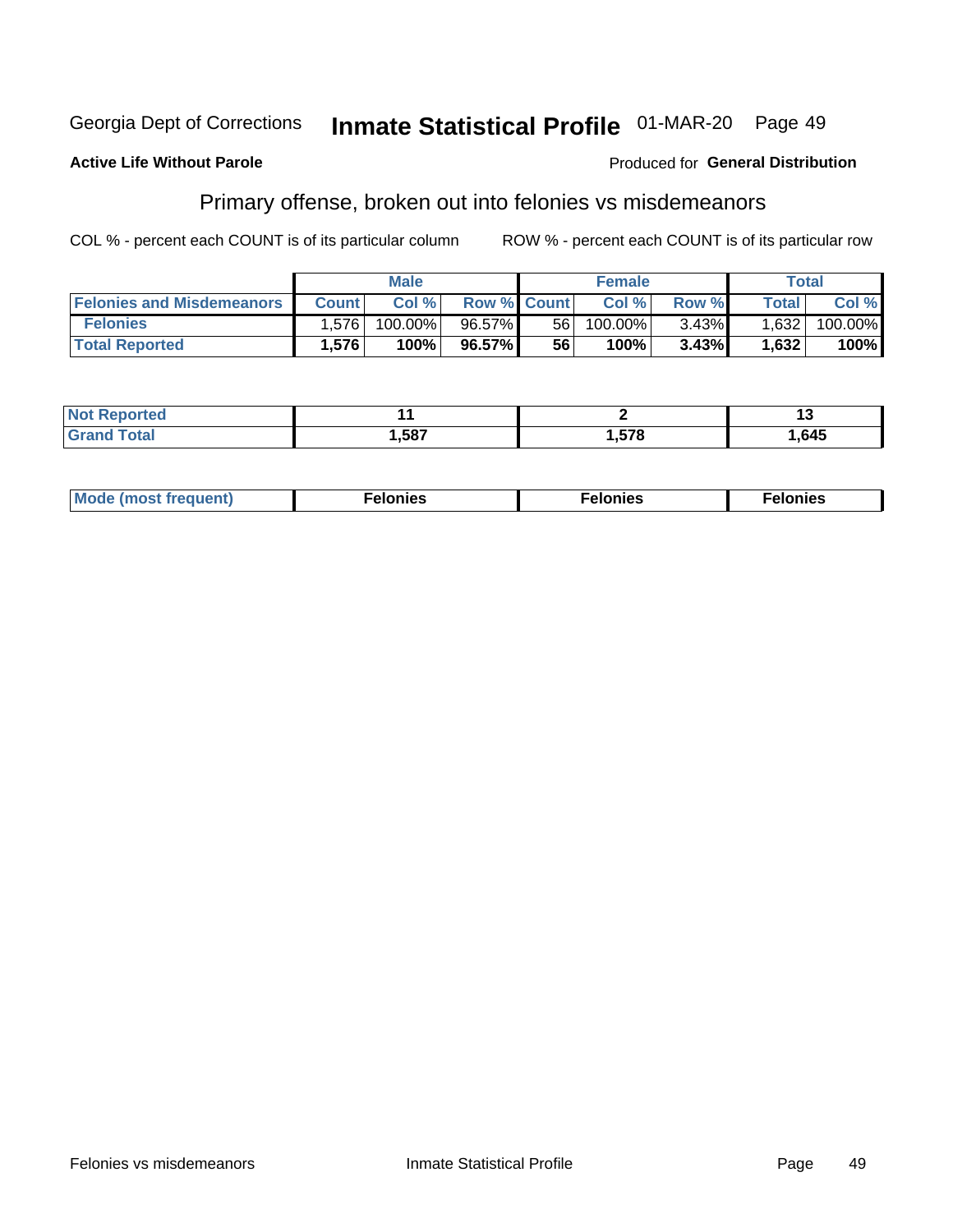Georgia Dept of Corrections **Inmate Statistical Profile** 01-MAR-20 Page 49

**Active Life Without Parole**

Produced for **General Distribution**

## Primary offense, broken out into felonies vs misdemeanors

COL % - percent each COUNT is of its particular column

ROW % - percent each COUNT is of its particular row

| | Male | | | Female | | | Total | |
|---|---|---|---|---|---|---|---|---|
| **Felonies and Misdemeanors** | **Count** | **Col %** | **Row %** | **Count** | **Col %** | **Row %** | **Total** | **Col %** |
| **Felonies** | 1,576 | 100.00% | 96.57% | 56 | 100.00% | 3.43% | 1,632 | 100.00% |
| **Total Reported** | **1,576** | **100%** | **96.57%** | **56** | **100%** | **3.43%** | **1,632** | **100%** |

| | Male | Female | Total |
|---|---|---|---|
| **Not Reported** | **11** | **2** | **13** |
| **Grand Total** | **1,587** | **1,578** | **1,645** |

| | Male | Female | Total |
|---|---|---|---|
| **Mode (most frequent)** | **Felonies** | **Felonies** | **Felonies** |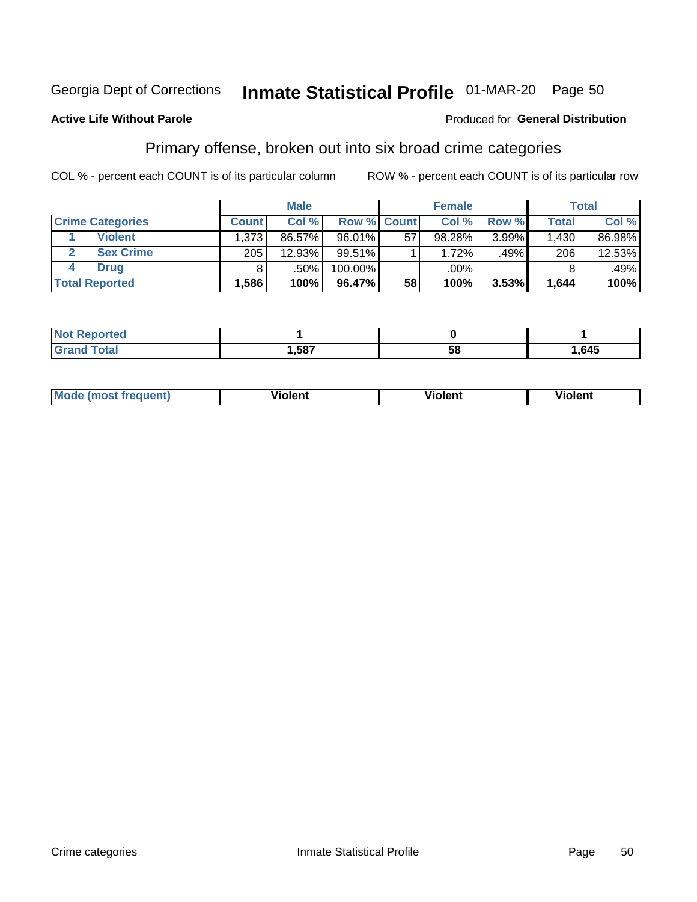Georgia Dept of Corrections **Inmate Statistical Profile** 01-MAR-20 Page 50

**Active Life Without Parole**

Produced for **General Distribution**

## Primary offense, broken out into six broad crime categories

COL % - percent each COUNT is of its particular column

ROW % - percent each COUNT is of its particular row

| | | Male | | | Female | | | Total | |
|---|---|---|---|---|---|---|---|---|---|
| **Crime Categories** | | **Count** | **Col %** | **Row %** | **Count** | **Col %** | **Row %** | **Total** | **Col %** |
| 1 | **Violent** | 1,373 | 86.57% | 96.01% | 57 | 98.28% | 3.99% | 1,430 | 86.98% |
| 2 | **Sex Crime** | 205 | 12.93% | 99.51% | 1 | 1.72% | .49% | 206 | 12.53% |
| 4 | **Drug** | 8 | .50% | 100.00% | | .00% | | 8 | .49% |
| **Total Reported** | | **1,586** | **100%** | **96.47%** | **58** | **100%** | **3.53%** | **1,644** | **100%** |

| | Male | Female | Total |
|---|---|---|---|
| **Not Reported** | **1** | **0** | **1** |
| **Grand Total** | **1,587** | **58** | **1,645** |

| | Male | Female | Total |
|---|---|---|---|
| **Mode (most frequent)** | **Violent** | **Violent** | **Violent** |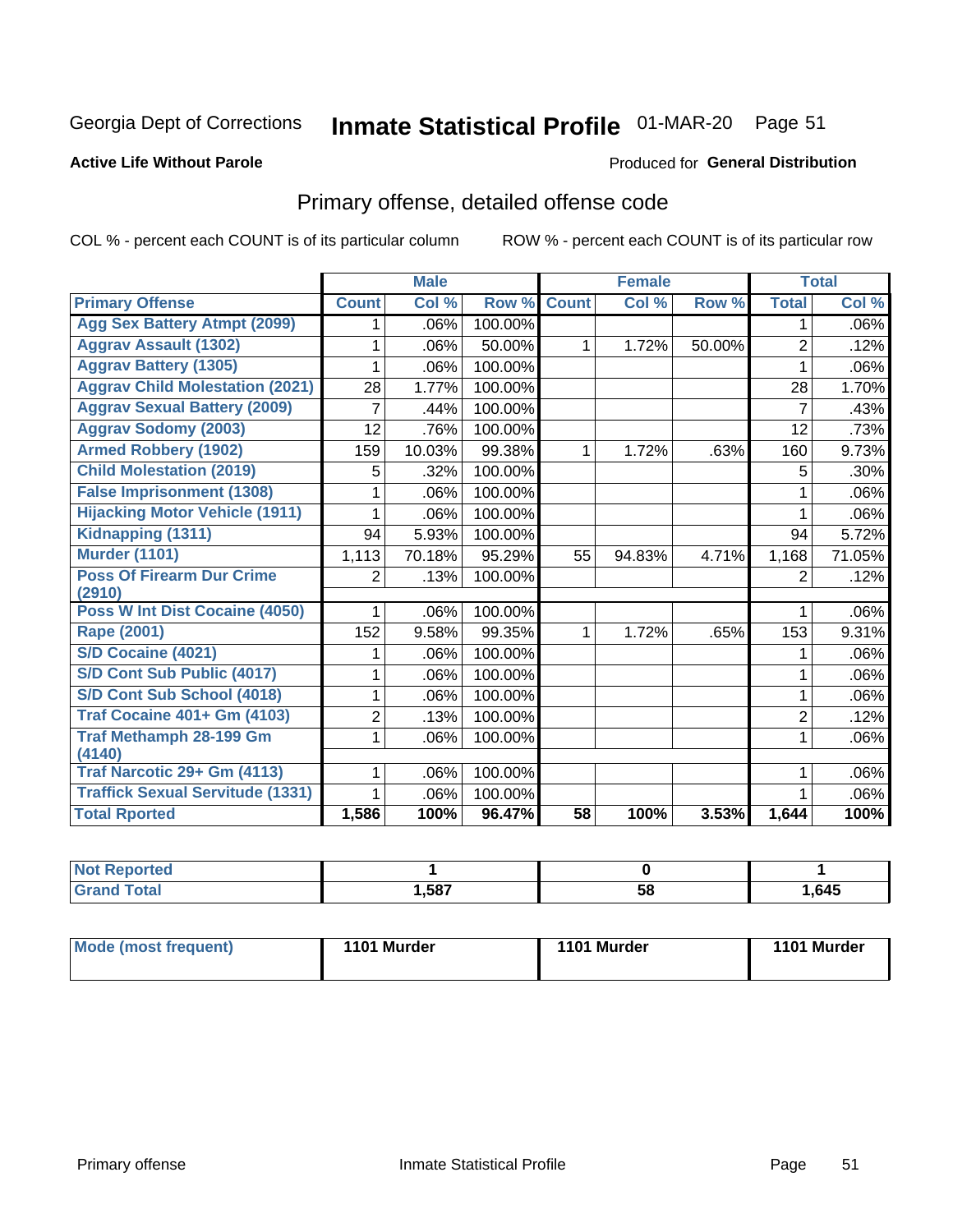Georgia Dept of Corrections **Inmate Statistical Profile** 01-MAR-20

**Active Life Without Parole**

Produced for **General Distribution**

## Primary offense, detailed offense code

COL % - percent each COUNT is of its particular column ROW % - percent each COUNT is of its particular row

| | Male | | | Female | | | Total | |
|---|---|---|---|---|---|---|---|---|
| **Primary Offense** | **Count** | **Col %** | **Row %** | **Count** | **Col %** | **Row %** | **Total** | **Col %** |
| Agg Sex Battery Atmpt (2099) | 1 | .06% | 100.00% | | | | 1 | .06% |
| Aggrav Assault (1302) | 1 | .06% | 50.00% | 1 | 1.72% | 50.00% | 2 | .12% |
| Aggrav Battery (1305) | 1 | .06% | 100.00% | | | | 1 | .06% |
| Aggrav Child Molestation (2021) | 28 | 1.77% | 100.00% | | | | 28 | 1.70% |
| Aggrav Sexual Battery (2009) | 7 | .44% | 100.00% | | | | 7 | .43% |
| Aggrav Sodomy (2003) | 12 | .76% | 100.00% | | | | 12 | .73% |
| Armed Robbery (1902) | 159 | 10.03% | 99.38% | 1 | 1.72% | .63% | 160 | 9.73% |
| Child Molestation (2019) | 5 | .32% | 100.00% | | | | 5 | .30% |
| False Imprisonment (1308) | 1 | .06% | 100.00% | | | | 1 | .06% |
| Hijacking Motor Vehicle (1911) | 1 | .06% | 100.00% | | | | 1 | .06% |
| Kidnapping (1311) | 94 | 5.93% | 100.00% | | | | 94 | 5.72% |
| Murder (1101) | 1,113 | 70.18% | 95.29% | 55 | 94.83% | 4.71% | 1,168 | 71.05% |
| Poss Of Firearm Dur Crime (2910) | 2 | .13% | 100.00% | | | | 2 | .12% |
| Poss W Int Dist Cocaine (4050) | 1 | .06% | 100.00% | | | | 1 | .06% |
| Rape (2001) | 152 | 9.58% | 99.35% | 1 | 1.72% | .65% | 153 | 9.31% |
| S/D Cocaine (4021) | 1 | .06% | 100.00% | | | | 1 | .06% |
| S/D Cont Sub Public (4017) | 1 | .06% | 100.00% | | | | 1 | .06% |
| S/D Cont Sub School (4018) | 1 | .06% | 100.00% | | | | 1 | .06% |
| Traf Cocaine 401+ Gm (4103) | 2 | .13% | 100.00% | | | | 2 | .12% |
| Traf Methamph 28-199 Gm (4140) | 1 | .06% | 100.00% | | | | 1 | .06% |
| Traf Narcotic 29+ Gm (4113) | 1 | .06% | 100.00% | | | | 1 | .06% |
| Traffick Sexual Servitude (1331) | 1 | .06% | 100.00% | | | | 1 | .06% |
| **Total Rported** | **1,586** | **100%** | **96.47%** | **58** | **100%** | **3.53%** | **1,644** | **100%** |

| | Male | Female | Total |
|---|---|---|---|
| **Not Reported** | **1** | **0** | **1** |
| **Grand Total** | **1,587** | **58** | **1,645** |

| | Male | Female | Total |
|---|---|---|---|
| **Mode (most frequent)** | **1101 Murder** | **1101 Murder** | **1101 Murder** |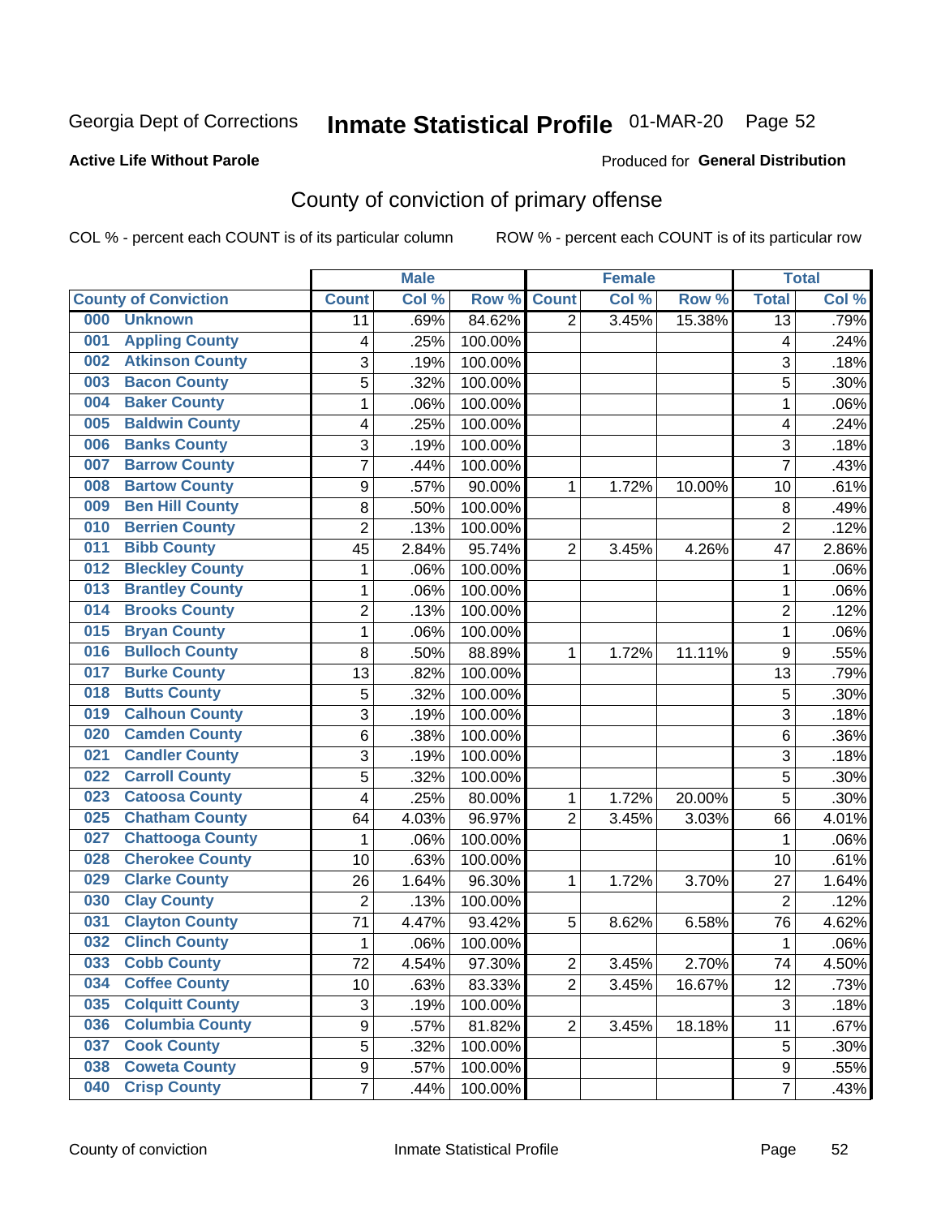Georgia Dept of Corrections **Inmate Statistical Profile** 01-MAR-20 Page 52

**Active Life Without Parole**

Produced for **General Distribution**

## County of conviction of primary offense

COL % - percent each COUNT is of its particular column ROW % - percent each COUNT is of its particular row

| County of Conviction | Male | | | Female | | | Total | |
|---|---|---|---|---|---|---|---|---|
| | Count | Col % | Row % | Count | Col % | Row % | Total | Col % |
| 000 Unknown | 11 | .69% | 84.62% | 2 | 3.45% | 15.38% | 13 | .79% |
| 001 Appling County | 4 | .25% | 100.00% | | | | 4 | .24% |
| 002 Atkinson County | 3 | .19% | 100.00% | | | | 3 | .18% |
| 003 Bacon County | 5 | .32% | 100.00% | | | | 5 | .30% |
| 004 Baker County | 1 | .06% | 100.00% | | | | 1 | .06% |
| 005 Baldwin County | 4 | .25% | 100.00% | | | | 4 | .24% |
| 006 Banks County | 3 | .19% | 100.00% | | | | 3 | .18% |
| 007 Barrow County | 7 | .44% | 100.00% | | | | 7 | .43% |
| 008 Bartow County | 9 | .57% | 90.00% | 1 | 1.72% | 10.00% | 10 | .61% |
| 009 Ben Hill County | 8 | .50% | 100.00% | | | | 8 | .49% |
| 010 Berrien County | 2 | .13% | 100.00% | | | | 2 | .12% |
| 011 Bibb County | 45 | 2.84% | 95.74% | 2 | 3.45% | 4.26% | 47 | 2.86% |
| 012 Bleckley County | 1 | .06% | 100.00% | | | | 1 | .06% |
| 013 Brantley County | 1 | .06% | 100.00% | | | | 1 | .06% |
| 014 Brooks County | 2 | .13% | 100.00% | | | | 2 | .12% |
| 015 Bryan County | 1 | .06% | 100.00% | | | | 1 | .06% |
| 016 Bulloch County | 8 | .50% | 88.89% | 1 | 1.72% | 11.11% | 9 | .55% |
| 017 Burke County | 13 | .82% | 100.00% | | | | 13 | .79% |
| 018 Butts County | 5 | .32% | 100.00% | | | | 5 | .30% |
| 019 Calhoun County | 3 | .19% | 100.00% | | | | 3 | .18% |
| 020 Camden County | 6 | .38% | 100.00% | | | | 6 | .36% |
| 021 Candler County | 3 | .19% | 100.00% | | | | 3 | .18% |
| 022 Carroll County | 5 | .32% | 100.00% | | | | 5 | .30% |
| 023 Catoosa County | 4 | .25% | 80.00% | 1 | 1.72% | 20.00% | 5 | .30% |
| 025 Chatham County | 64 | 4.03% | 96.97% | 2 | 3.45% | 3.03% | 66 | 4.01% |
| 027 Chattooga County | 1 | .06% | 100.00% | | | | 1 | .06% |
| 028 Cherokee County | 10 | .63% | 100.00% | | | | 10 | .61% |
| 029 Clarke County | 26 | 1.64% | 96.30% | 1 | 1.72% | 3.70% | 27 | 1.64% |
| 030 Clay County | 2 | .13% | 100.00% | | | | 2 | .12% |
| 031 Clayton County | 71 | 4.47% | 93.42% | 5 | 8.62% | 6.58% | 76 | 4.62% |
| 032 Clinch County | 1 | .06% | 100.00% | | | | 1 | .06% |
| 033 Cobb County | 72 | 4.54% | 97.30% | 2 | 3.45% | 2.70% | 74 | 4.50% |
| 034 Coffee County | 10 | .63% | 83.33% | 2 | 3.45% | 16.67% | 12 | .73% |
| 035 Colquitt County | 3 | .19% | 100.00% | | | | 3 | .18% |
| 036 Columbia County | 9 | .57% | 81.82% | 2 | 3.45% | 18.18% | 11 | .67% |
| 037 Cook County | 5 | .32% | 100.00% | | | | 5 | .30% |
| 038 Coweta County | 9 | .57% | 100.00% | | | | 9 | .55% |
| 040 Crisp County | 7 | .44% | 100.00% | | | | 7 | .43% |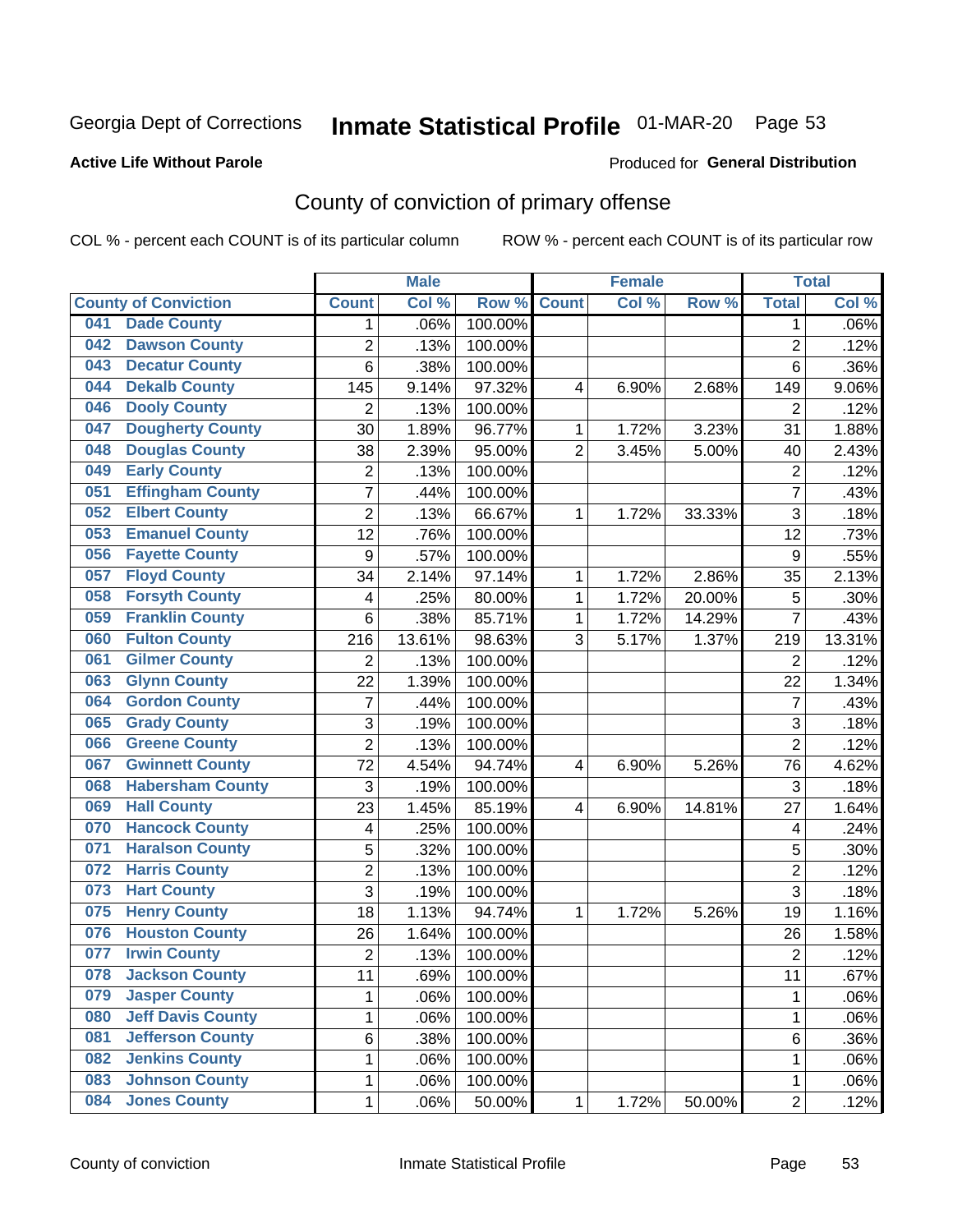Georgia Dept of Corrections **Inmate Statistical Profile** 01-MAR-20

**Active Life Without Parole**

Produced for **General Distribution**

## County of conviction of primary offense

COL % - percent each COUNT is of its particular column ROW % - percent each COUNT is of its particular row

| County of Conviction | Male | | | Female | | | Total | |
|---|---|---|---|---|---|---|---|---|
| | Count | Col % | Row % | Count | Col % | Row % | Total | Col % |
| 041 Dade County | 1 | .06% | 100.00% | | | | 1 | .06% |
| 042 Dawson County | 2 | .13% | 100.00% | | | | 2 | .12% |
| 043 Decatur County | 6 | .38% | 100.00% | | | | 6 | .36% |
| 044 Dekalb County | 145 | 9.14% | 97.32% | 4 | 6.90% | 2.68% | 149 | 9.06% |
| 046 Dooly County | 2 | .13% | 100.00% | | | | 2 | .12% |
| 047 Dougherty County | 30 | 1.89% | 96.77% | 1 | 1.72% | 3.23% | 31 | 1.88% |
| 048 Douglas County | 38 | 2.39% | 95.00% | 2 | 3.45% | 5.00% | 40 | 2.43% |
| 049 Early County | 2 | .13% | 100.00% | | | | 2 | .12% |
| 051 Effingham County | 7 | .44% | 100.00% | | | | 7 | .43% |
| 052 Elbert County | 2 | .13% | 66.67% | 1 | 1.72% | 33.33% | 3 | .18% |
| 053 Emanuel County | 12 | .76% | 100.00% | | | | 12 | .73% |
| 056 Fayette County | 9 | .57% | 100.00% | | | | 9 | .55% |
| 057 Floyd County | 34 | 2.14% | 97.14% | 1 | 1.72% | 2.86% | 35 | 2.13% |
| 058 Forsyth County | 4 | .25% | 80.00% | 1 | 1.72% | 20.00% | 5 | .30% |
| 059 Franklin County | 6 | .38% | 85.71% | 1 | 1.72% | 14.29% | 7 | .43% |
| 060 Fulton County | 216 | 13.61% | 98.63% | 3 | 5.17% | 1.37% | 219 | 13.31% |
| 061 Gilmer County | 2 | .13% | 100.00% | | | | 2 | .12% |
| 063 Glynn County | 22 | 1.39% | 100.00% | | | | 22 | 1.34% |
| 064 Gordon County | 7 | .44% | 100.00% | | | | 7 | .43% |
| 065 Grady County | 3 | .19% | 100.00% | | | | 3 | .18% |
| 066 Greene County | 2 | .13% | 100.00% | | | | 2 | .12% |
| 067 Gwinnett County | 72 | 4.54% | 94.74% | 4 | 6.90% | 5.26% | 76 | 4.62% |
| 068 Habersham County | 3 | .19% | 100.00% | | | | 3 | .18% |
| 069 Hall County | 23 | 1.45% | 85.19% | 4 | 6.90% | 14.81% | 27 | 1.64% |
| 070 Hancock County | 4 | .25% | 100.00% | | | | 4 | .24% |
| 071 Haralson County | 5 | .32% | 100.00% | | | | 5 | .30% |
| 072 Harris County | 2 | .13% | 100.00% | | | | 2 | .12% |
| 073 Hart County | 3 | .19% | 100.00% | | | | 3 | .18% |
| 075 Henry County | 18 | 1.13% | 94.74% | 1 | 1.72% | 5.26% | 19 | 1.16% |
| 076 Houston County | 26 | 1.64% | 100.00% | | | | 26 | 1.58% |
| 077 Irwin County | 2 | .13% | 100.00% | | | | 2 | .12% |
| 078 Jackson County | 11 | .69% | 100.00% | | | | 11 | .67% |
| 079 Jasper County | 1 | .06% | 100.00% | | | | 1 | .06% |
| 080 Jeff Davis County | 1 | .06% | 100.00% | | | | 1 | .06% |
| 081 Jefferson County | 6 | .38% | 100.00% | | | | 6 | .36% |
| 082 Jenkins County | 1 | .06% | 100.00% | | | | 1 | .06% |
| 083 Johnson County | 1 | .06% | 100.00% | | | | 1 | .06% |
| 084 Jones County | 1 | .06% | 50.00% | 1 | 1.72% | 50.00% | 2 | .12% |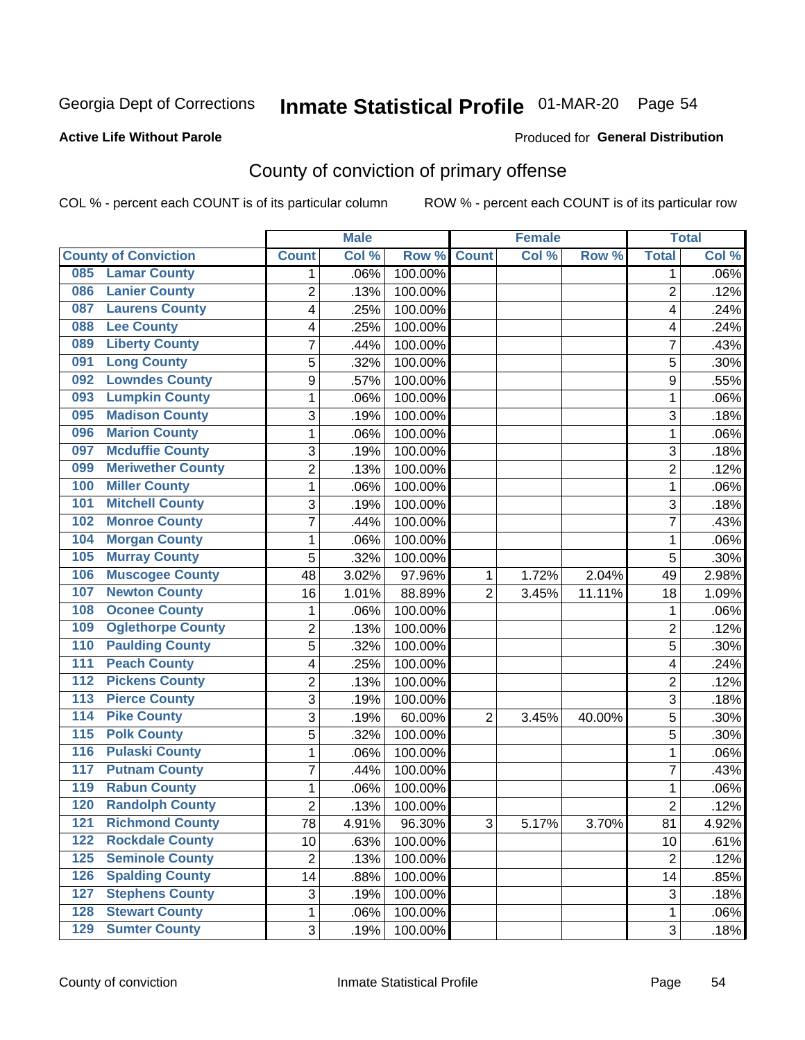Georgia Dept of Corrections **Inmate Statistical Profile** 01-MAR-20 Page 54

**Active Life Without Parole**

Produced for **General Distribution**

## County of conviction of primary offense

COL % - percent each COUNT is of its particular column ROW % - percent each COUNT is of its particular row

| County of Conviction | Male | | | Female | | | Total | |
|---|---|---|---|---|---|---|---|---|
| | Count | Col % | Row % | Count | Col % | Row % | Total | Col % |
| 085 Lamar County | 1 | .06% | 100.00% | | | | 1 | .06% |
| 086 Lanier County | 2 | .13% | 100.00% | | | | 2 | .12% |
| 087 Laurens County | 4 | .25% | 100.00% | | | | 4 | .24% |
| 088 Lee County | 4 | .25% | 100.00% | | | | 4 | .24% |
| 089 Liberty County | 7 | .44% | 100.00% | | | | 7 | .43% |
| 091 Long County | 5 | .32% | 100.00% | | | | 5 | .30% |
| 092 Lowndes County | 9 | .57% | 100.00% | | | | 9 | .55% |
| 093 Lumpkin County | 1 | .06% | 100.00% | | | | 1 | .06% |
| 095 Madison County | 3 | .19% | 100.00% | | | | 3 | .18% |
| 096 Marion County | 1 | .06% | 100.00% | | | | 1 | .06% |
| 097 Mcduffie County | 3 | .19% | 100.00% | | | | 3 | .18% |
| 099 Meriwether County | 2 | .13% | 100.00% | | | | 2 | .12% |
| 100 Miller County | 1 | .06% | 100.00% | | | | 1 | .06% |
| 101 Mitchell County | 3 | .19% | 100.00% | | | | 3 | .18% |
| 102 Monroe County | 7 | .44% | 100.00% | | | | 7 | .43% |
| 104 Morgan County | 1 | .06% | 100.00% | | | | 1 | .06% |
| 105 Murray County | 5 | .32% | 100.00% | | | | 5 | .30% |
| 106 Muscogee County | 48 | 3.02% | 97.96% | 1 | 1.72% | 2.04% | 49 | 2.98% |
| 107 Newton County | 16 | 1.01% | 88.89% | 2 | 3.45% | 11.11% | 18 | 1.09% |
| 108 Oconee County | 1 | .06% | 100.00% | | | | 1 | .06% |
| 109 Oglethorpe County | 2 | .13% | 100.00% | | | | 2 | .12% |
| 110 Paulding County | 5 | .32% | 100.00% | | | | 5 | .30% |
| 111 Peach County | 4 | .25% | 100.00% | | | | 4 | .24% |
| 112 Pickens County | 2 | .13% | 100.00% | | | | 2 | .12% |
| 113 Pierce County | 3 | .19% | 100.00% | | | | 3 | .18% |
| 114 Pike County | 3 | .19% | 60.00% | 2 | 3.45% | 40.00% | 5 | .30% |
| 115 Polk County | 5 | .32% | 100.00% | | | | 5 | .30% |
| 116 Pulaski County | 1 | .06% | 100.00% | | | | 1 | .06% |
| 117 Putnam County | 7 | .44% | 100.00% | | | | 7 | .43% |
| 119 Rabun County | 1 | .06% | 100.00% | | | | 1 | .06% |
| 120 Randolph County | 2 | .13% | 100.00% | | | | 2 | .12% |
| 121 Richmond County | 78 | 4.91% | 96.30% | 3 | 5.17% | 3.70% | 81 | 4.92% |
| 122 Rockdale County | 10 | .63% | 100.00% | | | | 10 | .61% |
| 125 Seminole County | 2 | .13% | 100.00% | | | | 2 | .12% |
| 126 Spalding County | 14 | .88% | 100.00% | | | | 14 | .85% |
| 127 Stephens County | 3 | .19% | 100.00% | | | | 3 | .18% |
| 128 Stewart County | 1 | .06% | 100.00% | | | | 1 | .06% |
| 129 Sumter County | 3 | .19% | 100.00% | | | | 3 | .18% |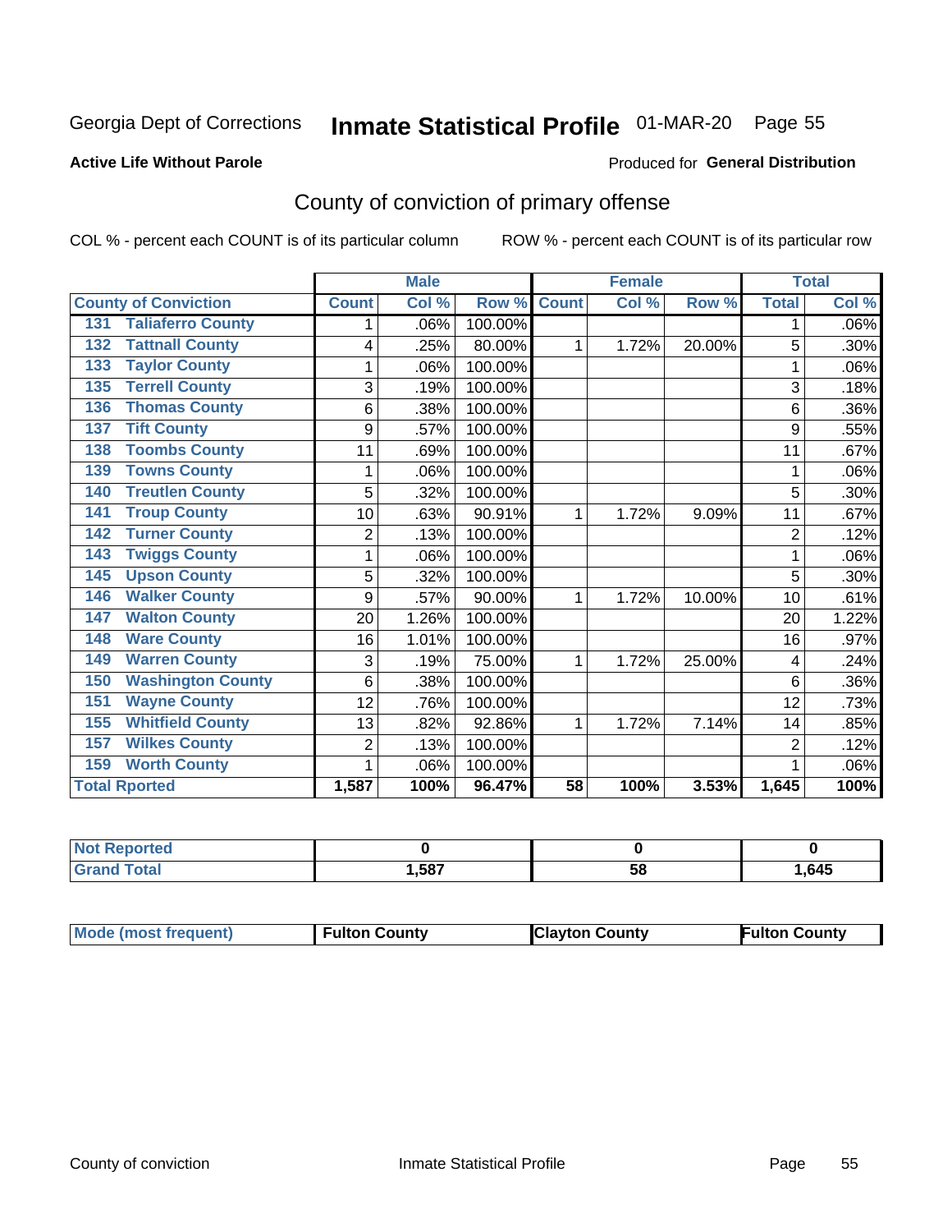Georgia Dept of Corrections **Inmate Statistical Profile** 01-MAR-20 Page 55

**Active Life Without Parole**

Produced for **General Distribution**

## County of conviction of primary offense

COL % - percent each COUNT is of its particular column ROW % - percent each COUNT is of its particular row

| County of Conviction | Male | | | Female | | | Total | |
|---|---|---|---|---|---|---|---|---|
| | Count | Col % | Row % | Count | Col % | Row % | Total | Col % |
| 131 Taliaferro County | 1 | .06% | 100.00% | | | | 1 | .06% |
| 132 Tattnall County | 4 | .25% | 80.00% | 1 | 1.72% | 20.00% | 5 | .30% |
| 133 Taylor County | 1 | .06% | 100.00% | | | | 1 | .06% |
| 135 Terrell County | 3 | .19% | 100.00% | | | | 3 | .18% |
| 136 Thomas County | 6 | .38% | 100.00% | | | | 6 | .36% |
| 137 Tift County | 9 | .57% | 100.00% | | | | 9 | .55% |
| 138 Toombs County | 11 | .69% | 100.00% | | | | 11 | .67% |
| 139 Towns County | 1 | .06% | 100.00% | | | | 1 | .06% |
| 140 Treutlen County | 5 | .32% | 100.00% | | | | 5 | .30% |
| 141 Troup County | 10 | .63% | 90.91% | 1 | 1.72% | 9.09% | 11 | .67% |
| 142 Turner County | 2 | .13% | 100.00% | | | | 2 | .12% |
| 143 Twiggs County | 1 | .06% | 100.00% | | | | 1 | .06% |
| 145 Upson County | 5 | .32% | 100.00% | | | | 5 | .30% |
| 146 Walker County | 9 | .57% | 90.00% | 1 | 1.72% | 10.00% | 10 | .61% |
| 147 Walton County | 20 | 1.26% | 100.00% | | | | 20 | 1.22% |
| 148 Ware County | 16 | 1.01% | 100.00% | | | | 16 | .97% |
| 149 Warren County | 3 | .19% | 75.00% | 1 | 1.72% | 25.00% | 4 | .24% |
| 150 Washington County | 6 | .38% | 100.00% | | | | 6 | .36% |
| 151 Wayne County | 12 | .76% | 100.00% | | | | 12 | .73% |
| 155 Whitfield County | 13 | .82% | 92.86% | 1 | 1.72% | 7.14% | 14 | .85% |
| 157 Wilkes County | 2 | .13% | 100.00% | | | | 2 | .12% |
| 159 Worth County | 1 | .06% | 100.00% | | | | 1 | .06% |
| **Total Rported** | **1,587** | **100%** | **96.47%** | **58** | **100%** | **3.53%** | **1,645** | **100%** |

| | Male | Female | Total |
|---|---|---|---|
| Not Reported | 0 | 0 | 0 |
| Grand Total | 1,587 | 58 | 1,645 |

| | Male | Female | Total |
|---|---|---|---|
| Mode (most frequent) | Fulton County | Clayton County | Fulton County |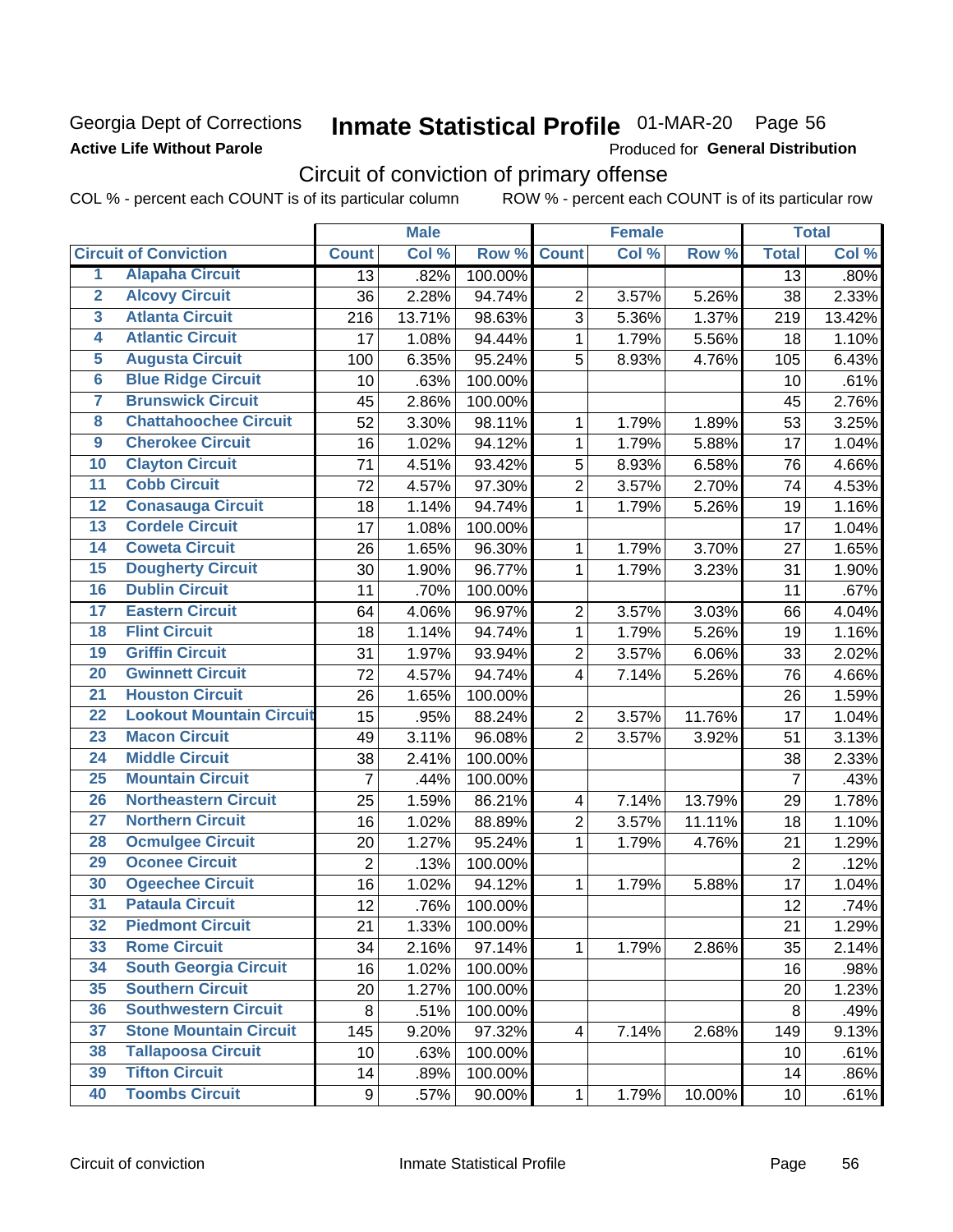Georgia Dept of Corrections
**Active Life Without Parole**

# Inmate Statistical Profile 01-MAR-20 Page 56

Produced for **General Distribution**

## Circuit of conviction of primary offense

COL % - percent each COUNT is of its particular column ROW % - percent each COUNT is of its particular row

| | | Male | | | Female | | | Total | |
|---|---|---|---|---|---|---|---|---|---|
| **Circuit of Conviction** | | **Count** | **Col %** | **Row %** | **Count** | **Col %** | **Row %** | **Total** | **Col %** |
| 1 | Alapaha Circuit | 13 | .82% | 100.00% | | | | 13 | .80% |
| 2 | Alcovy Circuit | 36 | 2.28% | 94.74% | 2 | 3.57% | 5.26% | 38 | 2.33% |
| 3 | Atlanta Circuit | 216 | 13.71% | 98.63% | 3 | 5.36% | 1.37% | 219 | 13.42% |
| 4 | Atlantic Circuit | 17 | 1.08% | 94.44% | 1 | 1.79% | 5.56% | 18 | 1.10% |
| 5 | Augusta Circuit | 100 | 6.35% | 95.24% | 5 | 8.93% | 4.76% | 105 | 6.43% |
| 6 | Blue Ridge Circuit | 10 | .63% | 100.00% | | | | 10 | .61% |
| 7 | Brunswick Circuit | 45 | 2.86% | 100.00% | | | | 45 | 2.76% |
| 8 | Chattahoochee Circuit | 52 | 3.30% | 98.11% | 1 | 1.79% | 1.89% | 53 | 3.25% |
| 9 | Cherokee Circuit | 16 | 1.02% | 94.12% | 1 | 1.79% | 5.88% | 17 | 1.04% |
| 10 | Clayton Circuit | 71 | 4.51% | 93.42% | 5 | 8.93% | 6.58% | 76 | 4.66% |
| 11 | Cobb Circuit | 72 | 4.57% | 97.30% | 2 | 3.57% | 2.70% | 74 | 4.53% |
| 12 | Conasauga Circuit | 18 | 1.14% | 94.74% | 1 | 1.79% | 5.26% | 19 | 1.16% |
| 13 | Cordele Circuit | 17 | 1.08% | 100.00% | | | | 17 | 1.04% |
| 14 | Coweta Circuit | 26 | 1.65% | 96.30% | 1 | 1.79% | 3.70% | 27 | 1.65% |
| 15 | Dougherty Circuit | 30 | 1.90% | 96.77% | 1 | 1.79% | 3.23% | 31 | 1.90% |
| 16 | Dublin Circuit | 11 | .70% | 100.00% | | | | 11 | .67% |
| 17 | Eastern Circuit | 64 | 4.06% | 96.97% | 2 | 3.57% | 3.03% | 66 | 4.04% |
| 18 | Flint Circuit | 18 | 1.14% | 94.74% | 1 | 1.79% | 5.26% | 19 | 1.16% |
| 19 | Griffin Circuit | 31 | 1.97% | 93.94% | 2 | 3.57% | 6.06% | 33 | 2.02% |
| 20 | Gwinnett Circuit | 72 | 4.57% | 94.74% | 4 | 7.14% | 5.26% | 76 | 4.66% |
| 21 | Houston Circuit | 26 | 1.65% | 100.00% | | | | 26 | 1.59% |
| 22 | Lookout Mountain Circuit | 15 | .95% | 88.24% | 2 | 3.57% | 11.76% | 17 | 1.04% |
| 23 | Macon Circuit | 49 | 3.11% | 96.08% | 2 | 3.57% | 3.92% | 51 | 3.13% |
| 24 | Middle Circuit | 38 | 2.41% | 100.00% | | | | 38 | 2.33% |
| 25 | Mountain Circuit | 7 | .44% | 100.00% | | | | 7 | .43% |
| 26 | Northeastern Circuit | 25 | 1.59% | 86.21% | 4 | 7.14% | 13.79% | 29 | 1.78% |
| 27 | Northern Circuit | 16 | 1.02% | 88.89% | 2 | 3.57% | 11.11% | 18 | 1.10% |
| 28 | Ocmulgee Circuit | 20 | 1.27% | 95.24% | 1 | 1.79% | 4.76% | 21 | 1.29% |
| 29 | Oconee Circuit | 2 | .13% | 100.00% | | | | 2 | .12% |
| 30 | Ogeechee Circuit | 16 | 1.02% | 94.12% | 1 | 1.79% | 5.88% | 17 | 1.04% |
| 31 | Pataula Circuit | 12 | .76% | 100.00% | | | | 12 | .74% |
| 32 | Piedmont Circuit | 21 | 1.33% | 100.00% | | | | 21 | 1.29% |
| 33 | Rome Circuit | 34 | 2.16% | 97.14% | 1 | 1.79% | 2.86% | 35 | 2.14% |
| 34 | South Georgia Circuit | 16 | 1.02% | 100.00% | | | | 16 | .98% |
| 35 | Southern Circuit | 20 | 1.27% | 100.00% | | | | 20 | 1.23% |
| 36 | Southwestern Circuit | 8 | .51% | 100.00% | | | | 8 | .49% |
| 37 | Stone Mountain Circuit | 145 | 9.20% | 97.32% | 4 | 7.14% | 2.68% | 149 | 9.13% |
| 38 | Tallapoosa Circuit | 10 | .63% | 100.00% | | | | 10 | .61% |
| 39 | Tifton Circuit | 14 | .89% | 100.00% | | | | 14 | .86% |
| 40 | Toombs Circuit | 9 | .57% | 90.00% | 1 | 1.79% | 10.00% | 10 | .61% |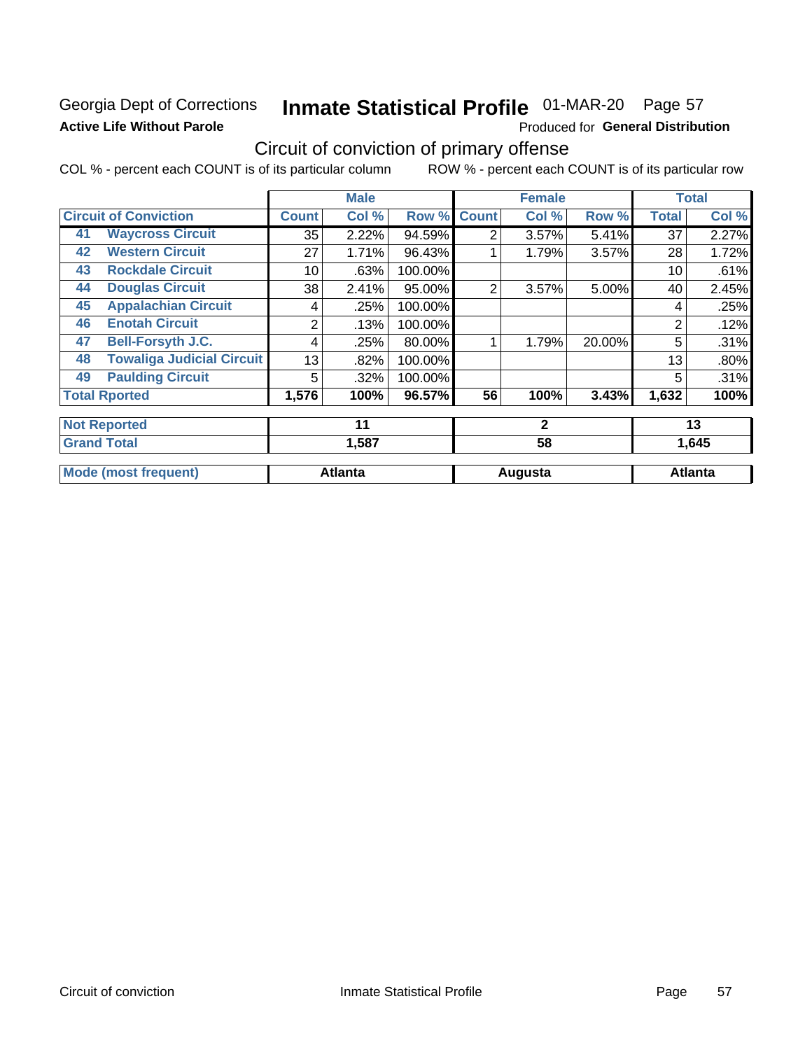Georgia Dept of Corrections
**Active Life Without Parole**

# Inmate Statistical Profile 01-MAR-20

Produced for **General Distribution**

## Circuit of conviction of primary offense

COL % - percent each COUNT is of its particular column ROW % - percent each COUNT is of its particular row

| Circuit of Conviction | | Male | | | Female | | | Total | |
|---|---|---|---|---|---|---|---|---|---|
| | | Count | Col % | Row % | Count | Col % | Row % | Total | Col % |
| 41 | Waycross Circuit | 35 | 2.22% | 94.59% | 2 | 3.57% | 5.41% | 37 | 2.27% |
| 42 | Western Circuit | 27 | 1.71% | 96.43% | 1 | 1.79% | 3.57% | 28 | 1.72% |
| 43 | Rockdale Circuit | 10 | .63% | 100.00% | | | | 10 | .61% |
| 44 | Douglas Circuit | 38 | 2.41% | 95.00% | 2 | 3.57% | 5.00% | 40 | 2.45% |
| 45 | Appalachian Circuit | 4 | .25% | 100.00% | | | | 4 | .25% |
| 46 | Enotah Circuit | 2 | .13% | 100.00% | | | | 2 | .12% |
| 47 | Bell-Forsyth J.C. | 4 | .25% | 80.00% | 1 | 1.79% | 20.00% | 5 | .31% |
| 48 | Towaliga Judicial Circuit | 13 | .82% | 100.00% | | | | 13 | .80% |
| 49 | Paulding Circuit | 5 | .32% | 100.00% | | | | 5 | .31% |
| **Total Rported** | | **1,576** | **100%** | **96.57%** | **56** | **100%** | **3.43%** | **1,632** | **100%** |
| **Not Reported** | | **11** | | | **2** | | | **13** | |
| **Grand Total** | | **1,587** | | | **58** | | | **1,645** | |
| **Mode (most frequent)** | | **Atlanta** | | | **Augusta** | | | **Atlanta** | |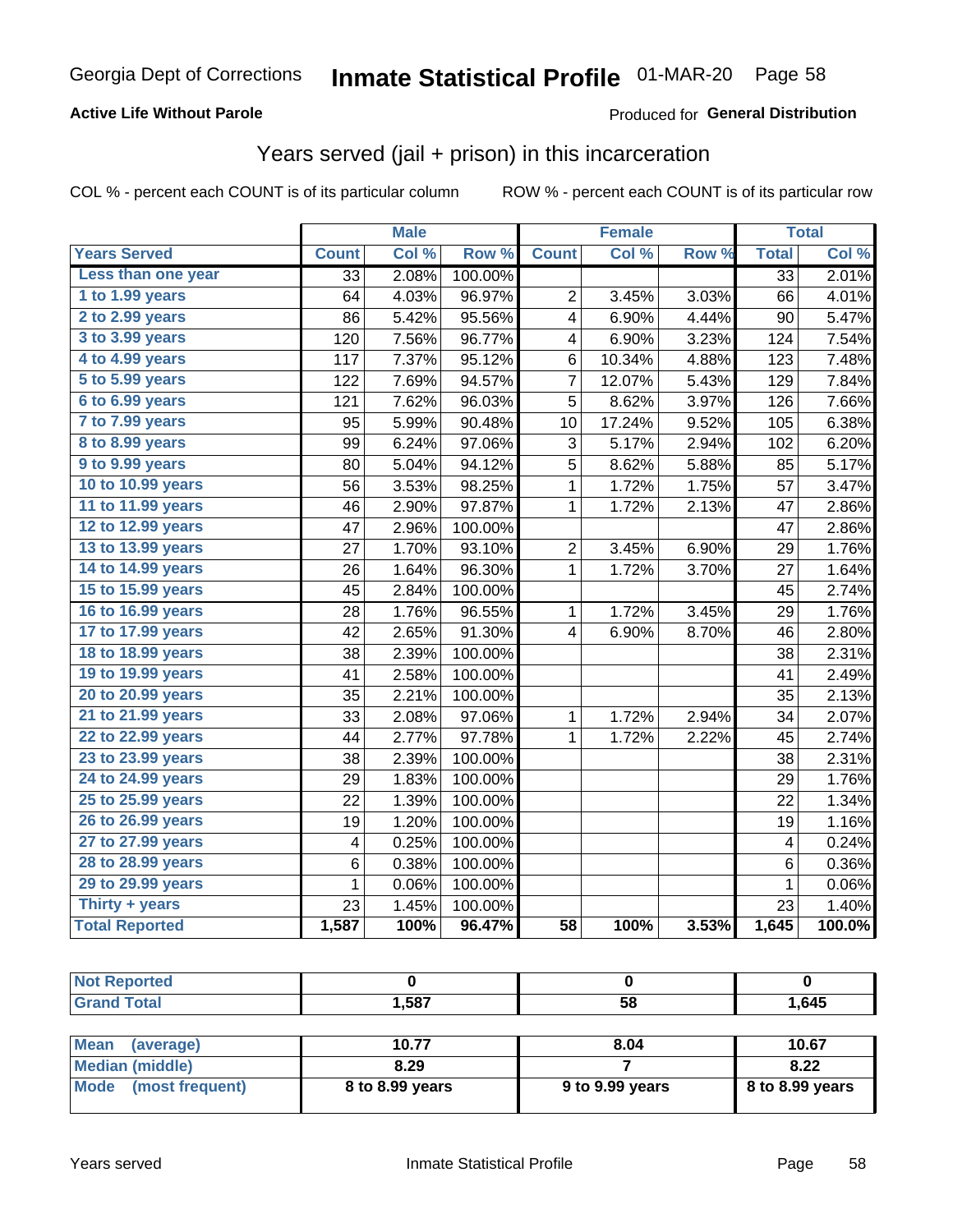Georgia Dept of Corrections **Inmate Statistical Profile** 01-MAR-20

**Active Life Without Parole**

Produced for **General Distribution**

## Years served (jail + prison) in this incarceration

COL % - percent each COUNT is of its particular column

ROW % - percent each COUNT is of its particular row

| | Male | | | Female | | | Total | |
|---|---|---|---|---|---|---|---|---|
| **Years Served** | **Count** | **Col %** | **Row %** | **Count** | **Col %** | **Row %** | **Total** | **Col %** |
| Less than one year | 33 | 2.08% | 100.00% | | | | 33 | 2.01% |
| 1 to 1.99 years | 64 | 4.03% | 96.97% | 2 | 3.45% | 3.03% | 66 | 4.01% |
| 2 to 2.99 years | 86 | 5.42% | 95.56% | 4 | 6.90% | 4.44% | 90 | 5.47% |
| 3 to 3.99 years | 120 | 7.56% | 96.77% | 4 | 6.90% | 3.23% | 124 | 7.54% |
| 4 to 4.99 years | 117 | 7.37% | 95.12% | 6 | 10.34% | 4.88% | 123 | 7.48% |
| 5 to 5.99 years | 122 | 7.69% | 94.57% | 7 | 12.07% | 5.43% | 129 | 7.84% |
| 6 to 6.99 years | 121 | 7.62% | 96.03% | 5 | 8.62% | 3.97% | 126 | 7.66% |
| 7 to 7.99 years | 95 | 5.99% | 90.48% | 10 | 17.24% | 9.52% | 105 | 6.38% |
| 8 to 8.99 years | 99 | 6.24% | 97.06% | 3 | 5.17% | 2.94% | 102 | 6.20% |
| 9 to 9.99 years | 80 | 5.04% | 94.12% | 5 | 8.62% | 5.88% | 85 | 5.17% |
| 10 to 10.99 years | 56 | 3.53% | 98.25% | 1 | 1.72% | 1.75% | 57 | 3.47% |
| 11 to 11.99 years | 46 | 2.90% | 97.87% | 1 | 1.72% | 2.13% | 47 | 2.86% |
| 12 to 12.99 years | 47 | 2.96% | 100.00% | | | | 47 | 2.86% |
| 13 to 13.99 years | 27 | 1.70% | 93.10% | 2 | 3.45% | 6.90% | 29 | 1.76% |
| 14 to 14.99 years | 26 | 1.64% | 96.30% | 1 | 1.72% | 3.70% | 27 | 1.64% |
| 15 to 15.99 years | 45 | 2.84% | 100.00% | | | | 45 | 2.74% |
| 16 to 16.99 years | 28 | 1.76% | 96.55% | 1 | 1.72% | 3.45% | 29 | 1.76% |
| 17 to 17.99 years | 42 | 2.65% | 91.30% | 4 | 6.90% | 8.70% | 46 | 2.80% |
| 18 to 18.99 years | 38 | 2.39% | 100.00% | | | | 38 | 2.31% |
| 19 to 19.99 years | 41 | 2.58% | 100.00% | | | | 41 | 2.49% |
| 20 to 20.99 years | 35 | 2.21% | 100.00% | | | | 35 | 2.13% |
| 21 to 21.99 years | 33 | 2.08% | 97.06% | 1 | 1.72% | 2.94% | 34 | 2.07% |
| 22 to 22.99 years | 44 | 2.77% | 97.78% | 1 | 1.72% | 2.22% | 45 | 2.74% |
| 23 to 23.99 years | 38 | 2.39% | 100.00% | | | | 38 | 2.31% |
| 24 to 24.99 years | 29 | 1.83% | 100.00% | | | | 29 | 1.76% |
| 25 to 25.99 years | 22 | 1.39% | 100.00% | | | | 22 | 1.34% |
| 26 to 26.99 years | 19 | 1.20% | 100.00% | | | | 19 | 1.16% |
| 27 to 27.99 years | 4 | 0.25% | 100.00% | | | | 4 | 0.24% |
| 28 to 28.99 years | 6 | 0.38% | 100.00% | | | | 6 | 0.36% |
| 29 to 29.99 years | 1 | 0.06% | 100.00% | | | | 1 | 0.06% |
| Thirty + years | 23 | 1.45% | 100.00% | | | | 23 | 1.40% |
| **Total Reported** | **1,587** | **100%** | **96.47%** | **58** | **100%** | **3.53%** | **1,645** | **100.0%** |

| | Male | Female | Total |
|---|---|---|---|
| Not Reported | 0 | 0 | 0 |
| Grand Total | 1,587 | 58 | 1,645 |

| | Male | Female | Total |
|---|---|---|---|
| Mean (average) | 10.77 | 8.04 | 10.67 |
| Median (middle) | 8.29 | 7 | 8.22 |
| Mode (most frequent) | 8 to 8.99 years | 9 to 9.99 years | 8 to 8.99 years |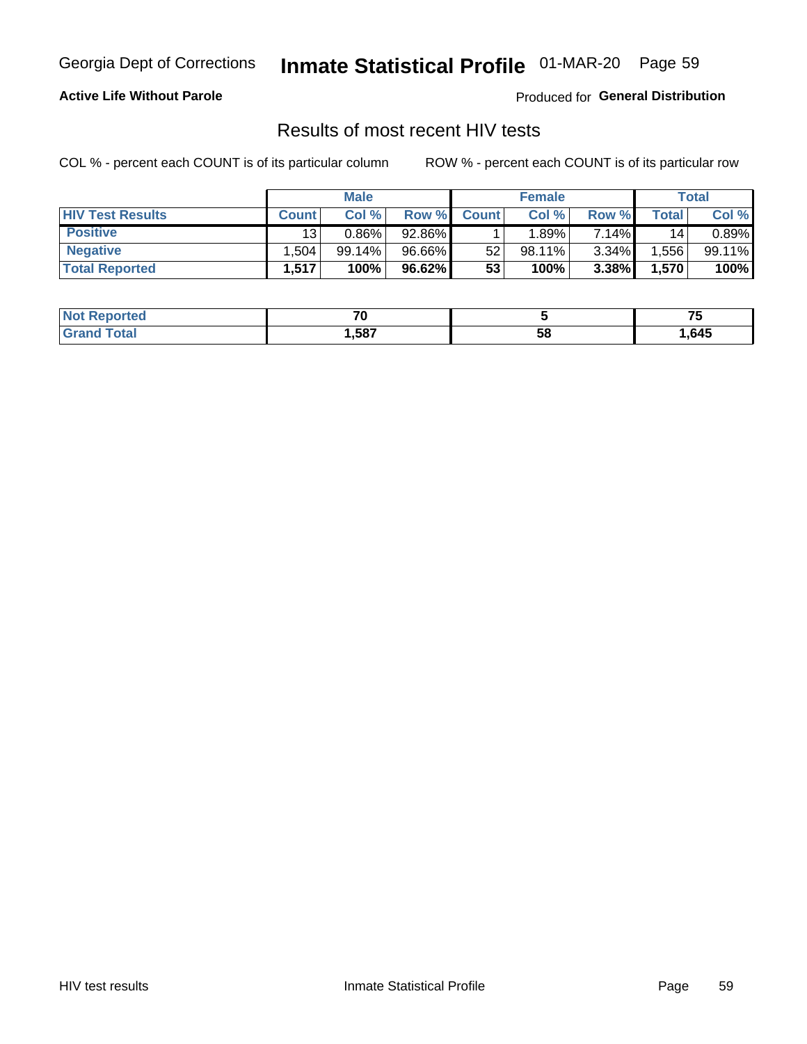Georgia Dept of Corrections **Inmate Statistical Profile** 01-MAR-20

**Active Life Without Parole**

Produced for **General Distribution**

## Results of most recent HIV tests

COL % - percent each COUNT is of its particular column ROW % - percent each COUNT is of its particular row

| | Male | | | Female | | | Total | |
|---|---|---|---|---|---|---|---|---|
| **HIV Test Results** | **Count** | **Col %** | **Row %** | **Count** | **Col %** | **Row %** | **Total** | **Col %** |
| **Positive** | 13 | 0.86% | 92.86% | 1 | 1.89% | 7.14% | 14 | 0.89% |
| **Negative** | 1,504 | 99.14% | 96.66% | 52 | 98.11% | 3.34% | 1,556 | 99.11% |
| **Total Reported** | **1,517** | **100%** | **96.62%** | **53** | **100%** | **3.38%** | **1,570** | **100%** |

| | Male | Female | Total |
|---|---|---|---|
| **Not Reported** | **70** | **5** | **75** |
| **Grand Total** | **1,587** | **58** | **1,645** |

HIV test results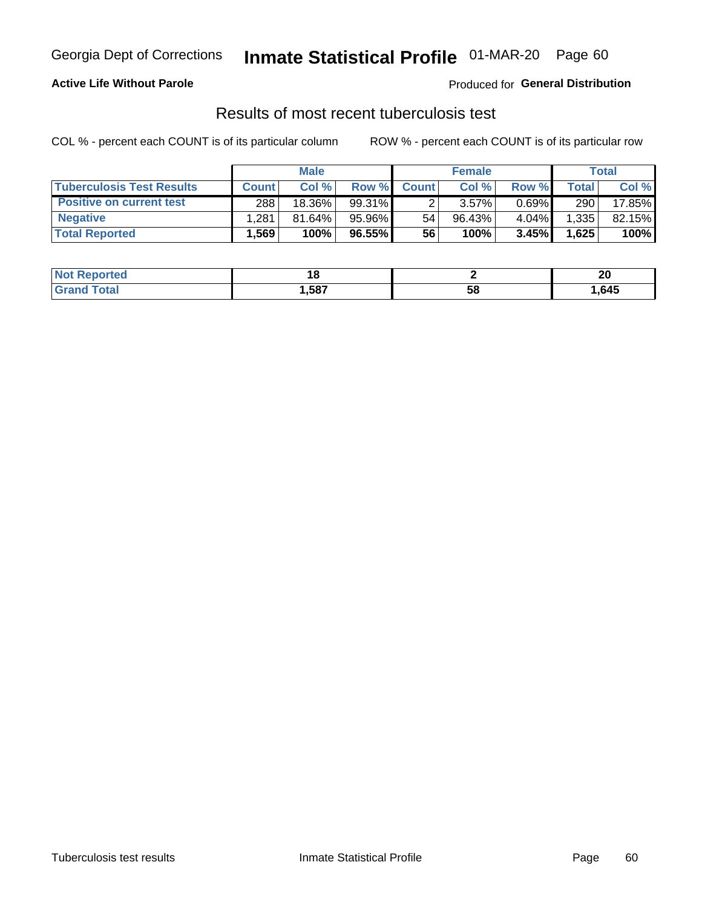Georgia Dept of Corrections **Inmate Statistical Profile** 01-MAR-20 Page 60

**Active Life Without Parole**

Produced for **General Distribution**

## Results of most recent tuberculosis test

COL % - percent each COUNT is of its particular column ROW % - percent each COUNT is of its particular row

| | Male | | | Female | | | Total | |
|---|---|---|---|---|---|---|---|---|
| **Tuberculosis Test Results** | **Count** | **Col %** | **Row %** | **Count** | **Col %** | **Row %** | **Total** | **Col %** |
| **Positive on current test** | 288 | 18.36% | 99.31% | 2 | 3.57% | 0.69% | 290 | 17.85% |
| **Negative** | 1,281 | 81.64% | 95.96% | 54 | 96.43% | 4.04% | 1,335 | 82.15% |
| **Total Reported** | **1,569** | **100%** | **96.55%** | **56** | **100%** | **3.45%** | **1,625** | **100%** |

| | Male | Female | Total |
|---|---|---|---|
| **Not Reported** | **18** | **2** | **20** |
| **Grand Total** | **1,587** | **58** | **1,645** |

Tuberculosis test results Inmate Statistical Profile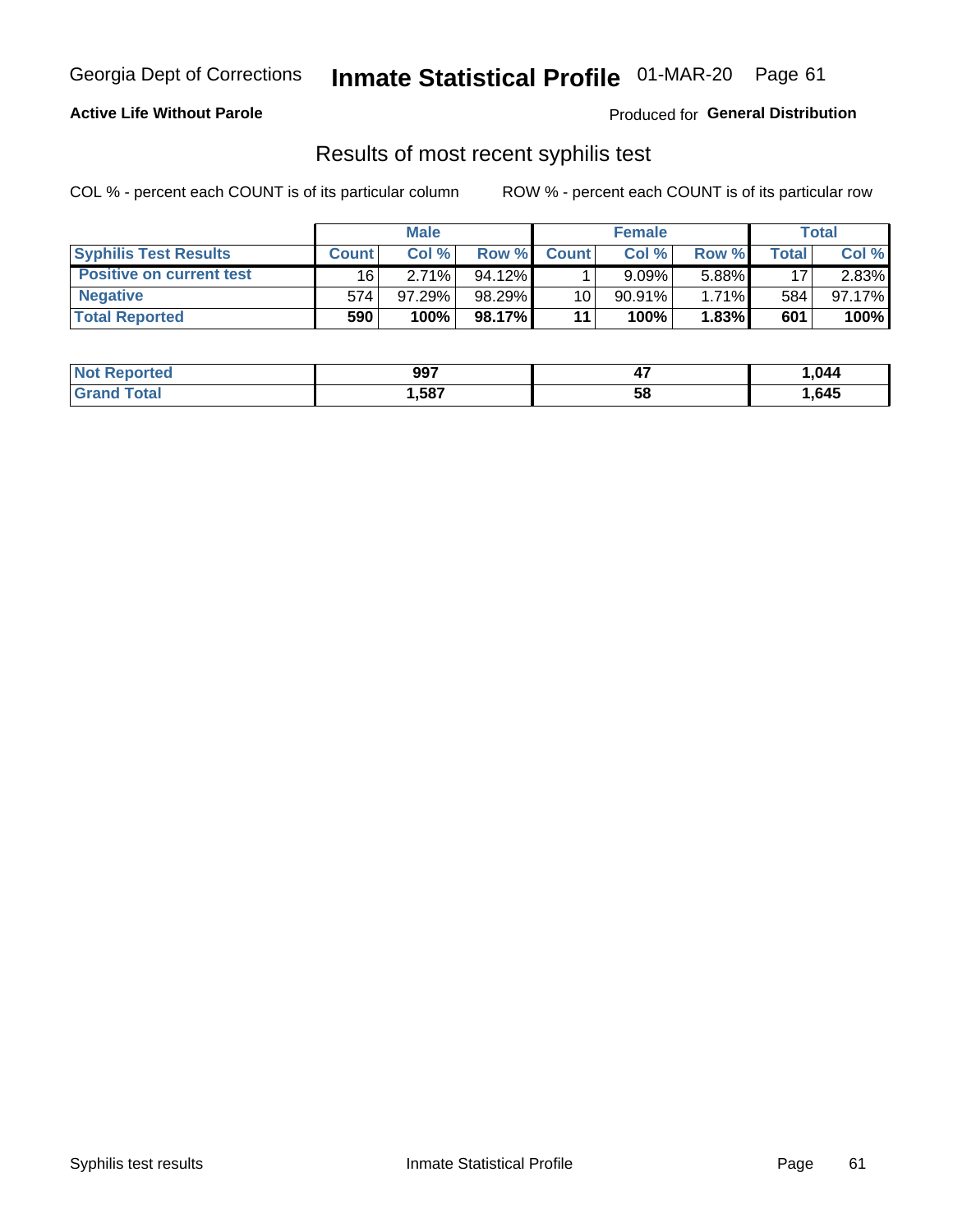Georgia Dept of Corrections **Inmate Statistical Profile** 01-MAR-20

**Active Life Without Parole**

Produced for **General Distribution**

## Results of most recent syphilis test

COL % - percent each COUNT is of its particular column ROW % - percent each COUNT is of its particular row

| | Male | | | Female | | | Total | |
|---|---|---|---|---|---|---|---|---|
| **Syphilis Test Results** | **Count** | **Col %** | **Row %** | **Count** | **Col %** | **Row %** | **Total** | **Col %** |
| **Positive on current test** | 16 | 2.71% | 94.12% | 1 | 9.09% | 5.88% | 17 | 2.83% |
| **Negative** | 574 | 97.29% | 98.29% | 10 | 90.91% | 1.71% | 584 | 97.17% |
| **Total Reported** | **590** | **100%** | **98.17%** | **11** | **100%** | **1.83%** | **601** | **100%** |

| | Male | Female | Total |
|---|---|---|---|
| **Not Reported** | **997** | **47** | **1,044** |
| **Grand Total** | **1,587** | **58** | **1,645** |

Syphilis test results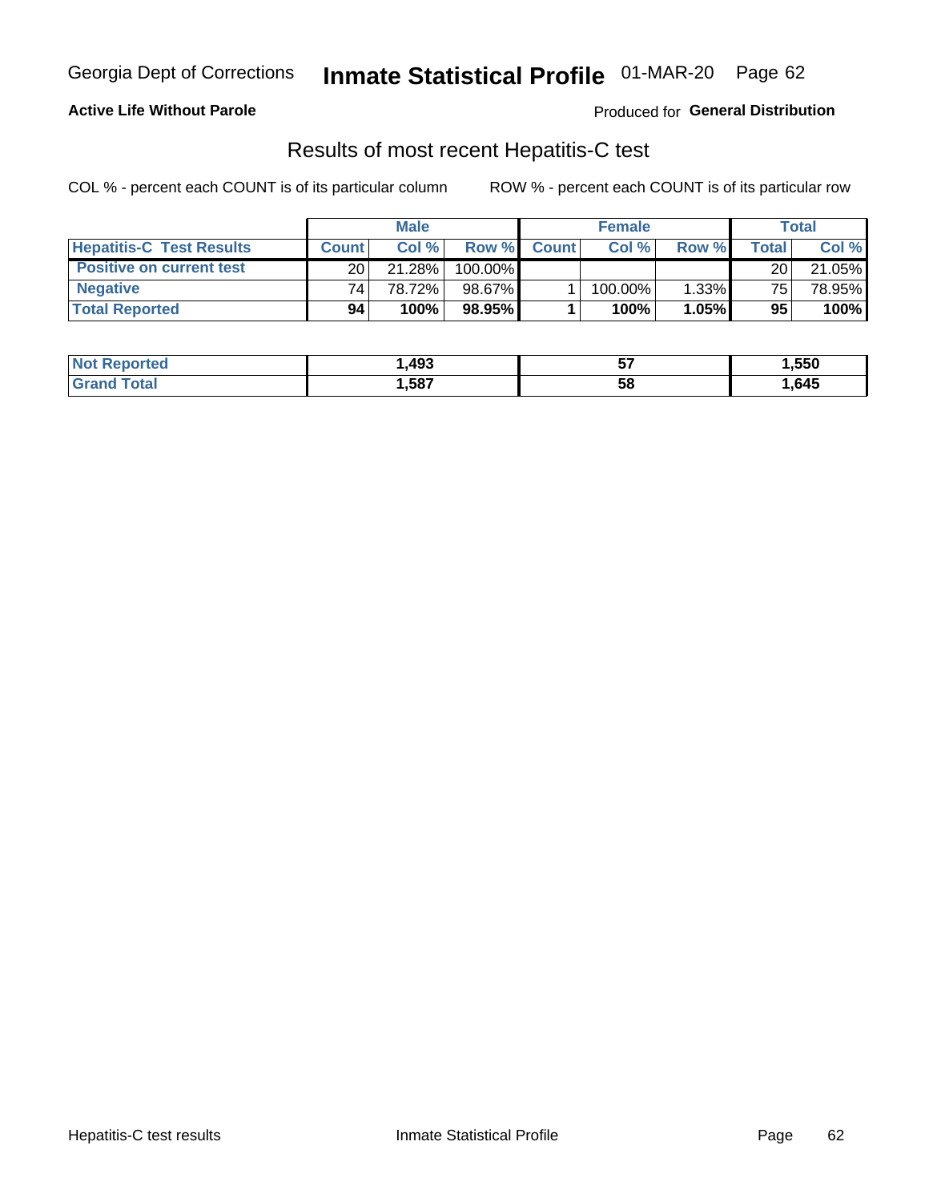Georgia Dept of Corrections **Inmate Statistical Profile** 01-MAR-20

**Active Life Without Parole**

Produced for **General Distribution**

## Results of most recent Hepatitis-C test

COL % - percent each COUNT is of its particular column

ROW % - percent each COUNT is of its particular row

| | Male | | | Female | | | Total | |
|---|---|---|---|---|---|---|---|---|
| **Hepatitis-C Test Results** | **Count** | **Col %** | **Row %** | **Count** | **Col %** | **Row %** | **Total** | **Col %** |
| **Positive on current test** | 20 | 21.28% | 100.00% | | | | 20 | 21.05% |
| **Negative** | 74 | 78.72% | 98.67% | 1 | 100.00% | 1.33% | 75 | 78.95% |
| **Total Reported** | **94** | **100%** | **98.95%** | **1** | **100%** | **1.05%** | **95** | **100%** |

| | Male | Female | Total |
|---|---|---|---|
| **Not Reported** | **1,493** | **57** | **1,550** |
| **Grand Total** | **1,587** | **58** | **1,645** |

Hepatitis-C test results

Inmate Statistical Profile